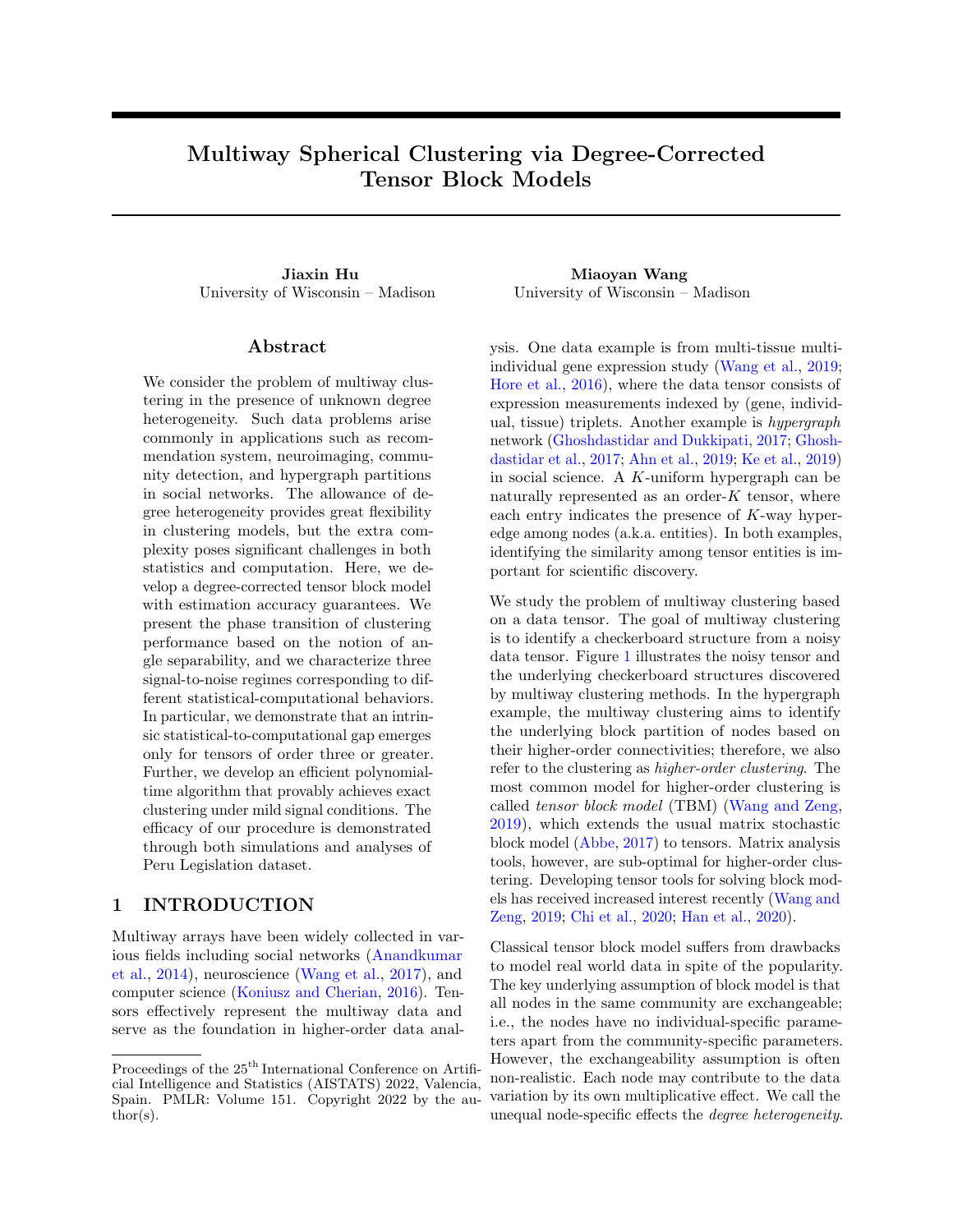# Multiway Spherical Clustering via Degree-Corrected Tensor Block Models

**Jiaxin Hu**
University of Wisconsin – Madison

**Miaoyan Wang**
University of Wisconsin – Madison

## Abstract

We consider the problem of multiway clustering in the presence of unknown degree heterogeneity. Such data problems arise commonly in applications such as recommendation system, neuroimaging, community detection, and hypergraph partitions in social networks. The allowance of degree heterogeneity provides great flexibility in clustering models, but the extra complexity poses significant challenges in both statistics and computation. Here, we develop a degree-corrected tensor block model with estimation accuracy guarantees. We present the phase transition of clustering performance based on the notion of angle separability, and we characterize three signal-to-noise regimes corresponding to different statistical-computational behaviors. In particular, we demonstrate that an intrinsic statistical-to-computational gap emerges only for tensors of order three or greater. Further, we develop an efficient polynomial-time algorithm that provably achieves exact clustering under mild signal conditions. The efficacy of our procedure is demonstrated through both simulations and analyses of Peru Legislation dataset.

## 1 INTRODUCTION

Multiway arrays have been widely collected in various fields including social networks (Anandkumar et al., 2014), neuroscience (Wang et al., 2017), and computer science (Koniusz and Cherian, 2016). Tensors effectively represent the multiway data and serve as the foundation in higher-order data analysis. One data example is from multi-tissue multi-individual gene expression study (Wang et al., 2019; Hore et al., 2016), where the data tensor consists of expression measurements indexed by (gene, individual, tissue) triplets. Another example is *hypergraph* network (Ghoshdastidar and Dukkipati, 2017; Ghoshdastidar et al., 2017; Ahn et al., 2019; Ke et al., 2019) in social science. A $K$-uniform hypergraph can be naturally represented as an order-$K$ tensor, where each entry indicates the presence of $K$-way hyperedge among nodes (a.k.a. entities). In both examples, identifying the similarity among tensor entities is important for scientific discovery.

We study the problem of multiway clustering based on a data tensor. The goal of multiway clustering is to identify a checkerboard structure from a noisy data tensor. Figure 1 illustrates the noisy tensor and the underlying checkerboard structures discovered by multiway clustering methods. In the hypergraph example, the multiway clustering aims to identify the underlying block partition of nodes based on their higher-order connectivities; therefore, we also refer to the clustering as *higher-order clustering*. The most common model for higher-order clustering is called *tensor block model* (TBM) (Wang and Zeng, 2019), which extends the usual matrix stochastic block model (Abbe, 2017) to tensors. Matrix analysis tools, however, are sub-optimal for higher-order clustering. Developing tensor tools for solving block models has received increased interest recently (Wang and Zeng, 2019; Chi et al., 2020; Han et al., 2020).

Classical tensor block model suffers from drawbacks to model real world data in spite of the popularity. The key underlying assumption of block model is that all nodes in the same community are exchangeable; i.e., the nodes have no individual-specific parameters apart from the community-specific parameters. However, the exchangeability assumption is often non-realistic. Each node may contribute to the data variation by its own multiplicative effect. We call the unequal node-specific effects the *degree heterogeneity*.

Proceedings of the 25th International Conference on Artificial Intelligence and Statistics (AISTATS) 2022, Valencia, Spain. PMLR: Volume 151. Copyright 2022 by the author(s).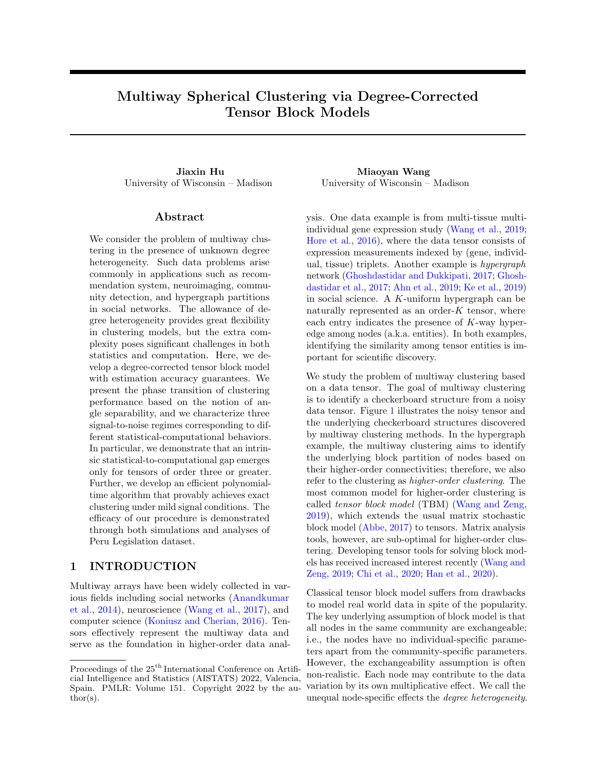# Multiway Spherical Clustering via Degree-Corrected Tensor Block Models

**Jiaxin Hu**
University of Wisconsin – Madison

**Miaoyan Wang**
University of Wisconsin – Madison

## Abstract

We consider the problem of multiway clustering in the presence of unknown degree heterogeneity. Such data problems arise commonly in applications such as recommendation system, neuroimaging, community detection, and hypergraph partitions in social networks. The allowance of degree heterogeneity provides great flexibility in clustering models, but the extra complexity poses significant challenges in both statistics and computation. Here, we develop a degree-corrected tensor block model with estimation accuracy guarantees. We present the phase transition of clustering performance based on the notion of angle separability, and we characterize three signal-to-noise regimes corresponding to different statistical-computational behaviors. In particular, we demonstrate that an intrinsic statistical-to-computational gap emerges only for tensors of order three or greater. Further, we develop an efficient polynomial-time algorithm that provably achieves exact clustering under mild signal conditions. The efficacy of our procedure is demonstrated through both simulations and analyses of Peru Legislation dataset.

## 1 INTRODUCTION

Multiway arrays have been widely collected in various fields including social networks (Anandkumar et al., 2014), neuroscience (Wang et al., 2017), and computer science (Koniusz and Cherian, 2016). Tensors effectively represent the multiway data and serve as the foundation in higher-order data analysis. One data example is from multi-tissue multi-individual gene expression study (Wang et al., 2019; Hore et al., 2016), where the data tensor consists of expression measurements indexed by (gene, individual, tissue) triplets. Another example is *hypergraph* network (Ghoshdastidar and Dukkipati, 2017; Ghoshdastidar et al., 2017; Ahn et al., 2019; Ke et al., 2019) in social science. A $K$-uniform hypergraph can be naturally represented as an order-$K$ tensor, where each entry indicates the presence of $K$-way hyperedge among nodes (a.k.a. entities). In both examples, identifying the similarity among tensor entities is important for scientific discovery.

We study the problem of multiway clustering based on a data tensor. The goal of multiway clustering is to identify a checkerboard structure from a noisy data tensor. Figure 1 illustrates the noisy tensor and the underlying checkerboard structures discovered by multiway clustering methods. In the hypergraph example, the multiway clustering aims to identify the underlying block partition of nodes based on their higher-order connectivities; therefore, we also refer to the clustering as *higher-order clustering*. The most common model for higher-order clustering is called *tensor block model* (TBM) (Wang and Zeng, 2019), which extends the usual matrix stochastic block model (Abbe, 2017) to tensors. Matrix analysis tools, however, are sub-optimal for higher-order clustering. Developing tensor tools for solving block models has received increased interest recently (Wang and Zeng, 2019; Chi et al., 2020; Han et al., 2020).

Classical tensor block model suffers from drawbacks to model real world data in spite of the popularity. The key underlying assumption of block model is that all nodes in the same community are exchangeable; i.e., the nodes have no individual-specific parameters apart from the community-specific parameters. However, the exchangeability assumption is often non-realistic. Each node may contribute to the data variation by its own multiplicative effect. We call the unequal node-specific effects the *degree heterogeneity*.

Proceedings of the 25[th] International Conference on Artificial Intelligence and Statistics (AISTATS) 2022, Valencia, Spain. PMLR: Volume 151. Copyright 2022 by the author(s).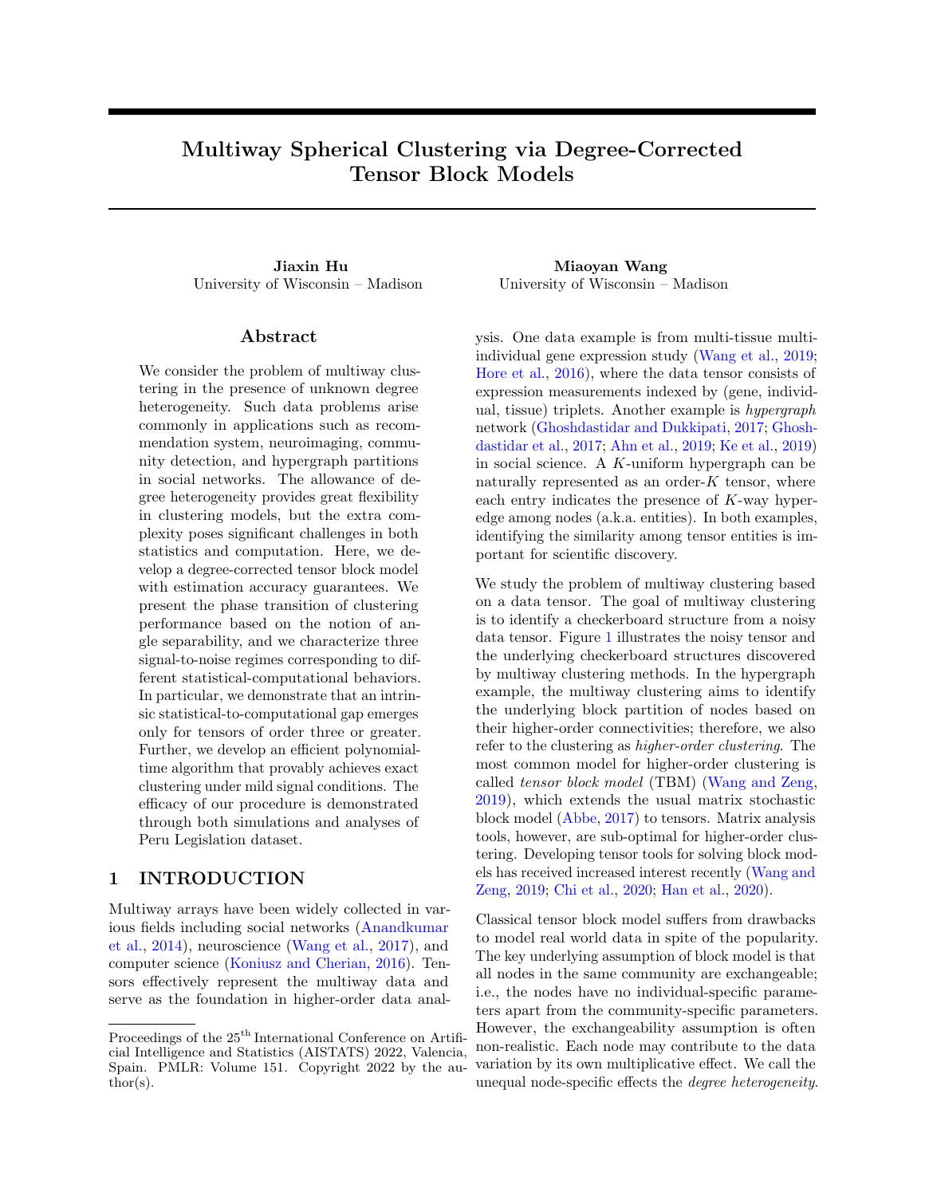# Multiway Spherical Clustering via Degree-Corrected Tensor Block Models

**Jiaxin Hu**
University of Wisconsin – Madison

**Miaoyan Wang**
University of Wisconsin – Madison

## Abstract

We consider the problem of multiway clustering in the presence of unknown degree heterogeneity. Such data problems arise commonly in applications such as recommendation system, neuroimaging, community detection, and hypergraph partitions in social networks. The allowance of degree heterogeneity provides great flexibility in clustering models, but the extra complexity poses significant challenges in both statistics and computation. Here, we develop a degree-corrected tensor block model with estimation accuracy guarantees. We present the phase transition of clustering performance based on the notion of angle separability, and we characterize three signal-to-noise regimes corresponding to different statistical-computational behaviors. In particular, we demonstrate that an intrinsic statistical-to-computational gap emerges only for tensors of order three or greater. Further, we develop an efficient polynomial-time algorithm that provably achieves exact clustering under mild signal conditions. The efficacy of our procedure is demonstrated through both simulations and analyses of Peru Legislation dataset.

## 1 INTRODUCTION

Multiway arrays have been widely collected in various fields including social networks (Anandkumar et al., 2014), neuroscience (Wang et al., 2017), and computer science (Koniusz and Cherian, 2016). Tensors effectively represent the multiway data and serve as the foundation in higher-order data analysis. One data example is from multi-tissue multi-individual gene expression study (Wang et al., 2019; Hore et al., 2016), where the data tensor consists of expression measurements indexed by (gene, individual, tissue) triplets. Another example is *hypergraph* network (Ghoshdastidar and Dukkipati, 2017; Ghoshdastidar et al., 2017; Ahn et al., 2019; Ke et al., 2019) in social science. A $K$-uniform hypergraph can be naturally represented as an order-$K$ tensor, where each entry indicates the presence of $K$-way hyperedge among nodes (a.k.a. entities). In both examples, identifying the similarity among tensor entities is important for scientific discovery.

We study the problem of multiway clustering based on a data tensor. The goal of multiway clustering is to identify a checkerboard structure from a noisy data tensor. Figure 1 illustrates the noisy tensor and the underlying checkerboard structures discovered by multiway clustering methods. In the hypergraph example, the multiway clustering aims to identify the underlying block partition of nodes based on their higher-order connectivities; therefore, we also refer to the clustering as *higher-order clustering*. The most common model for higher-order clustering is called *tensor block model* (TBM) (Wang and Zeng, 2019), which extends the usual matrix stochastic block model (Abbe, 2017) to tensors. Matrix analysis tools, however, are sub-optimal for higher-order clustering. Developing tensor tools for solving block models has received increased interest recently (Wang and Zeng, 2019; Chi et al., 2020; Han et al., 2020).

Classical tensor block model suffers from drawbacks to model real world data in spite of the popularity. The key underlying assumption of block model is that all nodes in the same community are exchangeable; i.e., the nodes have no individual-specific parameters apart from the community-specific parameters. However, the exchangeability assumption is often non-realistic. Each node may contribute to the data variation by its own multiplicative effect. We call the unequal node-specific effects the *degree heterogeneity*.

Proceedings of the 25[th] International Conference on Artificial Intelligence and Statistics (AISTATS) 2022, Valencia, Spain. PMLR: Volume 151. Copyright 2022 by the author(s).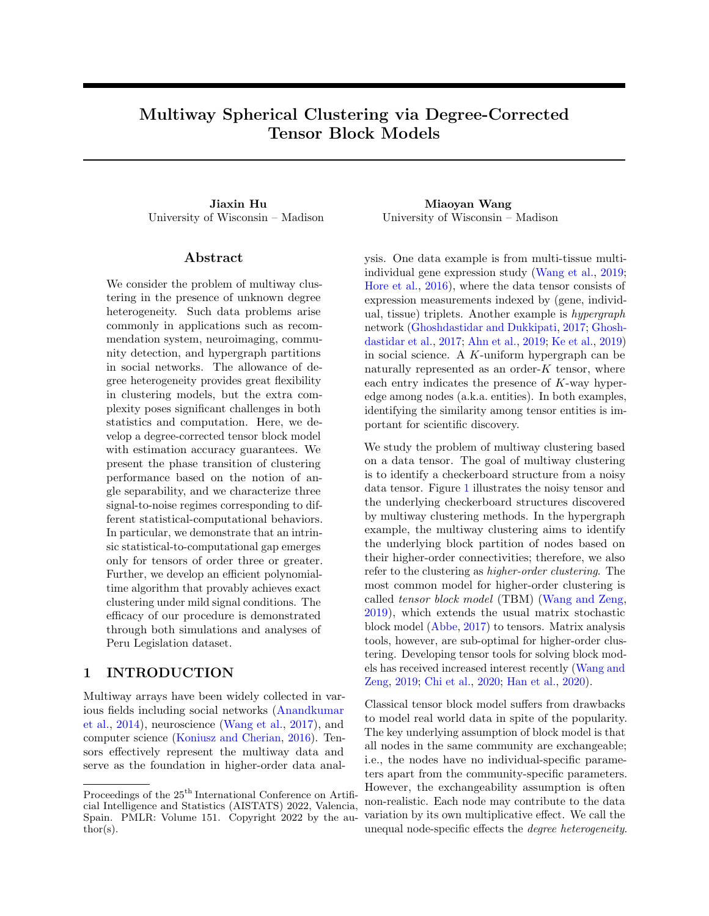# Multiway Spherical Clustering via Degree-Corrected Tensor Block Models

**Jiaxin Hu**
University of Wisconsin – Madison

**Miaoyan Wang**
University of Wisconsin – Madison

## Abstract

We consider the problem of multiway clustering in the presence of unknown degree heterogeneity. Such data problems arise commonly in applications such as recommendation system, neuroimaging, community detection, and hypergraph partitions in social networks. The allowance of degree heterogeneity provides great flexibility in clustering models, but the extra complexity poses significant challenges in both statistics and computation. Here, we develop a degree-corrected tensor block model with estimation accuracy guarantees. We present the phase transition of clustering performance based on the notion of angle separability, and we characterize three signal-to-noise regimes corresponding to different statistical-computational behaviors. In particular, we demonstrate that an intrinsic statistical-to-computational gap emerges only for tensors of order three or greater. Further, we develop an efficient polynomial-time algorithm that provably achieves exact clustering under mild signal conditions. The efficacy of our procedure is demonstrated through both simulations and analyses of Peru Legislation dataset.

## 1 INTRODUCTION

Multiway arrays have been widely collected in various fields including social networks (Anandkumar et al., 2014), neuroscience (Wang et al., 2017), and computer science (Koniusz and Cherian, 2016). Tensors effectively represent the multiway data and serve as the foundation in higher-order data analysis. One data example is from multi-tissue multi-individual gene expression study (Wang et al., 2019; Hore et al., 2016), where the data tensor consists of expression measurements indexed by (gene, individual, tissue) triplets. Another example is *hypergraph* network (Ghoshdastidar and Dukkipati, 2017; Ghoshdastidar et al., 2017; Ahn et al., 2019; Ke et al., 2019) in social science. A $K$-uniform hypergraph can be naturally represented as an order-$K$ tensor, where each entry indicates the presence of $K$-way hyperedge among nodes (a.k.a. entities). In both examples, identifying the similarity among tensor entities is important for scientific discovery.

We study the problem of multiway clustering based on a data tensor. The goal of multiway clustering is to identify a checkerboard structure from a noisy data tensor. Figure 1 illustrates the noisy tensor and the underlying checkerboard structures discovered by multiway clustering methods. In the hypergraph example, the multiway clustering aims to identify the underlying block partition of nodes based on their higher-order connectivities; therefore, we also refer to the clustering as *higher-order clustering*. The most common model for higher-order clustering is called *tensor block model* (TBM) (Wang and Zeng, 2019), which extends the usual matrix stochastic block model (Abbe, 2017) to tensors. Matrix analysis tools, however, are sub-optimal for higher-order clustering. Developing tensor tools for solving block models has received increased interest recently (Wang and Zeng, 2019; Chi et al., 2020; Han et al., 2020).

Classical tensor block model suffers from drawbacks to model real world data in spite of the popularity. The key underlying assumption of block model is that all nodes in the same community are exchangeable; i.e., the nodes have no individual-specific parameters apart from the community-specific parameters. However, the exchangeability assumption is often non-realistic. Each node may contribute to the data variation by its own multiplicative effect. We call the unequal node-specific effects the *degree heterogeneity*.

Proceedings of the 25[th] International Conference on Artificial Intelligence and Statistics (AISTATS) 2022, Valencia, Spain. PMLR: Volume 151. Copyright 2022 by the author(s).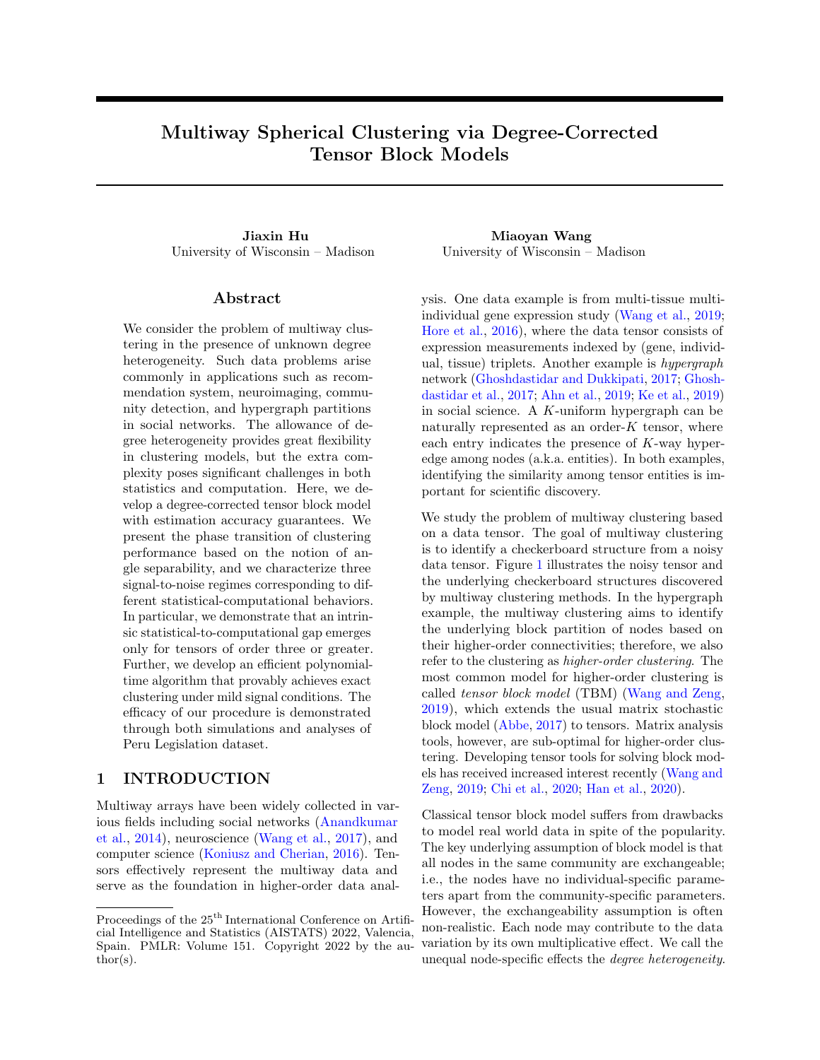# Multiway Spherical Clustering via Degree-Corrected Tensor Block Models

**Jiaxin Hu**
University of Wisconsin – Madison

**Miaoyan Wang**
University of Wisconsin – Madison

## Abstract

We consider the problem of multiway clustering in the presence of unknown degree heterogeneity. Such data problems arise commonly in applications such as recommendation system, neuroimaging, community detection, and hypergraph partitions in social networks. The allowance of degree heterogeneity provides great flexibility in clustering models, but the extra complexity poses significant challenges in both statistics and computation. Here, we develop a degree-corrected tensor block model with estimation accuracy guarantees. We present the phase transition of clustering performance based on the notion of angle separability, and we characterize three signal-to-noise regimes corresponding to different statistical-computational behaviors. In particular, we demonstrate that an intrinsic statistical-to-computational gap emerges only for tensors of order three or greater. Further, we develop an efficient polynomial-time algorithm that provably achieves exact clustering under mild signal conditions. The efficacy of our procedure is demonstrated through both simulations and analyses of Peru Legislation dataset.

## 1 INTRODUCTION

Multiway arrays have been widely collected in various fields including social networks (Anandkumar et al., 2014), neuroscience (Wang et al., 2017), and computer science (Koniusz and Cherian, 2016). Tensors effectively represent the multiway data and serve as the foundation in higher-order data analysis. One data example is from multi-tissue multi-individual gene expression study (Wang et al., 2019; Hore et al., 2016), where the data tensor consists of expression measurements indexed by (gene, individual, tissue) triplets. Another example is *hypergraph* network (Ghoshdastidar and Dukkipati, 2017; Ghoshdastidar et al., 2017; Ahn et al., 2019; Ke et al., 2019) in social science. A $K$-uniform hypergraph can be naturally represented as an order-$K$ tensor, where each entry indicates the presence of $K$-way hyperedge among nodes (a.k.a. entities). In both examples, identifying the similarity among tensor entities is important for scientific discovery.

We study the problem of multiway clustering based on a data tensor. The goal of multiway clustering is to identify a checkerboard structure from a noisy data tensor. Figure 1 illustrates the noisy tensor and the underlying checkerboard structures discovered by multiway clustering methods. In the hypergraph example, the multiway clustering aims to identify the underlying block partition of nodes based on their higher-order connectivities; therefore, we also refer to the clustering as *higher-order clustering*. The most common model for higher-order clustering is called *tensor block model* (TBM) (Wang and Zeng, 2019), which extends the usual matrix stochastic block model (Abbe, 2017) to tensors. Matrix analysis tools, however, are sub-optimal for higher-order clustering. Developing tensor tools for solving block models has received increased interest recently (Wang and Zeng, 2019; Chi et al., 2020; Han et al., 2020).

Classical tensor block model suffers from drawbacks to model real world data in spite of the popularity. The key underlying assumption of block model is that all nodes in the same community are exchangeable; i.e., the nodes have no individual-specific parameters apart from the community-specific parameters. However, the exchangeability assumption is often non-realistic. Each node may contribute to the data variation by its own multiplicative effect. We call the unequal node-specific effects the *degree heterogeneity*.

Proceedings of the 25[th] International Conference on Artificial Intelligence and Statistics (AISTATS) 2022, Valencia, Spain. PMLR: Volume 151. Copyright 2022 by the author(s).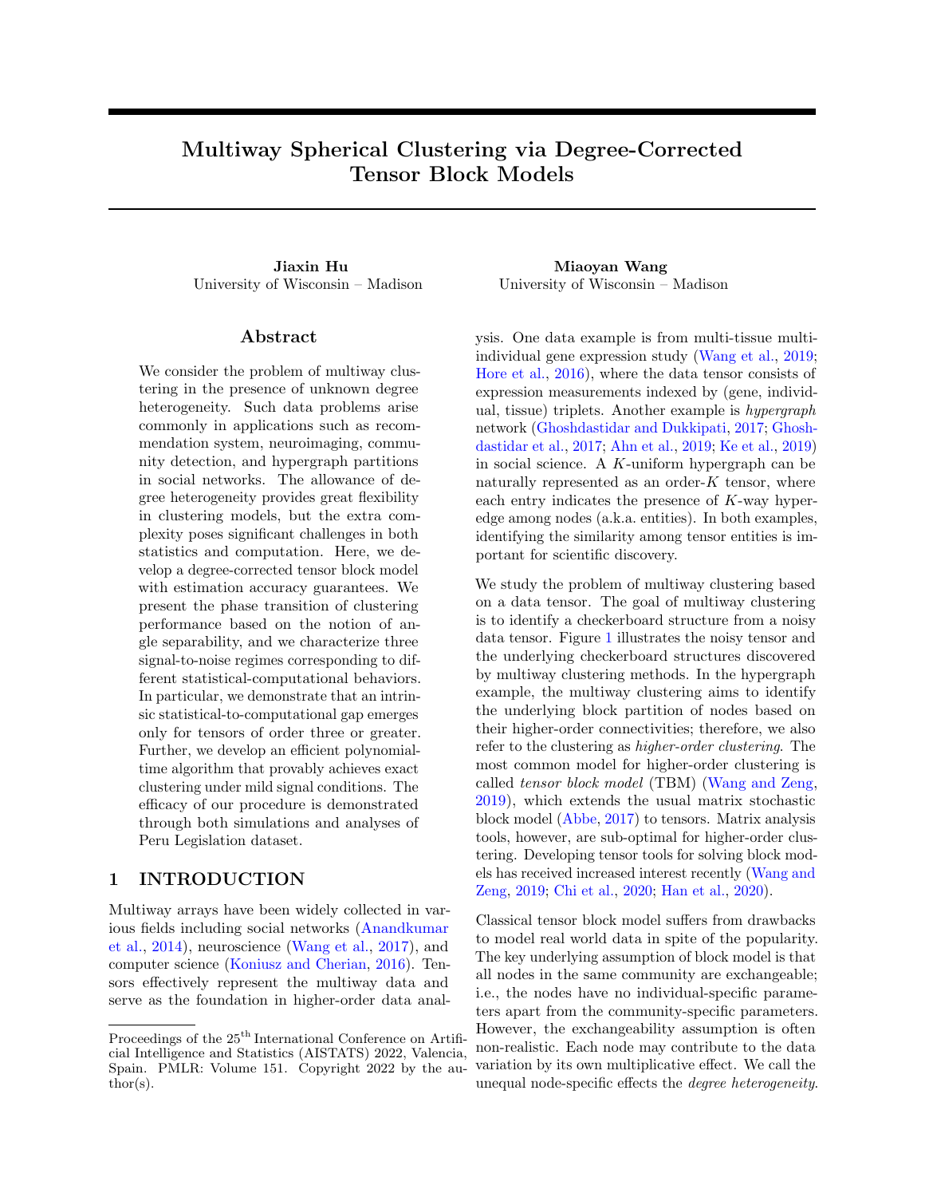# Multiway Spherical Clustering via Degree-Corrected Tensor Block Models

**Jiaxin Hu**
University of Wisconsin – Madison

**Miaoyan Wang**
University of Wisconsin – Madison

## Abstract

We consider the problem of multiway clustering in the presence of unknown degree heterogeneity. Such data problems arise commonly in applications such as recommendation system, neuroimaging, community detection, and hypergraph partitions in social networks. The allowance of degree heterogeneity provides great flexibility in clustering models, but the extra complexity poses significant challenges in both statistics and computation. Here, we develop a degree-corrected tensor block model with estimation accuracy guarantees. We present the phase transition of clustering performance based on the notion of angle separability, and we characterize three signal-to-noise regimes corresponding to different statistical-computational behaviors. In particular, we demonstrate that an intrinsic statistical-to-computational gap emerges only for tensors of order three or greater. Further, we develop an efficient polynomial-time algorithm that provably achieves exact clustering under mild signal conditions. The efficacy of our procedure is demonstrated through both simulations and analyses of Peru Legislation dataset.

## 1 INTRODUCTION

Multiway arrays have been widely collected in various fields including social networks (Anandkumar et al., 2014), neuroscience (Wang et al., 2017), and computer science (Koniusz and Cherian, 2016). Tensors effectively represent the multiway data and serve as the foundation in higher-order data analysis. One data example is from multi-tissue multi-individual gene expression study (Wang et al., 2019; Hore et al., 2016), where the data tensor consists of expression measurements indexed by (gene, individual, tissue) triplets. Another example is *hypergraph* network (Ghoshdastidar and Dukkipati, 2017; Ghoshdastidar et al., 2017; Ahn et al., 2019; Ke et al., 2019) in social science. A $K$-uniform hypergraph can be naturally represented as an order-$K$ tensor, where each entry indicates the presence of $K$-way hyperedge among nodes (a.k.a. entities). In both examples, identifying the similarity among tensor entities is important for scientific discovery.

We study the problem of multiway clustering based on a data tensor. The goal of multiway clustering is to identify a checkerboard structure from a noisy data tensor. Figure 1 illustrates the noisy tensor and the underlying checkerboard structures discovered by multiway clustering methods. In the hypergraph example, the multiway clustering aims to identify the underlying block partition of nodes based on their higher-order connectivities; therefore, we also refer to the clustering as *higher-order clustering*. The most common model for higher-order clustering is called *tensor block model* (TBM) (Wang and Zeng, 2019), which extends the usual matrix stochastic block model (Abbe, 2017) to tensors. Matrix analysis tools, however, are sub-optimal for higher-order clustering. Developing tensor tools for solving block models has received increased interest recently (Wang and Zeng, 2019; Chi et al., 2020; Han et al., 2020).

Classical tensor block model suffers from drawbacks to model real world data in spite of the popularity. The key underlying assumption of block model is that all nodes in the same community are exchangeable; i.e., the nodes have no individual-specific parameters apart from the community-specific parameters. However, the exchangeability assumption is often non-realistic. Each node may contribute to the data variation by its own multiplicative effect. We call the unequal node-specific effects the *degree heterogeneity*.

Proceedings of the 25[th] International Conference on Artificial Intelligence and Statistics (AISTATS) 2022, Valencia, Spain. PMLR: Volume 151. Copyright 2022 by the author(s).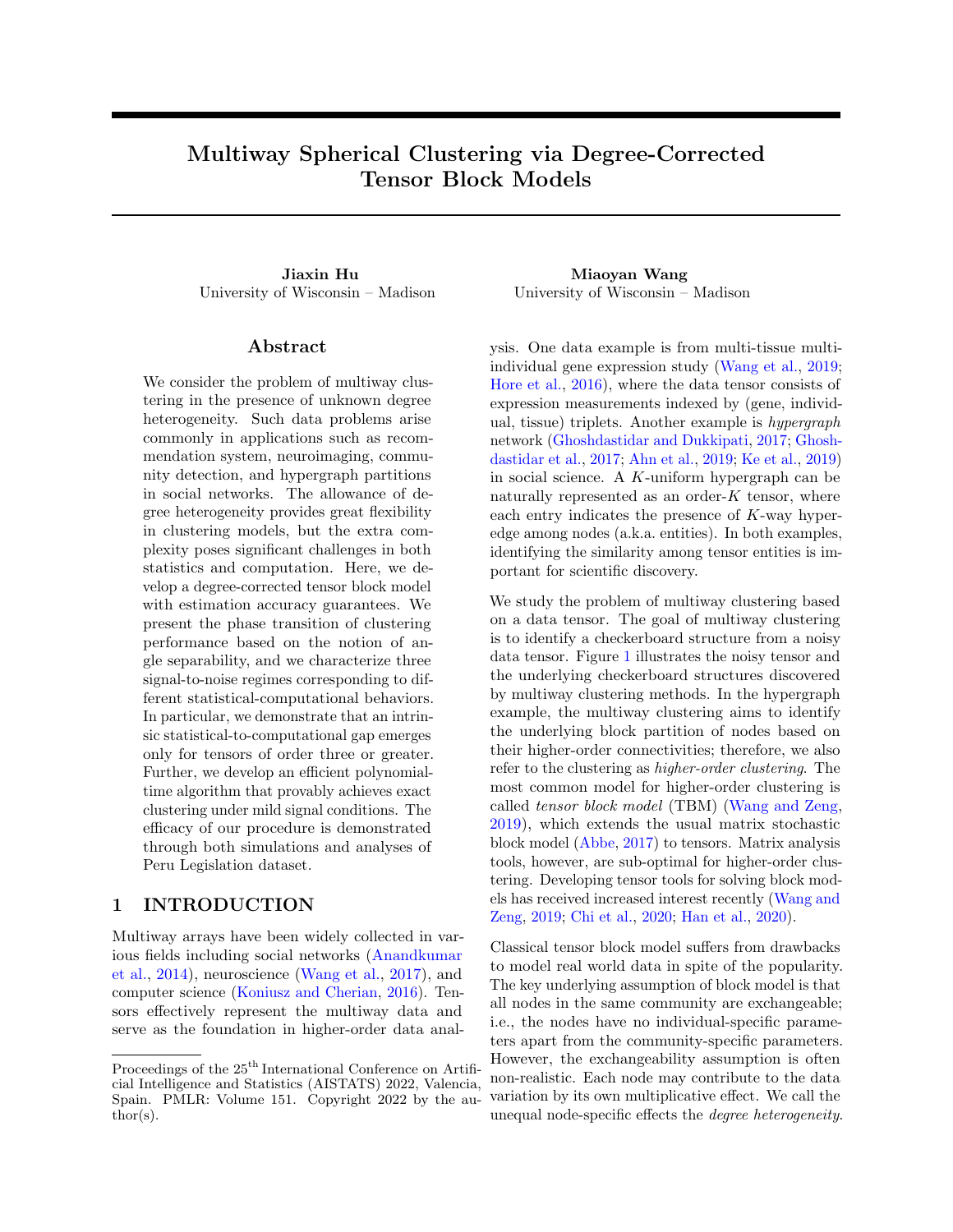# Multiway Spherical Clustering via Degree-Corrected Tensor Block Models

**Jiaxin Hu**
University of Wisconsin – Madison

**Miaoyan Wang**
University of Wisconsin – Madison

## Abstract

We consider the problem of multiway clustering in the presence of unknown degree heterogeneity. Such data problems arise commonly in applications such as recommendation system, neuroimaging, community detection, and hypergraph partitions in social networks. The allowance of degree heterogeneity provides great flexibility in clustering models, but the extra complexity poses significant challenges in both statistics and computation. Here, we develop a degree-corrected tensor block model with estimation accuracy guarantees. We present the phase transition of clustering performance based on the notion of angle separability, and we characterize three signal-to-noise regimes corresponding to different statistical-computational behaviors. In particular, we demonstrate that an intrinsic statistical-to-computational gap emerges only for tensors of order three or greater. Further, we develop an efficient polynomial-time algorithm that provably achieves exact clustering under mild signal conditions. The efficacy of our procedure is demonstrated through both simulations and analyses of Peru Legislation dataset.

## 1 INTRODUCTION

Multiway arrays have been widely collected in various fields including social networks (Anandkumar et al., 2014), neuroscience (Wang et al., 2017), and computer science (Koniusz and Cherian, 2016). Tensors effectively represent the multiway data and serve as the foundation in higher-order data analysis. One data example is from multi-tissue multi-individual gene expression study (Wang et al., 2019; Hore et al., 2016), where the data tensor consists of expression measurements indexed by (gene, individual, tissue) triplets. Another example is *hypergraph* network (Ghoshdastidar and Dukkipati, 2017; Ghoshdastidar et al., 2017; Ahn et al., 2019; Ke et al., 2019) in social science. A $K$-uniform hypergraph can be naturally represented as an order-$K$ tensor, where each entry indicates the presence of $K$-way hyperedge among nodes (a.k.a. entities). In both examples, identifying the similarity among tensor entities is important for scientific discovery.

We study the problem of multiway clustering based on a data tensor. The goal of multiway clustering is to identify a checkerboard structure from a noisy data tensor. Figure 1 illustrates the noisy tensor and the underlying checkerboard structures discovered by multiway clustering methods. In the hypergraph example, the multiway clustering aims to identify the underlying block partition of nodes based on their higher-order connectivities; therefore, we also refer to the clustering as *higher-order clustering*. The most common model for higher-order clustering is called *tensor block model* (TBM) (Wang and Zeng, 2019), which extends the usual matrix stochastic block model (Abbe, 2017) to tensors. Matrix analysis tools, however, are sub-optimal for higher-order clustering. Developing tensor tools for solving block models has received increased interest recently (Wang and Zeng, 2019; Chi et al., 2020; Han et al., 2020).

Classical tensor block model suffers from drawbacks to model real world data in spite of the popularity. The key underlying assumption of block model is that all nodes in the same community are exchangeable; i.e., the nodes have no individual-specific parameters apart from the community-specific parameters. However, the exchangeability assumption is often non-realistic. Each node may contribute to the data variation by its own multiplicative effect. We call the unequal node-specific effects the *degree heterogeneity*.

Proceedings of the 25[th] International Conference on Artificial Intelligence and Statistics (AISTATS) 2022, Valencia, Spain. PMLR: Volume 151. Copyright 2022 by the author(s).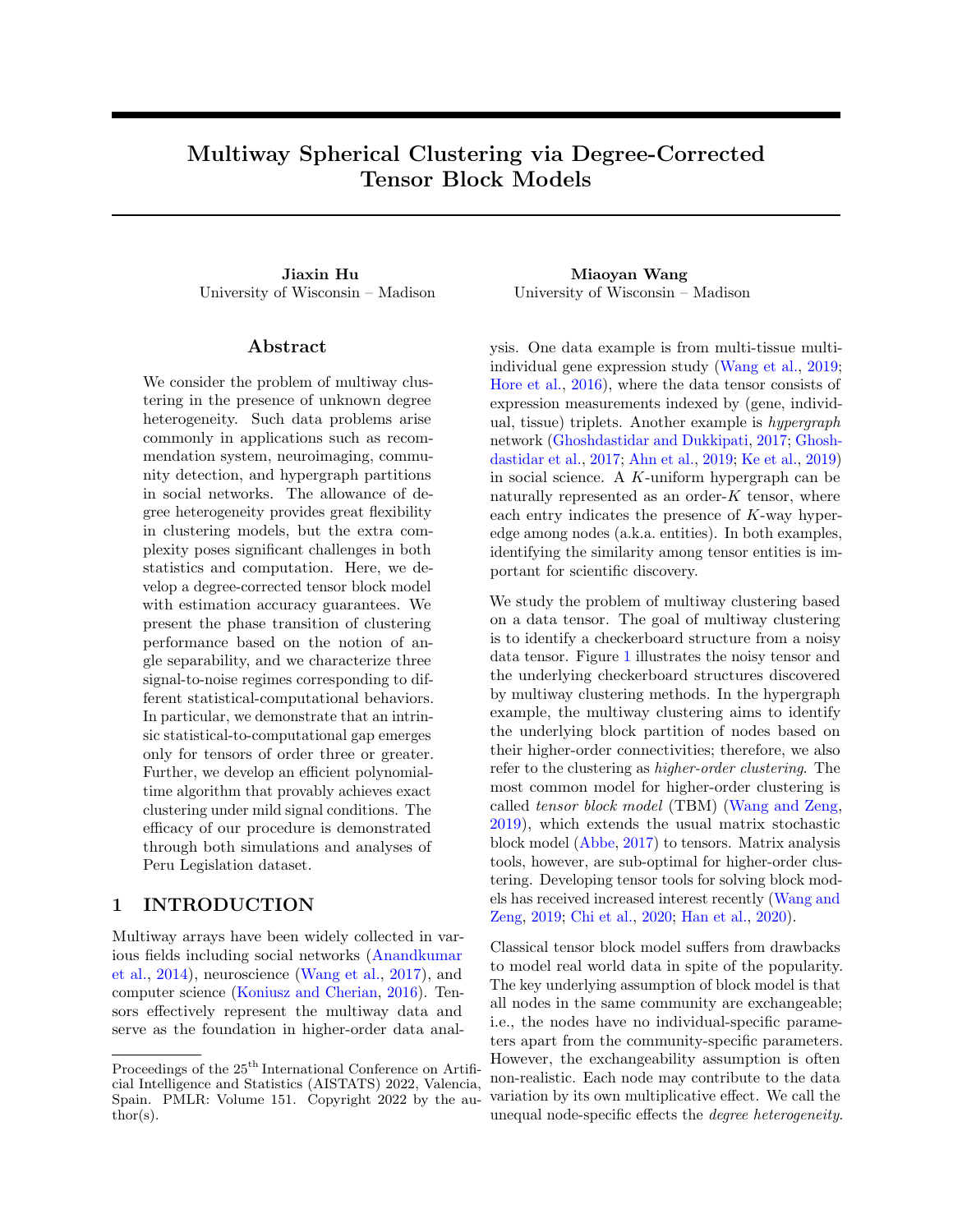# Multiway Spherical Clustering via Degree-Corrected Tensor Block Models

**Jiaxin Hu**
University of Wisconsin – Madison

**Miaoyan Wang**
University of Wisconsin – Madison

## Abstract

We consider the problem of multiway clustering in the presence of unknown degree heterogeneity. Such data problems arise commonly in applications such as recommendation system, neuroimaging, community detection, and hypergraph partitions in social networks. The allowance of degree heterogeneity provides great flexibility in clustering models, but the extra complexity poses significant challenges in both statistics and computation. Here, we develop a degree-corrected tensor block model with estimation accuracy guarantees. We present the phase transition of clustering performance based on the notion of angle separability, and we characterize three signal-to-noise regimes corresponding to different statistical-computational behaviors. In particular, we demonstrate that an intrinsic statistical-to-computational gap emerges only for tensors of order three or greater. Further, we develop an efficient polynomial-time algorithm that provably achieves exact clustering under mild signal conditions. The efficacy of our procedure is demonstrated through both simulations and analyses of Peru Legislation dataset.

## 1 INTRODUCTION

Multiway arrays have been widely collected in various fields including social networks (Anandkumar et al., 2014), neuroscience (Wang et al., 2017), and computer science (Koniusz and Cherian, 2016). Tensors effectively represent the multiway data and serve as the foundation in higher-order data analysis. One data example is from multi-tissue multi-individual gene expression study (Wang et al., 2019; Hore et al., 2016), where the data tensor consists of expression measurements indexed by (gene, individual, tissue) triplets. Another example is *hypergraph* network (Ghoshdastidar and Dukkipati, 2017; Ghoshdastidar et al., 2017; Ahn et al., 2019; Ke et al., 2019) in social science. A $K$-uniform hypergraph can be naturally represented as an order-$K$ tensor, where each entry indicates the presence of $K$-way hyperedge among nodes (a.k.a. entities). In both examples, identifying the similarity among tensor entities is important for scientific discovery.

We study the problem of multiway clustering based on a data tensor. The goal of multiway clustering is to identify a checkerboard structure from a noisy data tensor. Figure 1 illustrates the noisy tensor and the underlying checkerboard structures discovered by multiway clustering methods. In the hypergraph example, the multiway clustering aims to identify the underlying block partition of nodes based on their higher-order connectivities; therefore, we also refer to the clustering as *higher-order clustering*. The most common model for higher-order clustering is called *tensor block model* (TBM) (Wang and Zeng, 2019), which extends the usual matrix stochastic block model (Abbe, 2017) to tensors. Matrix analysis tools, however, are sub-optimal for higher-order clustering. Developing tensor tools for solving block models has received increased interest recently (Wang and Zeng, 2019; Chi et al., 2020; Han et al., 2020).

Classical tensor block model suffers from drawbacks to model real world data in spite of the popularity. The key underlying assumption of block model is that all nodes in the same community are exchangeable; i.e., the nodes have no individual-specific parameters apart from the community-specific parameters. However, the exchangeability assumption is often non-realistic. Each node may contribute to the data variation by its own multiplicative effect. We call the unequal node-specific effects the *degree heterogeneity*.

Proceedings of the 25[th] International Conference on Artificial Intelligence and Statistics (AISTATS) 2022, Valencia, Spain. PMLR: Volume 151. Copyright 2022 by the author(s).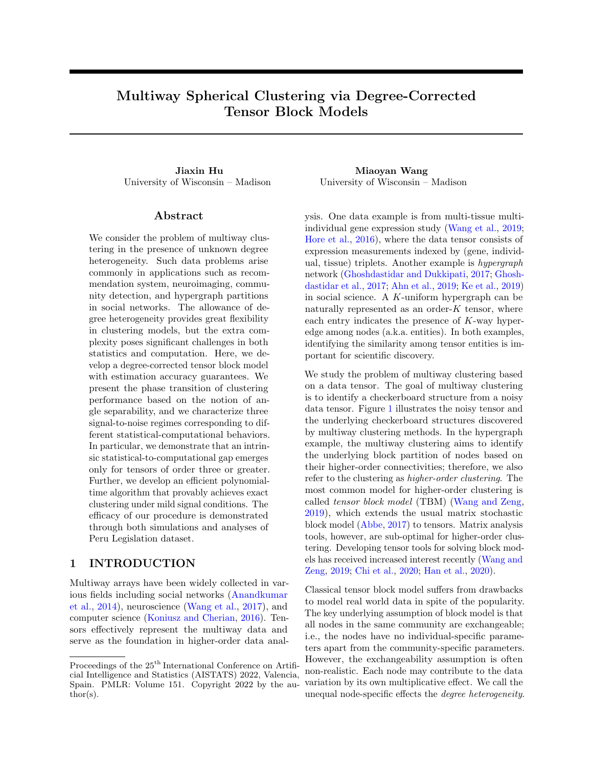# Multiway Spherical Clustering via Degree-Corrected Tensor Block Models

**Jiaxin Hu**
University of Wisconsin – Madison

**Miaoyan Wang**
University of Wisconsin – Madison

## Abstract

We consider the problem of multiway clustering in the presence of unknown degree heterogeneity. Such data problems arise commonly in applications such as recommendation system, neuroimaging, community detection, and hypergraph partitions in social networks. The allowance of degree heterogeneity provides great flexibility in clustering models, but the extra complexity poses significant challenges in both statistics and computation. Here, we develop a degree-corrected tensor block model with estimation accuracy guarantees. We present the phase transition of clustering performance based on the notion of angle separability, and we characterize three signal-to-noise regimes corresponding to different statistical-computational behaviors. In particular, we demonstrate that an intrinsic statistical-to-computational gap emerges only for tensors of order three or greater. Further, we develop an efficient polynomial-time algorithm that provably achieves exact clustering under mild signal conditions. The efficacy of our procedure is demonstrated through both simulations and analyses of Peru Legislation dataset.

## 1 INTRODUCTION

Multiway arrays have been widely collected in various fields including social networks (Anandkumar et al., 2014), neuroscience (Wang et al., 2017), and computer science (Koniusz and Cherian, 2016). Tensors effectively represent the multiway data and serve as the foundation in higher-order data analysis. One data example is from multi-tissue multi-individual gene expression study (Wang et al., 2019; Hore et al., 2016), where the data tensor consists of expression measurements indexed by (gene, individual, tissue) triplets. Another example is *hypergraph* network (Ghoshdastidar and Dukkipati, 2017; Ghoshdastidar et al., 2017; Ahn et al., 2019; Ke et al., 2019) in social science. A $K$-uniform hypergraph can be naturally represented as an order-$K$ tensor, where each entry indicates the presence of $K$-way hyperedge among nodes (a.k.a. entities). In both examples, identifying the similarity among tensor entities is important for scientific discovery.

We study the problem of multiway clustering based on a data tensor. The goal of multiway clustering is to identify a checkerboard structure from a noisy data tensor. Figure 1 illustrates the noisy tensor and the underlying checkerboard structures discovered by multiway clustering methods. In the hypergraph example, the multiway clustering aims to identify the underlying block partition of nodes based on their higher-order connectivities; therefore, we also refer to the clustering as *higher-order clustering*. The most common model for higher-order clustering is called *tensor block model* (TBM) (Wang and Zeng, 2019), which extends the usual matrix stochastic block model (Abbe, 2017) to tensors. Matrix analysis tools, however, are sub-optimal for higher-order clustering. Developing tensor tools for solving block models has received increased interest recently (Wang and Zeng, 2019; Chi et al., 2020; Han et al., 2020).

Classical tensor block model suffers from drawbacks to model real world data in spite of the popularity. The key underlying assumption of block model is that all nodes in the same community are exchangeable; i.e., the nodes have no individual-specific parameters apart from the community-specific parameters. However, the exchangeability assumption is often non-realistic. Each node may contribute to the data variation by its own multiplicative effect. We call the unequal node-specific effects the *degree heterogeneity*.

Proceedings of the 25[th] International Conference on Artificial Intelligence and Statistics (AISTATS) 2022, Valencia, Spain. PMLR: Volume 151. Copyright 2022 by the author(s).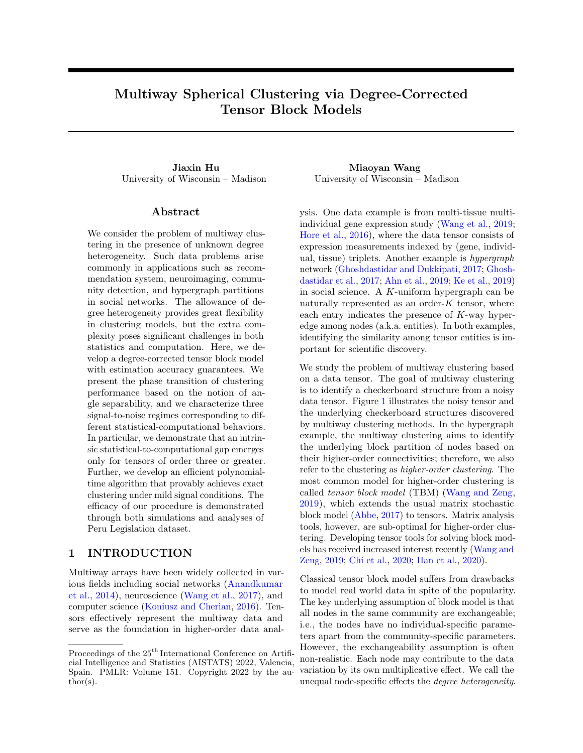# Multiway Spherical Clustering via Degree-Corrected Tensor Block Models

**Jiaxin Hu**
University of Wisconsin – Madison

**Miaoyan Wang**
University of Wisconsin – Madison

## Abstract

We consider the problem of multiway clustering in the presence of unknown degree heterogeneity. Such data problems arise commonly in applications such as recommendation system, neuroimaging, community detection, and hypergraph partitions in social networks. The allowance of degree heterogeneity provides great flexibility in clustering models, but the extra complexity poses significant challenges in both statistics and computation. Here, we develop a degree-corrected tensor block model with estimation accuracy guarantees. We present the phase transition of clustering performance based on the notion of angle separability, and we characterize three signal-to-noise regimes corresponding to different statistical-computational behaviors. In particular, we demonstrate that an intrinsic statistical-to-computational gap emerges only for tensors of order three or greater. Further, we develop an efficient polynomial-time algorithm that provably achieves exact clustering under mild signal conditions. The efficacy of our procedure is demonstrated through both simulations and analyses of Peru Legislation dataset.

## 1 INTRODUCTION

Multiway arrays have been widely collected in various fields including social networks (Anandkumar et al., 2014), neuroscience (Wang et al., 2017), and computer science (Koniusz and Cherian, 2016). Tensors effectively represent the multiway data and serve as the foundation in higher-order data analysis. One data example is from multi-tissue multi-individual gene expression study (Wang et al., 2019; Hore et al., 2016), where the data tensor consists of expression measurements indexed by (gene, individual, tissue) triplets. Another example is *hypergraph* network (Ghoshdastidar and Dukkipati, 2017; Ghoshdastidar et al., 2017; Ahn et al., 2019; Ke et al., 2019) in social science. A $K$-uniform hypergraph can be naturally represented as an order-$K$ tensor, where each entry indicates the presence of $K$-way hyperedge among nodes (a.k.a. entities). In both examples, identifying the similarity among tensor entities is important for scientific discovery.

We study the problem of multiway clustering based on a data tensor. The goal of multiway clustering is to identify a checkerboard structure from a noisy data tensor. Figure 1 illustrates the noisy tensor and the underlying checkerboard structures discovered by multiway clustering methods. In the hypergraph example, the multiway clustering aims to identify the underlying block partition of nodes based on their higher-order connectivities; therefore, we also refer to the clustering as *higher-order clustering*. The most common model for higher-order clustering is called *tensor block model* (TBM) (Wang and Zeng, 2019), which extends the usual matrix stochastic block model (Abbe, 2017) to tensors. Matrix analysis tools, however, are sub-optimal for higher-order clustering. Developing tensor tools for solving block models has received increased interest recently (Wang and Zeng, 2019; Chi et al., 2020; Han et al., 2020).

Classical tensor block model suffers from drawbacks to model real world data in spite of the popularity. The key underlying assumption of block model is that all nodes in the same community are exchangeable; i.e., the nodes have no individual-specific parameters apart from the community-specific parameters. However, the exchangeability assumption is often non-realistic. Each node may contribute to the data variation by its own multiplicative effect. We call the unequal node-specific effects the *degree heterogeneity*.

Proceedings of the 25[th] International Conference on Artificial Intelligence and Statistics (AISTATS) 2022, Valencia, Spain. PMLR: Volume 151. Copyright 2022 by the author(s).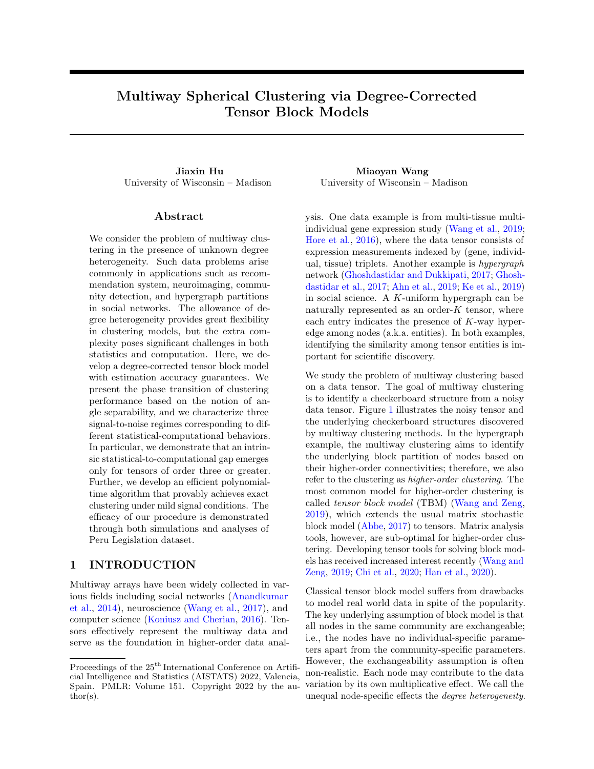# Multiway Spherical Clustering via Degree-Corrected Tensor Block Models

**Jiaxin Hu**
University of Wisconsin – Madison

**Miaoyan Wang**
University of Wisconsin – Madison

## Abstract

We consider the problem of multiway clustering in the presence of unknown degree heterogeneity. Such data problems arise commonly in applications such as recommendation system, neuroimaging, community detection, and hypergraph partitions in social networks. The allowance of degree heterogeneity provides great flexibility in clustering models, but the extra complexity poses significant challenges in both statistics and computation. Here, we develop a degree-corrected tensor block model with estimation accuracy guarantees. We present the phase transition of clustering performance based on the notion of angle separability, and we characterize three signal-to-noise regimes corresponding to different statistical-computational behaviors. In particular, we demonstrate that an intrinsic statistical-to-computational gap emerges only for tensors of order three or greater. Further, we develop an efficient polynomial-time algorithm that provably achieves exact clustering under mild signal conditions. The efficacy of our procedure is demonstrated through both simulations and analyses of Peru Legislation dataset.

## 1 INTRODUCTION

Multiway arrays have been widely collected in various fields including social networks (Anandkumar et al., 2014), neuroscience (Wang et al., 2017), and computer science (Koniusz and Cherian, 2016). Tensors effectively represent the multiway data and serve as the foundation in higher-order data analysis. One data example is from multi-tissue multi-individual gene expression study (Wang et al., 2019; Hore et al., 2016), where the data tensor consists of expression measurements indexed by (gene, individual, tissue) triplets. Another example is *hypergraph* network (Ghoshdastidar and Dukkipati, 2017; Ghoshdastidar et al., 2017; Ahn et al., 2019; Ke et al., 2019) in social science. A $K$-uniform hypergraph can be naturally represented as an order-$K$ tensor, where each entry indicates the presence of $K$-way hyperedge among nodes (a.k.a. entities). In both examples, identifying the similarity among tensor entities is important for scientific discovery.

We study the problem of multiway clustering based on a data tensor. The goal of multiway clustering is to identify a checkerboard structure from a noisy data tensor. Figure 1 illustrates the noisy tensor and the underlying checkerboard structures discovered by multiway clustering methods. In the hypergraph example, the multiway clustering aims to identify the underlying block partition of nodes based on their higher-order connectivities; therefore, we also refer to the clustering as *higher-order clustering*. The most common model for higher-order clustering is called *tensor block model* (TBM) (Wang and Zeng, 2019), which extends the usual matrix stochastic block model (Abbe, 2017) to tensors. Matrix analysis tools, however, are sub-optimal for higher-order clustering. Developing tensor tools for solving block models has received increased interest recently (Wang and Zeng, 2019; Chi et al., 2020; Han et al., 2020).

Classical tensor block model suffers from drawbacks to model real world data in spite of the popularity. The key underlying assumption of block model is that all nodes in the same community are exchangeable; i.e., the nodes have no individual-specific parameters apart from the community-specific parameters. However, the exchangeability assumption is often non-realistic. Each node may contribute to the data variation by its own multiplicative effect. We call the unequal node-specific effects the *degree heterogeneity*.

Proceedings of the 25[th] International Conference on Artificial Intelligence and Statistics (AISTATS) 2022, Valencia, Spain. PMLR: Volume 151. Copyright 2022 by the author(s).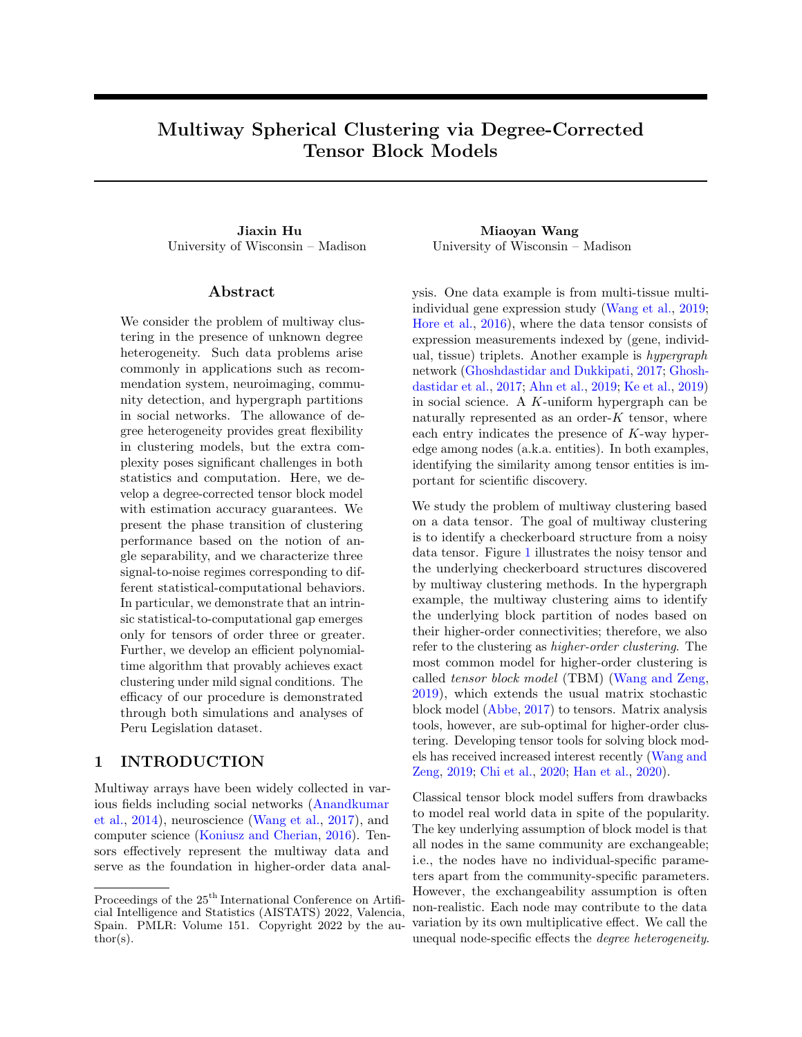# Multiway Spherical Clustering via Degree-Corrected Tensor Block Models

**Jiaxin Hu**
University of Wisconsin – Madison

**Miaoyan Wang**
University of Wisconsin – Madison

## Abstract

We consider the problem of multiway clustering in the presence of unknown degree heterogeneity. Such data problems arise commonly in applications such as recommendation system, neuroimaging, community detection, and hypergraph partitions in social networks. The allowance of degree heterogeneity provides great flexibility in clustering models, but the extra complexity poses significant challenges in both statistics and computation. Here, we develop a degree-corrected tensor block model with estimation accuracy guarantees. We present the phase transition of clustering performance based on the notion of angle separability, and we characterize three signal-to-noise regimes corresponding to different statistical-computational behaviors. In particular, we demonstrate that an intrinsic statistical-to-computational gap emerges only for tensors of order three or greater. Further, we develop an efficient polynomial-time algorithm that provably achieves exact clustering under mild signal conditions. The efficacy of our procedure is demonstrated through both simulations and analyses of Peru Legislation dataset.

## 1 INTRODUCTION

Multiway arrays have been widely collected in various fields including social networks (Anandkumar et al., 2014), neuroscience (Wang et al., 2017), and computer science (Koniusz and Cherian, 2016). Tensors effectively represent the multiway data and serve as the foundation in higher-order data analysis. One data example is from multi-tissue multi-individual gene expression study (Wang et al., 2019; Hore et al., 2016), where the data tensor consists of expression measurements indexed by (gene, individual, tissue) triplets. Another example is *hypergraph* network (Ghoshdastidar and Dukkipati, 2017; Ghoshdastidar et al., 2017; Ahn et al., 2019; Ke et al., 2019) in social science. A $K$-uniform hypergraph can be naturally represented as an order-$K$ tensor, where each entry indicates the presence of $K$-way hyperedge among nodes (a.k.a. entities). In both examples, identifying the similarity among tensor entities is important for scientific discovery.

We study the problem of multiway clustering based on a data tensor. The goal of multiway clustering is to identify a checkerboard structure from a noisy data tensor. Figure 1 illustrates the noisy tensor and the underlying checkerboard structures discovered by multiway clustering methods. In the hypergraph example, the multiway clustering aims to identify the underlying block partition of nodes based on their higher-order connectivities; therefore, we also refer to the clustering as *higher-order clustering*. The most common model for higher-order clustering is called *tensor block model* (TBM) (Wang and Zeng, 2019), which extends the usual matrix stochastic block model (Abbe, 2017) to tensors. Matrix analysis tools, however, are sub-optimal for higher-order clustering. Developing tensor tools for solving block models has received increased interest recently (Wang and Zeng, 2019; Chi et al., 2020; Han et al., 2020).

Classical tensor block model suffers from drawbacks to model real world data in spite of the popularity. The key underlying assumption of block model is that all nodes in the same community are exchangeable; i.e., the nodes have no individual-specific parameters apart from the community-specific parameters. However, the exchangeability assumption is often non-realistic. Each node may contribute to the data variation by its own multiplicative effect. We call the unequal node-specific effects the *degree heterogeneity*.

Proceedings of the 25[th] International Conference on Artificial Intelligence and Statistics (AISTATS) 2022, Valencia, Spain. PMLR: Volume 151. Copyright 2022 by the author(s).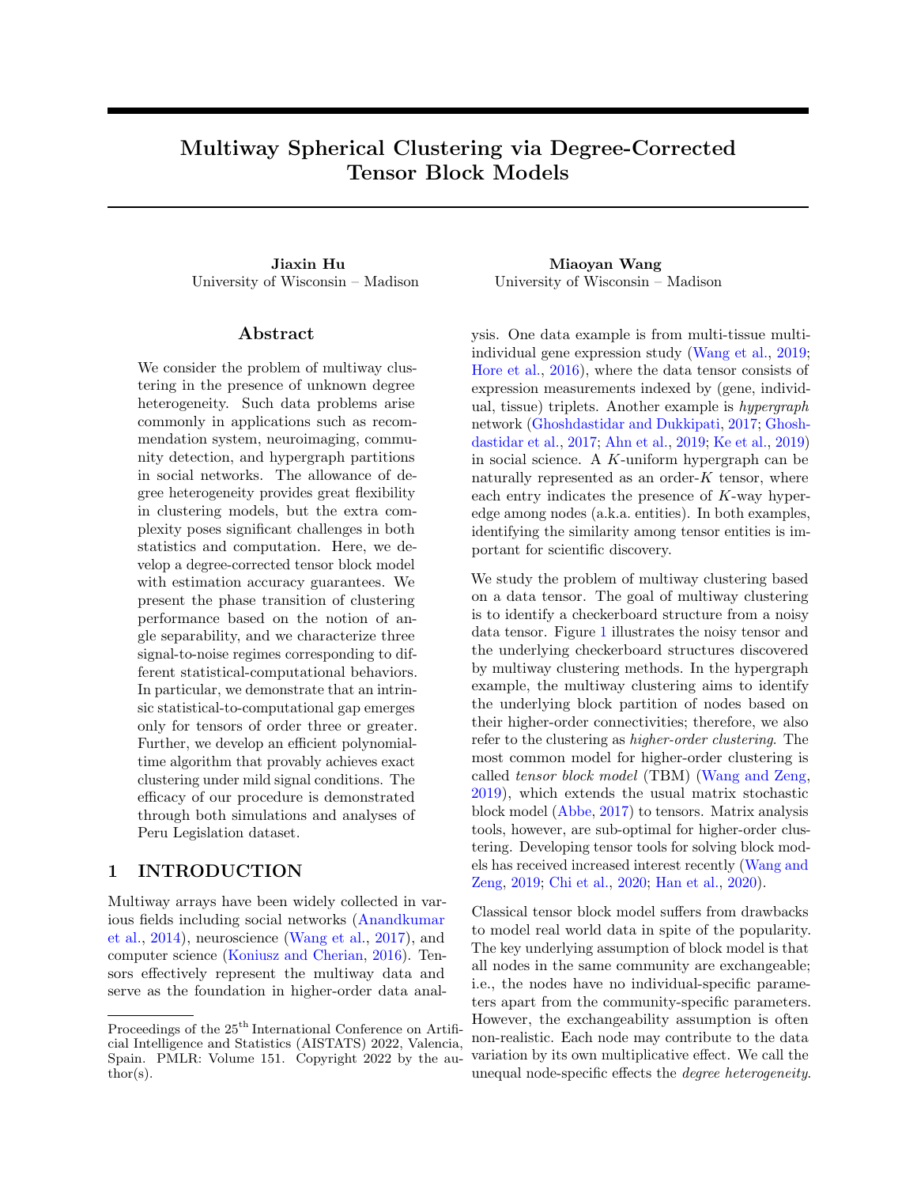# Multiway Spherical Clustering via Degree-Corrected Tensor Block Models

**Jiaxin Hu**
University of Wisconsin – Madison

**Miaoyan Wang**
University of Wisconsin – Madison

## Abstract

We consider the problem of multiway clustering in the presence of unknown degree heterogeneity. Such data problems arise commonly in applications such as recommendation system, neuroimaging, community detection, and hypergraph partitions in social networks. The allowance of degree heterogeneity provides great flexibility in clustering models, but the extra complexity poses significant challenges in both statistics and computation. Here, we develop a degree-corrected tensor block model with estimation accuracy guarantees. We present the phase transition of clustering performance based on the notion of angle separability, and we characterize three signal-to-noise regimes corresponding to different statistical-computational behaviors. In particular, we demonstrate that an intrinsic statistical-to-computational gap emerges only for tensors of order three or greater. Further, we develop an efficient polynomial-time algorithm that provably achieves exact clustering under mild signal conditions. The efficacy of our procedure is demonstrated through both simulations and analyses of Peru Legislation dataset.

## 1 INTRODUCTION

Multiway arrays have been widely collected in various fields including social networks (Anandkumar et al., 2014), neuroscience (Wang et al., 2017), and computer science (Koniusz and Cherian, 2016). Tensors effectively represent the multiway data and serve as the foundation in higher-order data analysis. One data example is from multi-tissue multi-individual gene expression study (Wang et al., 2019; Hore et al., 2016), where the data tensor consists of expression measurements indexed by (gene, individual, tissue) triplets. Another example is *hypergraph* network (Ghoshdastidar and Dukkipati, 2017; Ghoshdastidar et al., 2017; Ahn et al., 2019; Ke et al., 2019) in social science. A $K$-uniform hypergraph can be naturally represented as an order-$K$ tensor, where each entry indicates the presence of $K$-way hyperedge among nodes (a.k.a. entities). In both examples, identifying the similarity among tensor entities is important for scientific discovery.

We study the problem of multiway clustering based on a data tensor. The goal of multiway clustering is to identify a checkerboard structure from a noisy data tensor. Figure 1 illustrates the noisy tensor and the underlying checkerboard structures discovered by multiway clustering methods. In the hypergraph example, the multiway clustering aims to identify the underlying block partition of nodes based on their higher-order connectivities; therefore, we also refer to the clustering as *higher-order clustering*. The most common model for higher-order clustering is called *tensor block model* (TBM) (Wang and Zeng, 2019), which extends the usual matrix stochastic block model (Abbe, 2017) to tensors. Matrix analysis tools, however, are sub-optimal for higher-order clustering. Developing tensor tools for solving block models has received increased interest recently (Wang and Zeng, 2019; Chi et al., 2020; Han et al., 2020).

Classical tensor block model suffers from drawbacks to model real world data in spite of the popularity. The key underlying assumption of block model is that all nodes in the same community are exchangeable; i.e., the nodes have no individual-specific parameters apart from the community-specific parameters. However, the exchangeability assumption is often non-realistic. Each node may contribute to the data variation by its own multiplicative effect. We call the unequal node-specific effects the *degree heterogeneity*.

Proceedings of the 25[th] International Conference on Artificial Intelligence and Statistics (AISTATS) 2022, Valencia, Spain. PMLR: Volume 151. Copyright 2022 by the author(s).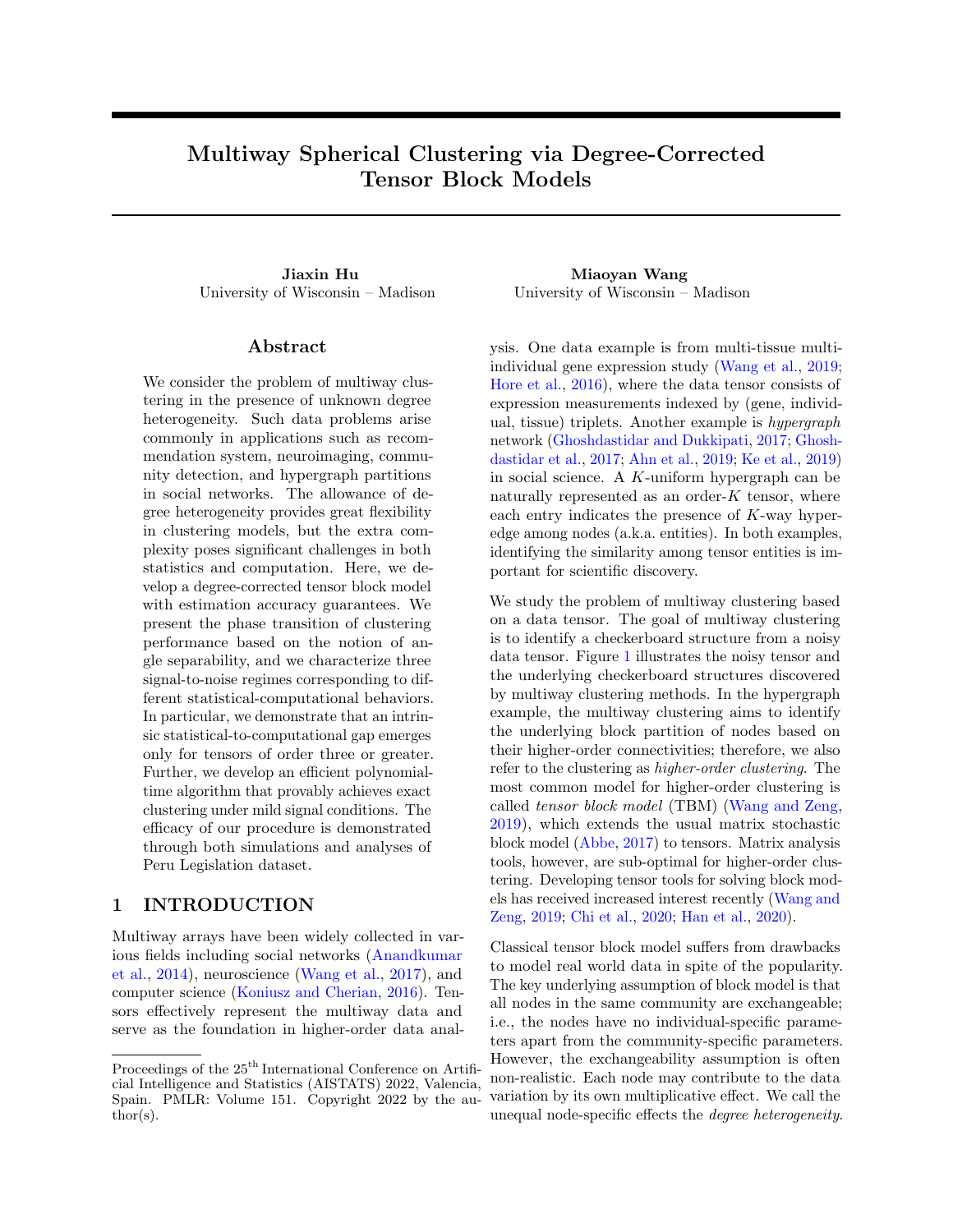# Multiway Spherical Clustering via Degree-Corrected Tensor Block Models

**Jiaxin Hu**
University of Wisconsin – Madison

**Miaoyan Wang**
University of Wisconsin – Madison

## Abstract

We consider the problem of multiway clustering in the presence of unknown degree heterogeneity. Such data problems arise commonly in applications such as recommendation system, neuroimaging, community detection, and hypergraph partitions in social networks. The allowance of degree heterogeneity provides great flexibility in clustering models, but the extra complexity poses significant challenges in both statistics and computation. Here, we develop a degree-corrected tensor block model with estimation accuracy guarantees. We present the phase transition of clustering performance based on the notion of angle separability, and we characterize three signal-to-noise regimes corresponding to different statistical-computational behaviors. In particular, we demonstrate that an intrinsic statistical-to-computational gap emerges only for tensors of order three or greater. Further, we develop an efficient polynomial-time algorithm that provably achieves exact clustering under mild signal conditions. The efficacy of our procedure is demonstrated through both simulations and analyses of Peru Legislation dataset.

## 1 INTRODUCTION

Multiway arrays have been widely collected in various fields including social networks (Anandkumar et al., 2014), neuroscience (Wang et al., 2017), and computer science (Koniusz and Cherian, 2016). Tensors effectively represent the multiway data and serve as the foundation in higher-order data analysis. One data example is from multi-tissue multi-individual gene expression study (Wang et al., 2019; Hore et al., 2016), where the data tensor consists of expression measurements indexed by (gene, individual, tissue) triplets. Another example is *hypergraph* network (Ghoshdastidar and Dukkipati, 2017; Ghoshdastidar et al., 2017; Ahn et al., 2019; Ke et al., 2019) in social science. A $K$-uniform hypergraph can be naturally represented as an order-$K$ tensor, where each entry indicates the presence of $K$-way hyperedge among nodes (a.k.a. entities). In both examples, identifying the similarity among tensor entities is important for scientific discovery.

We study the problem of multiway clustering based on a data tensor. The goal of multiway clustering is to identify a checkerboard structure from a noisy data tensor. Figure 1 illustrates the noisy tensor and the underlying checkerboard structures discovered by multiway clustering methods. In the hypergraph example, the multiway clustering aims to identify the underlying block partition of nodes based on their higher-order connectivities; therefore, we also refer to the clustering as *higher-order clustering*. The most common model for higher-order clustering is called *tensor block model* (TBM) (Wang and Zeng, 2019), which extends the usual matrix stochastic block model (Abbe, 2017) to tensors. Matrix analysis tools, however, are sub-optimal for higher-order clustering. Developing tensor tools for solving block models has received increased interest recently (Wang and Zeng, 2019; Chi et al., 2020; Han et al., 2020).

Classical tensor block model suffers from drawbacks to model real world data in spite of the popularity. The key underlying assumption of block model is that all nodes in the same community are exchangeable; i.e., the nodes have no individual-specific parameters apart from the community-specific parameters. However, the exchangeability assumption is often non-realistic. Each node may contribute to the data variation by its own multiplicative effect. We call the unequal node-specific effects the *degree heterogeneity*.

Proceedings of the 25[th] International Conference on Artificial Intelligence and Statistics (AISTATS) 2022, Valencia, Spain. PMLR: Volume 151. Copyright 2022 by the author(s).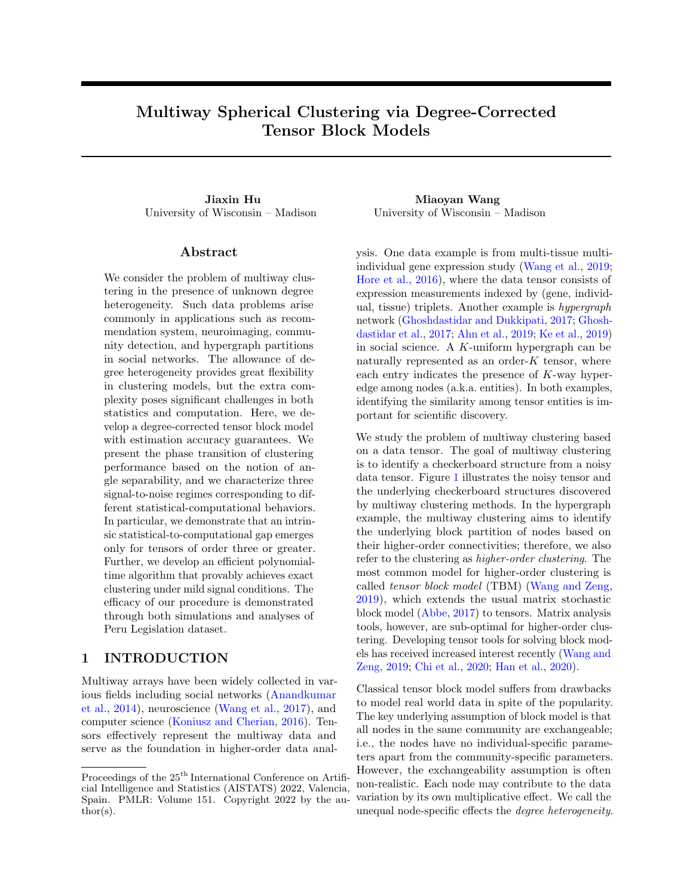# Multiway Spherical Clustering via Degree-Corrected Tensor Block Models

**Jiaxin Hu**
University of Wisconsin – Madison

**Miaoyan Wang**
University of Wisconsin – Madison

## Abstract

We consider the problem of multiway clustering in the presence of unknown degree heterogeneity. Such data problems arise commonly in applications such as recommendation system, neuroimaging, community detection, and hypergraph partitions in social networks. The allowance of degree heterogeneity provides great flexibility in clustering models, but the extra complexity poses significant challenges in both statistics and computation. Here, we develop a degree-corrected tensor block model with estimation accuracy guarantees. We present the phase transition of clustering performance based on the notion of angle separability, and we characterize three signal-to-noise regimes corresponding to different statistical-computational behaviors. In particular, we demonstrate that an intrinsic statistical-to-computational gap emerges only for tensors of order three or greater. Further, we develop an efficient polynomial-time algorithm that provably achieves exact clustering under mild signal conditions. The efficacy of our procedure is demonstrated through both simulations and analyses of Peru Legislation dataset.

## 1 INTRODUCTION

Multiway arrays have been widely collected in various fields including social networks (Anandkumar et al., 2014), neuroscience (Wang et al., 2017), and computer science (Koniusz and Cherian, 2016). Tensors effectively represent the multiway data and serve as the foundation in higher-order data analysis. One data example is from multi-tissue multi-individual gene expression study (Wang et al., 2019; Hore et al., 2016), where the data tensor consists of expression measurements indexed by (gene, individual, tissue) triplets. Another example is *hypergraph* network (Ghoshdastidar and Dukkipati, 2017; Ghoshdastidar et al., 2017; Ahn et al., 2019; Ke et al., 2019) in social science. A $K$-uniform hypergraph can be naturally represented as an order-$K$ tensor, where each entry indicates the presence of $K$-way hyperedge among nodes (a.k.a. entities). In both examples, identifying the similarity among tensor entities is important for scientific discovery.

We study the problem of multiway clustering based on a data tensor. The goal of multiway clustering is to identify a checkerboard structure from a noisy data tensor. Figure 1 illustrates the noisy tensor and the underlying checkerboard structures discovered by multiway clustering methods. In the hypergraph example, the multiway clustering aims to identify the underlying block partition of nodes based on their higher-order connectivities; therefore, we also refer to the clustering as *higher-order clustering*. The most common model for higher-order clustering is called *tensor block model* (TBM) (Wang and Zeng, 2019), which extends the usual matrix stochastic block model (Abbe, 2017) to tensors. Matrix analysis tools, however, are sub-optimal for higher-order clustering. Developing tensor tools for solving block models has received increased interest recently (Wang and Zeng, 2019; Chi et al., 2020; Han et al., 2020).

Classical tensor block model suffers from drawbacks to model real world data in spite of the popularity. The key underlying assumption of block model is that all nodes in the same community are exchangeable; i.e., the nodes have no individual-specific parameters apart from the community-specific parameters. However, the exchangeability assumption is often non-realistic. Each node may contribute to the data variation by its own multiplicative effect. We call the unequal node-specific effects the *degree heterogeneity*.

Proceedings of the 25th International Conference on Artificial Intelligence and Statistics (AISTATS) 2022, Valencia, Spain. PMLR: Volume 151. Copyright 2022 by the author(s).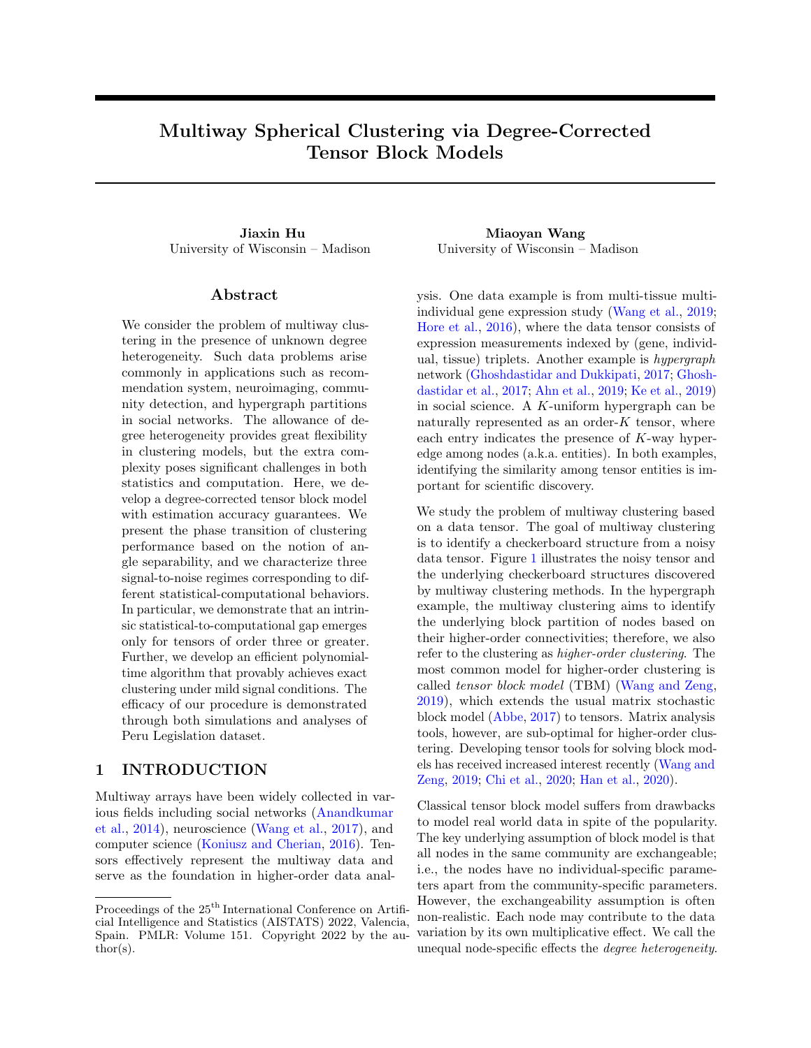# Multiway Spherical Clustering via Degree-Corrected Tensor Block Models

**Jiaxin Hu**
University of Wisconsin – Madison

**Miaoyan Wang**
University of Wisconsin – Madison

## Abstract

We consider the problem of multiway clustering in the presence of unknown degree heterogeneity. Such data problems arise commonly in applications such as recommendation system, neuroimaging, community detection, and hypergraph partitions in social networks. The allowance of degree heterogeneity provides great flexibility in clustering models, but the extra complexity poses significant challenges in both statistics and computation. Here, we develop a degree-corrected tensor block model with estimation accuracy guarantees. We present the phase transition of clustering performance based on the notion of angle separability, and we characterize three signal-to-noise regimes corresponding to different statistical-computational behaviors. In particular, we demonstrate that an intrinsic statistical-to-computational gap emerges only for tensors of order three or greater. Further, we develop an efficient polynomial-time algorithm that provably achieves exact clustering under mild signal conditions. The efficacy of our procedure is demonstrated through both simulations and analyses of Peru Legislation dataset.

## 1 INTRODUCTION

Multiway arrays have been widely collected in various fields including social networks (Anandkumar et al., 2014), neuroscience (Wang et al., 2017), and computer science (Koniusz and Cherian, 2016). Tensors effectively represent the multiway data and serve as the foundation in higher-order data analysis. One data example is from multi-tissue multi-individual gene expression study (Wang et al., 2019; Hore et al., 2016), where the data tensor consists of expression measurements indexed by (gene, individual, tissue) triplets. Another example is *hypergraph* network (Ghoshdastidar and Dukkipati, 2017; Ghoshdastidar et al., 2017; Ahn et al., 2019; Ke et al., 2019) in social science. A $K$-uniform hypergraph can be naturally represented as an order-$K$ tensor, where each entry indicates the presence of $K$-way hyperedge among nodes (a.k.a. entities). In both examples, identifying the similarity among tensor entities is important for scientific discovery.

We study the problem of multiway clustering based on a data tensor. The goal of multiway clustering is to identify a checkerboard structure from a noisy data tensor. Figure 1 illustrates the noisy tensor and the underlying checkerboard structures discovered by multiway clustering methods. In the hypergraph example, the multiway clustering aims to identify the underlying block partition of nodes based on their higher-order connectivities; therefore, we also refer to the clustering as *higher-order clustering*. The most common model for higher-order clustering is called *tensor block model* (TBM) (Wang and Zeng, 2019), which extends the usual matrix stochastic block model (Abbe, 2017) to tensors. Matrix analysis tools, however, are sub-optimal for higher-order clustering. Developing tensor tools for solving block models has received increased interest recently (Wang and Zeng, 2019; Chi et al., 2020; Han et al., 2020).

Classical tensor block model suffers from drawbacks to model real world data in spite of the popularity. The key underlying assumption of block model is that all nodes in the same community are exchangeable; i.e., the nodes have no individual-specific parameters apart from the community-specific parameters. However, the exchangeability assumption is often non-realistic. Each node may contribute to the data variation by its own multiplicative effect. We call the unequal node-specific effects the *degree heterogeneity*.

Proceedings of the 25[th] International Conference on Artificial Intelligence and Statistics (AISTATS) 2022, Valencia, Spain. PMLR: Volume 151. Copyright 2022 by the author(s).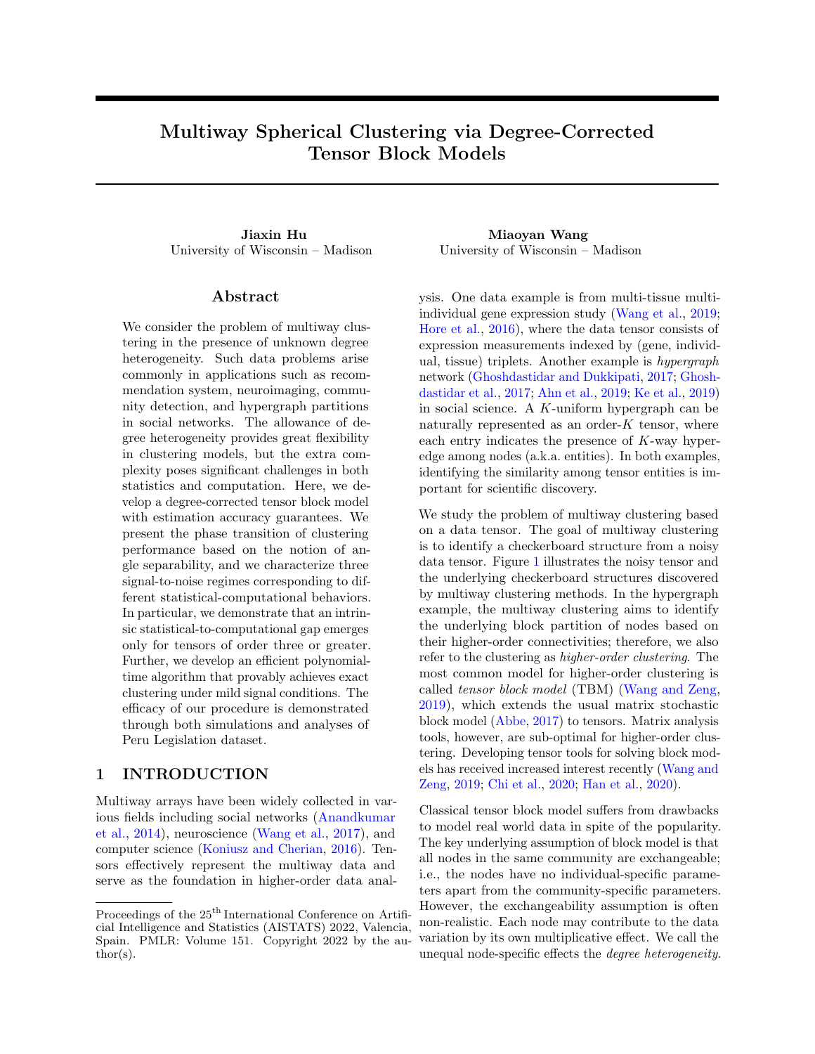# Multiway Spherical Clustering via Degree-Corrected Tensor Block Models

**Jiaxin Hu**
University of Wisconsin – Madison

**Miaoyan Wang**
University of Wisconsin – Madison

## Abstract

We consider the problem of multiway clustering in the presence of unknown degree heterogeneity. Such data problems arise commonly in applications such as recommendation system, neuroimaging, community detection, and hypergraph partitions in social networks. The allowance of degree heterogeneity provides great flexibility in clustering models, but the extra complexity poses significant challenges in both statistics and computation. Here, we develop a degree-corrected tensor block model with estimation accuracy guarantees. We present the phase transition of clustering performance based on the notion of angle separability, and we characterize three signal-to-noise regimes corresponding to different statistical-computational behaviors. In particular, we demonstrate that an intrinsic statistical-to-computational gap emerges only for tensors of order three or greater. Further, we develop an efficient polynomial-time algorithm that provably achieves exact clustering under mild signal conditions. The efficacy of our procedure is demonstrated through both simulations and analyses of Peru Legislation dataset.

## 1 INTRODUCTION

Multiway arrays have been widely collected in various fields including social networks (Anandkumar et al., 2014), neuroscience (Wang et al., 2017), and computer science (Koniusz and Cherian, 2016). Tensors effectively represent the multiway data and serve as the foundation in higher-order data analysis. One data example is from multi-tissue multi-individual gene expression study (Wang et al., 2019; Hore et al., 2016), where the data tensor consists of expression measurements indexed by (gene, individual, tissue) triplets. Another example is *hypergraph* network (Ghoshdastidar and Dukkipati, 2017; Ghoshdastidar et al., 2017; Ahn et al., 2019; Ke et al., 2019) in social science. A $K$-uniform hypergraph can be naturally represented as an order-$K$ tensor, where each entry indicates the presence of $K$-way hyperedge among nodes (a.k.a. entities). In both examples, identifying the similarity among tensor entities is important for scientific discovery.

We study the problem of multiway clustering based on a data tensor. The goal of multiway clustering is to identify a checkerboard structure from a noisy data tensor. Figure 1 illustrates the noisy tensor and the underlying checkerboard structures discovered by multiway clustering methods. In the hypergraph example, the multiway clustering aims to identify the underlying block partition of nodes based on their higher-order connectivities; therefore, we also refer to the clustering as *higher-order clustering*. The most common model for higher-order clustering is called *tensor block model* (TBM) (Wang and Zeng, 2019), which extends the usual matrix stochastic block model (Abbe, 2017) to tensors. Matrix analysis tools, however, are sub-optimal for higher-order clustering. Developing tensor tools for solving block models has received increased interest recently (Wang and Zeng, 2019; Chi et al., 2020; Han et al., 2020).

Classical tensor block model suffers from drawbacks to model real world data in spite of the popularity. The key underlying assumption of block model is that all nodes in the same community are exchangeable; i.e., the nodes have no individual-specific parameters apart from the community-specific parameters. However, the exchangeability assumption is often non-realistic. Each node may contribute to the data variation by its own multiplicative effect. We call the unequal node-specific effects the *degree heterogeneity*.

Proceedings of the 25[th] International Conference on Artificial Intelligence and Statistics (AISTATS) 2022, Valencia, Spain. PMLR: Volume 151. Copyright 2022 by the author(s).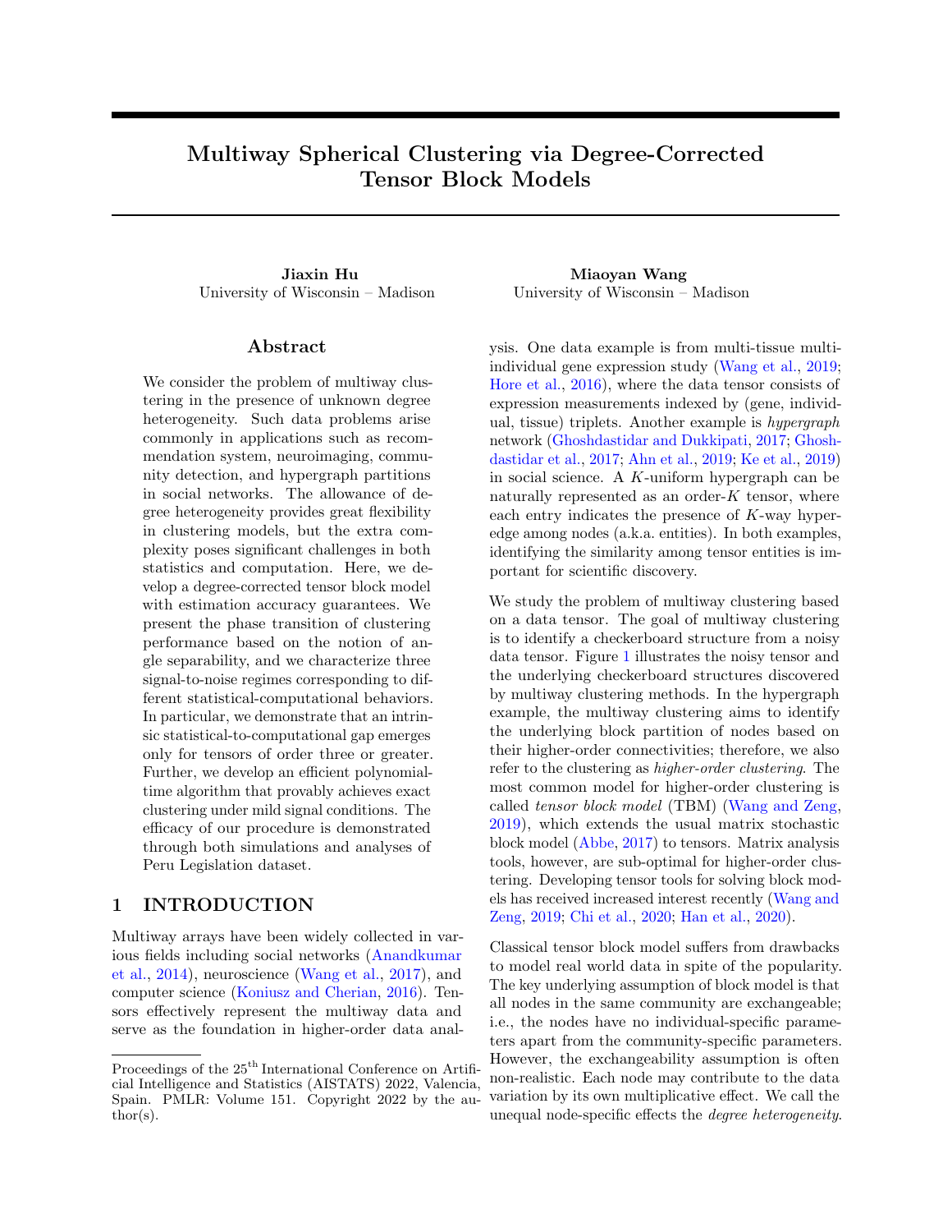# Multiway Spherical Clustering via Degree-Corrected Tensor Block Models

**Jiaxin Hu**
University of Wisconsin – Madison

**Miaoyan Wang**
University of Wisconsin – Madison

## Abstract

We consider the problem of multiway clustering in the presence of unknown degree heterogeneity. Such data problems arise commonly in applications such as recommendation system, neuroimaging, community detection, and hypergraph partitions in social networks. The allowance of degree heterogeneity provides great flexibility in clustering models, but the extra complexity poses significant challenges in both statistics and computation. Here, we develop a degree-corrected tensor block model with estimation accuracy guarantees. We present the phase transition of clustering performance based on the notion of angle separability, and we characterize three signal-to-noise regimes corresponding to different statistical-computational behaviors. In particular, we demonstrate that an intrinsic statistical-to-computational gap emerges only for tensors of order three or greater. Further, we develop an efficient polynomial-time algorithm that provably achieves exact clustering under mild signal conditions. The efficacy of our procedure is demonstrated through both simulations and analyses of Peru Legislation dataset.

## 1 INTRODUCTION

Multiway arrays have been widely collected in various fields including social networks (Anandkumar et al., 2014), neuroscience (Wang et al., 2017), and computer science (Koniusz and Cherian, 2016). Tensors effectively represent the multiway data and serve as the foundation in higher-order data analysis. One data example is from multi-tissue multi-individual gene expression study (Wang et al., 2019; Hore et al., 2016), where the data tensor consists of expression measurements indexed by (gene, individual, tissue) triplets. Another example is *hypergraph* network (Ghoshdastidar and Dukkipati, 2017; Ghoshdastidar et al., 2017; Ahn et al., 2019; Ke et al., 2019) in social science. A $K$-uniform hypergraph can be naturally represented as an order-$K$ tensor, where each entry indicates the presence of $K$-way hyperedge among nodes (a.k.a. entities). In both examples, identifying the similarity among tensor entities is important for scientific discovery.

We study the problem of multiway clustering based on a data tensor. The goal of multiway clustering is to identify a checkerboard structure from a noisy data tensor. Figure 1 illustrates the noisy tensor and the underlying checkerboard structures discovered by multiway clustering methods. In the hypergraph example, the multiway clustering aims to identify the underlying block partition of nodes based on their higher-order connectivities; therefore, we also refer to the clustering as *higher-order clustering*. The most common model for higher-order clustering is called *tensor block model* (TBM) (Wang and Zeng, 2019), which extends the usual matrix stochastic block model (Abbe, 2017) to tensors. Matrix analysis tools, however, are sub-optimal for higher-order clustering. Developing tensor tools for solving block models has received increased interest recently (Wang and Zeng, 2019; Chi et al., 2020; Han et al., 2020).

Classical tensor block model suffers from drawbacks to model real world data in spite of the popularity. The key underlying assumption of block model is that all nodes in the same community are exchangeable; i.e., the nodes have no individual-specific parameters apart from the community-specific parameters. However, the exchangeability assumption is often non-realistic. Each node may contribute to the data variation by its own multiplicative effect. We call the unequal node-specific effects the *degree heterogeneity*.

Proceedings of the 25th International Conference on Artificial Intelligence and Statistics (AISTATS) 2022, Valencia, Spain. PMLR: Volume 151. Copyright 2022 by the author(s).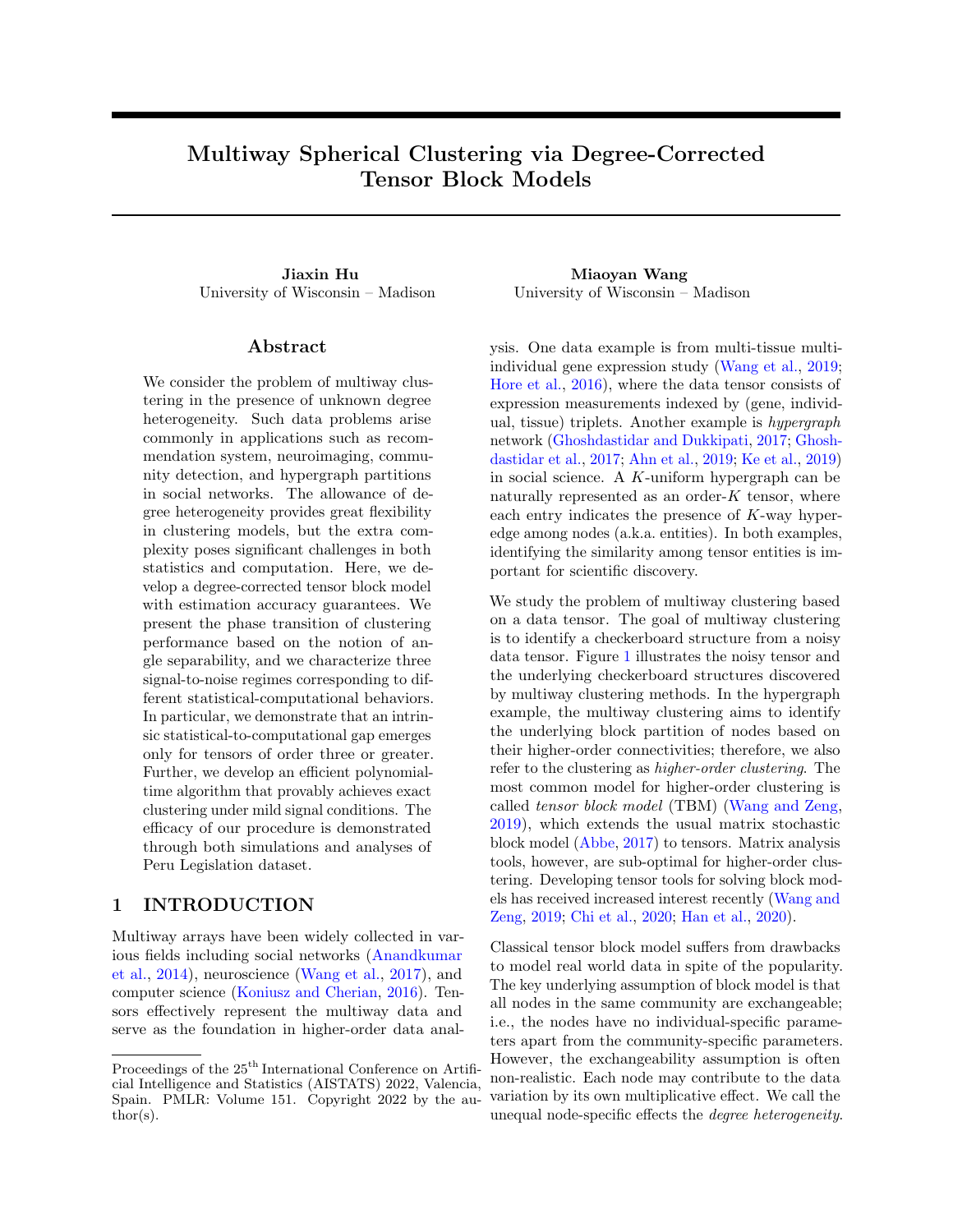# Multiway Spherical Clustering via Degree-Corrected Tensor Block Models

**Jiaxin Hu**
University of Wisconsin – Madison

**Miaoyan Wang**
University of Wisconsin – Madison

## Abstract

We consider the problem of multiway clustering in the presence of unknown degree heterogeneity. Such data problems arise commonly in applications such as recommendation system, neuroimaging, community detection, and hypergraph partitions in social networks. The allowance of degree heterogeneity provides great flexibility in clustering models, but the extra complexity poses significant challenges in both statistics and computation. Here, we develop a degree-corrected tensor block model with estimation accuracy guarantees. We present the phase transition of clustering performance based on the notion of angle separability, and we characterize three signal-to-noise regimes corresponding to different statistical-computational behaviors. In particular, we demonstrate that an intrinsic statistical-to-computational gap emerges only for tensors of order three or greater. Further, we develop an efficient polynomial-time algorithm that provably achieves exact clustering under mild signal conditions. The efficacy of our procedure is demonstrated through both simulations and analyses of Peru Legislation dataset.

## 1 INTRODUCTION

Multiway arrays have been widely collected in various fields including social networks (Anandkumar et al., 2014), neuroscience (Wang et al., 2017), and computer science (Koniusz and Cherian, 2016). Tensors effectively represent the multiway data and serve as the foundation in higher-order data analysis. One data example is from multi-tissue multi-individual gene expression study (Wang et al., 2019; Hore et al., 2016), where the data tensor consists of expression measurements indexed by (gene, individual, tissue) triplets. Another example is *hypergraph* network (Ghoshdastidar and Dukkipati, 2017; Ghoshdastidar et al., 2017; Ahn et al., 2019; Ke et al., 2019) in social science. A $K$-uniform hypergraph can be naturally represented as an order-$K$ tensor, where each entry indicates the presence of $K$-way hyperedge among nodes (a.k.a. entities). In both examples, identifying the similarity among tensor entities is important for scientific discovery.

We study the problem of multiway clustering based on a data tensor. The goal of multiway clustering is to identify a checkerboard structure from a noisy data tensor. Figure 1 illustrates the noisy tensor and the underlying checkerboard structures discovered by multiway clustering methods. In the hypergraph example, the multiway clustering aims to identify the underlying block partition of nodes based on their higher-order connectivities; therefore, we also refer to the clustering as *higher-order clustering*. The most common model for higher-order clustering is called *tensor block model* (TBM) (Wang and Zeng, 2019), which extends the usual matrix stochastic block model (Abbe, 2017) to tensors. Matrix analysis tools, however, are sub-optimal for higher-order clustering. Developing tensor tools for solving block models has received increased interest recently (Wang and Zeng, 2019; Chi et al., 2020; Han et al., 2020).

Classical tensor block model suffers from drawbacks to model real world data in spite of the popularity. The key underlying assumption of block model is that all nodes in the same community are exchangeable; i.e., the nodes have no individual-specific parameters apart from the community-specific parameters. However, the exchangeability assumption is often non-realistic. Each node may contribute to the data variation by its own multiplicative effect. We call the unequal node-specific effects the *degree heterogeneity*.

Proceedings of the 25th International Conference on Artificial Intelligence and Statistics (AISTATS) 2022, Valencia, Spain. PMLR: Volume 151. Copyright 2022 by the author(s).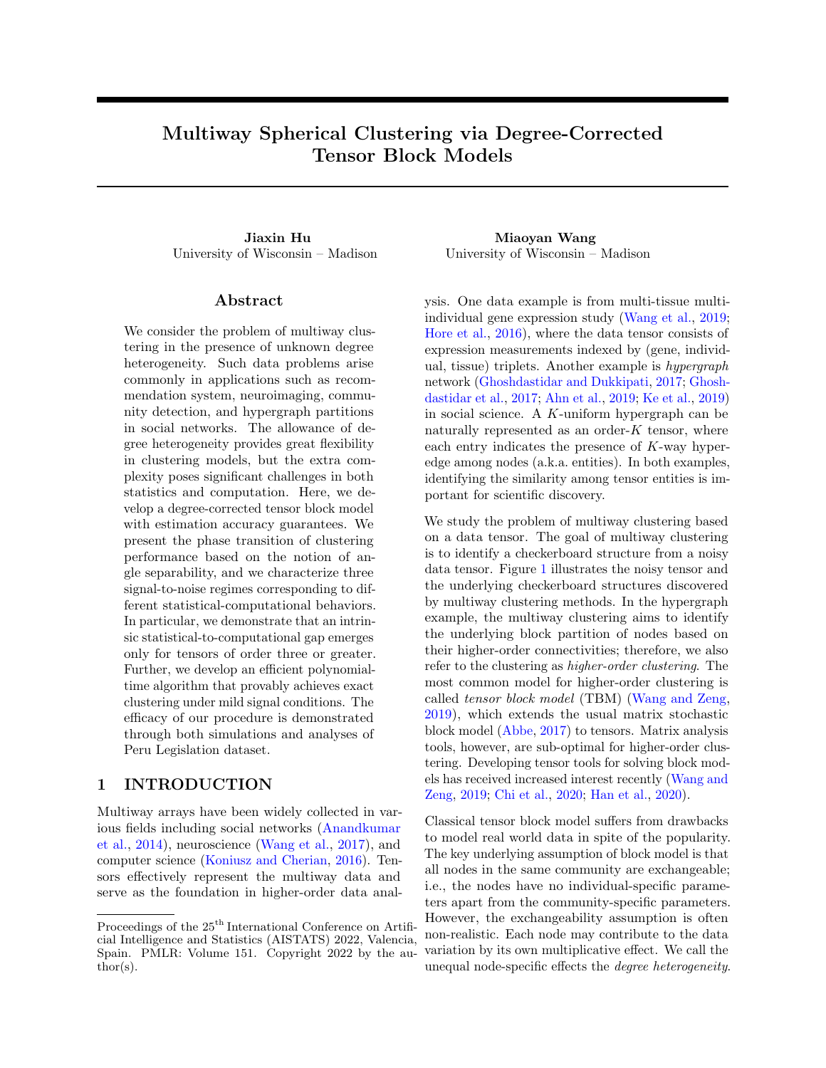# Multiway Spherical Clustering via Degree-Corrected Tensor Block Models

**Jiaxin Hu**
University of Wisconsin – Madison

**Miaoyan Wang**
University of Wisconsin – Madison

## Abstract

We consider the problem of multiway clustering in the presence of unknown degree heterogeneity. Such data problems arise commonly in applications such as recommendation system, neuroimaging, community detection, and hypergraph partitions in social networks. The allowance of degree heterogeneity provides great flexibility in clustering models, but the extra complexity poses significant challenges in both statistics and computation. Here, we develop a degree-corrected tensor block model with estimation accuracy guarantees. We present the phase transition of clustering performance based on the notion of angle separability, and we characterize three signal-to-noise regimes corresponding to different statistical-computational behaviors. In particular, we demonstrate that an intrinsic statistical-to-computational gap emerges only for tensors of order three or greater. Further, we develop an efficient polynomial-time algorithm that provably achieves exact clustering under mild signal conditions. The efficacy of our procedure is demonstrated through both simulations and analyses of Peru Legislation dataset.

## 1 INTRODUCTION

Multiway arrays have been widely collected in various fields including social networks (Anandkumar et al., 2014), neuroscience (Wang et al., 2017), and computer science (Koniusz and Cherian, 2016). Tensors effectively represent the multiway data and serve as the foundation in higher-order data analysis. One data example is from multi-tissue multi-individual gene expression study (Wang et al., 2019; Hore et al., 2016), where the data tensor consists of expression measurements indexed by (gene, individual, tissue) triplets. Another example is *hypergraph* network (Ghoshdastidar and Dukkipati, 2017; Ghoshdastidar et al., 2017; Ahn et al., 2019; Ke et al., 2019) in social science. A $K$-uniform hypergraph can be naturally represented as an order-$K$ tensor, where each entry indicates the presence of $K$-way hyperedge among nodes (a.k.a. entities). In both examples, identifying the similarity among tensor entities is important for scientific discovery.

We study the problem of multiway clustering based on a data tensor. The goal of multiway clustering is to identify a checkerboard structure from a noisy data tensor. Figure 1 illustrates the noisy tensor and the underlying checkerboard structures discovered by multiway clustering methods. In the hypergraph example, the multiway clustering aims to identify the underlying block partition of nodes based on their higher-order connectivities; therefore, we also refer to the clustering as *higher-order clustering*. The most common model for higher-order clustering is called *tensor block model* (TBM) (Wang and Zeng, 2019), which extends the usual matrix stochastic block model (Abbe, 2017) to tensors. Matrix analysis tools, however, are sub-optimal for higher-order clustering. Developing tensor tools for solving block models has received increased interest recently (Wang and Zeng, 2019; Chi et al., 2020; Han et al., 2020).

Classical tensor block model suffers from drawbacks to model real world data in spite of the popularity. The key underlying assumption of block model is that all nodes in the same community are exchangeable; i.e., the nodes have no individual-specific parameters apart from the community-specific parameters. However, the exchangeability assumption is often non-realistic. Each node may contribute to the data variation by its own multiplicative effect. We call the unequal node-specific effects the *degree heterogeneity*.

Proceedings of the 25[th] International Conference on Artificial Intelligence and Statistics (AISTATS) 2022, Valencia, Spain. PMLR: Volume 151. Copyright 2022 by the author(s).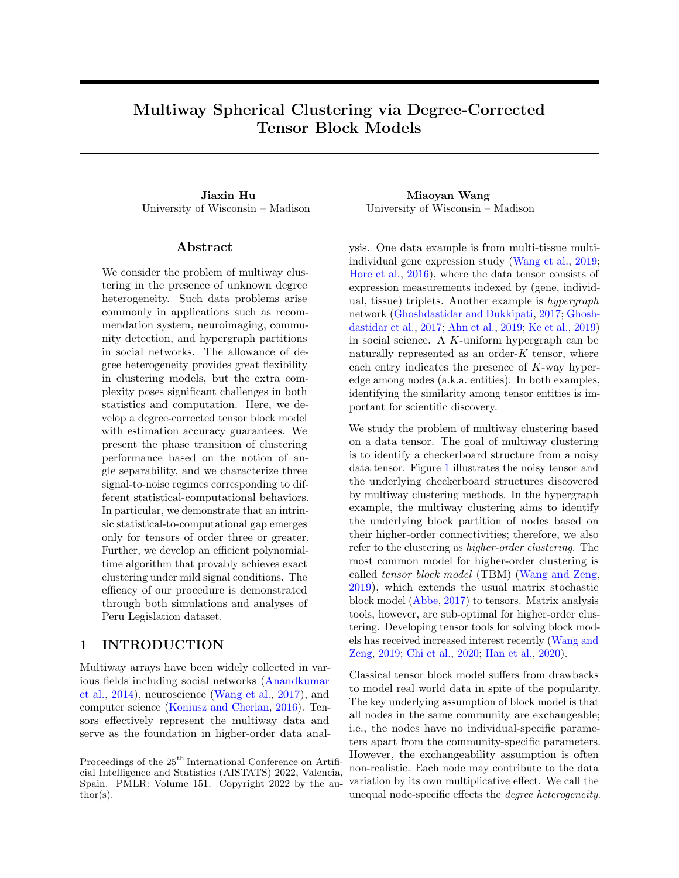# Multiway Spherical Clustering via Degree-Corrected Tensor Block Models

**Jiaxin Hu**
University of Wisconsin – Madison

**Miaoyan Wang**
University of Wisconsin – Madison

## Abstract

We consider the problem of multiway clustering in the presence of unknown degree heterogeneity. Such data problems arise commonly in applications such as recommendation system, neuroimaging, community detection, and hypergraph partitions in social networks. The allowance of degree heterogeneity provides great flexibility in clustering models, but the extra complexity poses significant challenges in both statistics and computation. Here, we develop a degree-corrected tensor block model with estimation accuracy guarantees. We present the phase transition of clustering performance based on the notion of angle separability, and we characterize three signal-to-noise regimes corresponding to different statistical-computational behaviors. In particular, we demonstrate that an intrinsic statistical-to-computational gap emerges only for tensors of order three or greater. Further, we develop an efficient polynomial-time algorithm that provably achieves exact clustering under mild signal conditions. The efficacy of our procedure is demonstrated through both simulations and analyses of Peru Legislation dataset.

## 1 INTRODUCTION

Multiway arrays have been widely collected in various fields including social networks (Anandkumar et al., 2014), neuroscience (Wang et al., 2017), and computer science (Koniusz and Cherian, 2016). Tensors effectively represent the multiway data and serve as the foundation in higher-order data analysis. One data example is from multi-tissue multi-individual gene expression study (Wang et al., 2019; Hore et al., 2016), where the data tensor consists of expression measurements indexed by (gene, individual, tissue) triplets. Another example is *hypergraph* network (Ghoshdastidar and Dukkipati, 2017; Ghoshdastidar et al., 2017; Ahn et al., 2019; Ke et al., 2019) in social science. A $K$-uniform hypergraph can be naturally represented as an order-$K$ tensor, where each entry indicates the presence of $K$-way hyperedge among nodes (a.k.a. entities). In both examples, identifying the similarity among tensor entities is important for scientific discovery.

We study the problem of multiway clustering based on a data tensor. The goal of multiway clustering is to identify a checkerboard structure from a noisy data tensor. Figure 1 illustrates the noisy tensor and the underlying checkerboard structures discovered by multiway clustering methods. In the hypergraph example, the multiway clustering aims to identify the underlying block partition of nodes based on their higher-order connectivities; therefore, we also refer to the clustering as *higher-order clustering*. The most common model for higher-order clustering is called *tensor block model* (TBM) (Wang and Zeng, 2019), which extends the usual matrix stochastic block model (Abbe, 2017) to tensors. Matrix analysis tools, however, are sub-optimal for higher-order clustering. Developing tensor tools for solving block models has received increased interest recently (Wang and Zeng, 2019; Chi et al., 2020; Han et al., 2020).

Classical tensor block model suffers from drawbacks to model real world data in spite of the popularity. The key underlying assumption of block model is that all nodes in the same community are exchangeable; i.e., the nodes have no individual-specific parameters apart from the community-specific parameters. However, the exchangeability assumption is often non-realistic. Each node may contribute to the data variation by its own multiplicative effect. We call the unequal node-specific effects the *degree heterogeneity*.

Proceedings of the 25[th] International Conference on Artificial Intelligence and Statistics (AISTATS) 2022, Valencia, Spain. PMLR: Volume 151. Copyright 2022 by the author(s).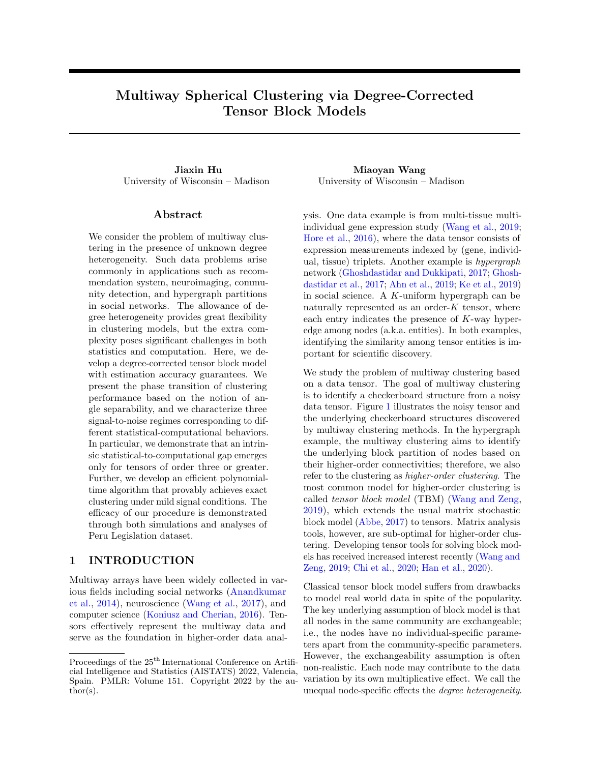# Multiway Spherical Clustering via Degree-Corrected Tensor Block Models

**Jiaxin Hu**
University of Wisconsin – Madison

**Miaoyan Wang**
University of Wisconsin – Madison

## Abstract

We consider the problem of multiway clustering in the presence of unknown degree heterogeneity. Such data problems arise commonly in applications such as recommendation system, neuroimaging, community detection, and hypergraph partitions in social networks. The allowance of degree heterogeneity provides great flexibility in clustering models, but the extra complexity poses significant challenges in both statistics and computation. Here, we develop a degree-corrected tensor block model with estimation accuracy guarantees. We present the phase transition of clustering performance based on the notion of angle separability, and we characterize three signal-to-noise regimes corresponding to different statistical-computational behaviors. In particular, we demonstrate that an intrinsic statistical-to-computational gap emerges only for tensors of order three or greater. Further, we develop an efficient polynomial-time algorithm that provably achieves exact clustering under mild signal conditions. The efficacy of our procedure is demonstrated through both simulations and analyses of Peru Legislation dataset.

## 1 INTRODUCTION

Multiway arrays have been widely collected in various fields including social networks (Anandkumar et al., 2014), neuroscience (Wang et al., 2017), and computer science (Koniusz and Cherian, 2016). Tensors effectively represent the multiway data and serve as the foundation in higher-order data analysis. One data example is from multi-tissue multi-individual gene expression study (Wang et al., 2019; Hore et al., 2016), where the data tensor consists of expression measurements indexed by (gene, individual, tissue) triplets. Another example is *hypergraph* network (Ghoshdastidar and Dukkipati, 2017; Ghoshdastidar et al., 2017; Ahn et al., 2019; Ke et al., 2019) in social science. A $K$-uniform hypergraph can be naturally represented as an order-$K$ tensor, where each entry indicates the presence of $K$-way hyperedge among nodes (a.k.a. entities). In both examples, identifying the similarity among tensor entities is important for scientific discovery.

We study the problem of multiway clustering based on a data tensor. The goal of multiway clustering is to identify a checkerboard structure from a noisy data tensor. Figure 1 illustrates the noisy tensor and the underlying checkerboard structures discovered by multiway clustering methods. In the hypergraph example, the multiway clustering aims to identify the underlying block partition of nodes based on their higher-order connectivities; therefore, we also refer to the clustering as *higher-order clustering*. The most common model for higher-order clustering is called *tensor block model* (TBM) (Wang and Zeng, 2019), which extends the usual matrix stochastic block model (Abbe, 2017) to tensors. Matrix analysis tools, however, are sub-optimal for higher-order clustering. Developing tensor tools for solving block models has received increased interest recently (Wang and Zeng, 2019; Chi et al., 2020; Han et al., 2020).

Classical tensor block model suffers from drawbacks to model real world data in spite of the popularity. The key underlying assumption of block model is that all nodes in the same community are exchangeable; i.e., the nodes have no individual-specific parameters apart from the community-specific parameters. However, the exchangeability assumption is often non-realistic. Each node may contribute to the data variation by its own multiplicative effect. We call the unequal node-specific effects the *degree heterogeneity*.

Proceedings of the 25th International Conference on Artificial Intelligence and Statistics (AISTATS) 2022, Valencia, Spain. PMLR: Volume 151. Copyright 2022 by the author(s).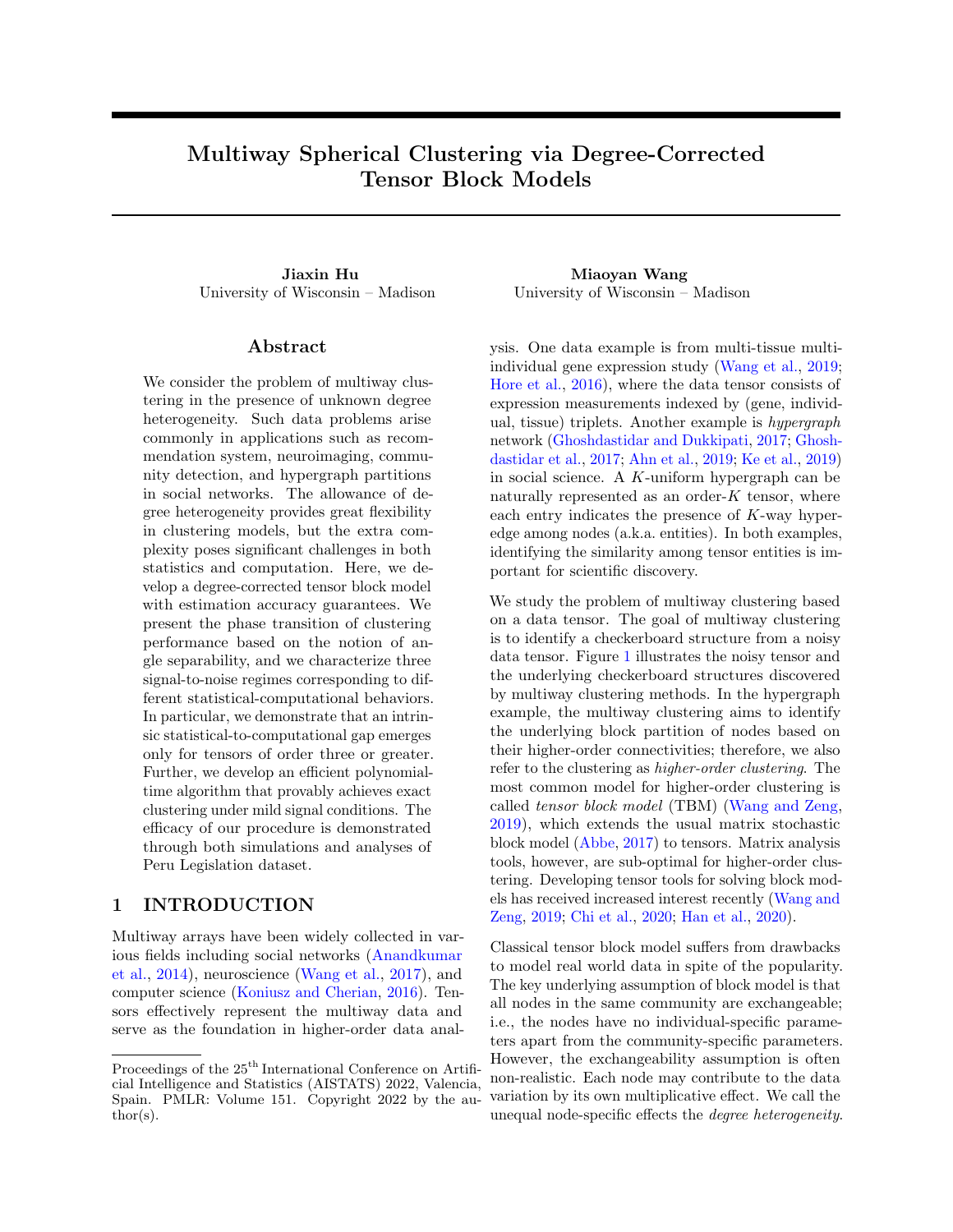# Multiway Spherical Clustering via Degree-Corrected Tensor Block Models

**Jiaxin Hu**
University of Wisconsin – Madison

**Miaoyan Wang**
University of Wisconsin – Madison

## Abstract

We consider the problem of multiway clustering in the presence of unknown degree heterogeneity. Such data problems arise commonly in applications such as recommendation system, neuroimaging, community detection, and hypergraph partitions in social networks. The allowance of degree heterogeneity provides great flexibility in clustering models, but the extra complexity poses significant challenges in both statistics and computation. Here, we develop a degree-corrected tensor block model with estimation accuracy guarantees. We present the phase transition of clustering performance based on the notion of angle separability, and we characterize three signal-to-noise regimes corresponding to different statistical-computational behaviors. In particular, we demonstrate that an intrinsic statistical-to-computational gap emerges only for tensors of order three or greater. Further, we develop an efficient polynomial-time algorithm that provably achieves exact clustering under mild signal conditions. The efficacy of our procedure is demonstrated through both simulations and analyses of Peru Legislation dataset.

## 1 INTRODUCTION

Multiway arrays have been widely collected in various fields including social networks (Anandkumar et al., 2014), neuroscience (Wang et al., 2017), and computer science (Koniusz and Cherian, 2016). Tensors effectively represent the multiway data and serve as the foundation in higher-order data analysis. One data example is from multi-tissue multi-individual gene expression study (Wang et al., 2019; Hore et al., 2016), where the data tensor consists of expression measurements indexed by (gene, individual, tissue) triplets. Another example is *hypergraph* network (Ghoshdastidar and Dukkipati, 2017; Ghoshdastidar et al., 2017; Ahn et al., 2019; Ke et al., 2019) in social science. A $K$-uniform hypergraph can be naturally represented as an order-$K$ tensor, where each entry indicates the presence of $K$-way hyperedge among nodes (a.k.a. entities). In both examples, identifying the similarity among tensor entities is important for scientific discovery.

We study the problem of multiway clustering based on a data tensor. The goal of multiway clustering is to identify a checkerboard structure from a noisy data tensor. Figure 1 illustrates the noisy tensor and the underlying checkerboard structures discovered by multiway clustering methods. In the hypergraph example, the multiway clustering aims to identify the underlying block partition of nodes based on their higher-order connectivities; therefore, we also refer to the clustering as *higher-order clustering*. The most common model for higher-order clustering is called *tensor block model* (TBM) (Wang and Zeng, 2019), which extends the usual matrix stochastic block model (Abbe, 2017) to tensors. Matrix analysis tools, however, are sub-optimal for higher-order clustering. Developing tensor tools for solving block models has received increased interest recently (Wang and Zeng, 2019; Chi et al., 2020; Han et al., 2020).

Classical tensor block model suffers from drawbacks to model real world data in spite of the popularity. The key underlying assumption of block model is that all nodes in the same community are exchangeable; i.e., the nodes have no individual-specific parameters apart from the community-specific parameters. However, the exchangeability assumption is often non-realistic. Each node may contribute to the data variation by its own multiplicative effect. We call the unequal node-specific effects the *degree heterogeneity*.

Proceedings of the 25[th] International Conference on Artificial Intelligence and Statistics (AISTATS) 2022, Valencia, Spain. PMLR: Volume 151. Copyright 2022 by the author(s).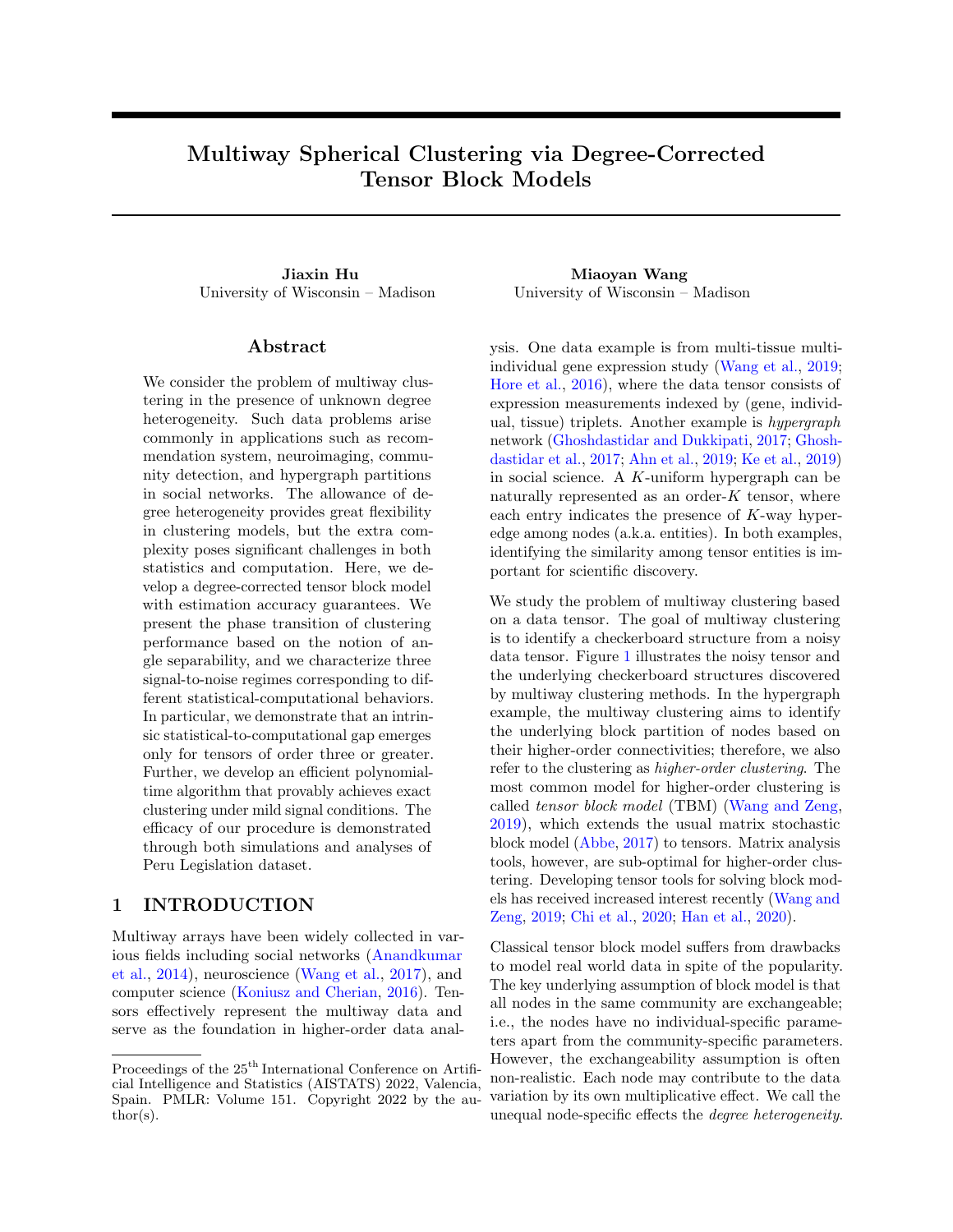# Multiway Spherical Clustering via Degree-Corrected Tensor Block Models

**Jiaxin Hu**
University of Wisconsin – Madison

**Miaoyan Wang**
University of Wisconsin – Madison

## Abstract

We consider the problem of multiway clustering in the presence of unknown degree heterogeneity. Such data problems arise commonly in applications such as recommendation system, neuroimaging, community detection, and hypergraph partitions in social networks. The allowance of degree heterogeneity provides great flexibility in clustering models, but the extra complexity poses significant challenges in both statistics and computation. Here, we develop a degree-corrected tensor block model with estimation accuracy guarantees. We present the phase transition of clustering performance based on the notion of angle separability, and we characterize three signal-to-noise regimes corresponding to different statistical-computational behaviors. In particular, we demonstrate that an intrinsic statistical-to-computational gap emerges only for tensors of order three or greater. Further, we develop an efficient polynomial-time algorithm that provably achieves exact clustering under mild signal conditions. The efficacy of our procedure is demonstrated through both simulations and analyses of Peru Legislation dataset.

## 1 INTRODUCTION

Multiway arrays have been widely collected in various fields including social networks (Anandkumar et al., 2014), neuroscience (Wang et al., 2017), and computer science (Koniusz and Cherian, 2016). Tensors effectively represent the multiway data and serve as the foundation in higher-order data analysis. One data example is from multi-tissue multi-individual gene expression study (Wang et al., 2019; Hore et al., 2016), where the data tensor consists of expression measurements indexed by (gene, individual, tissue) triplets. Another example is *hypergraph* network (Ghoshdastidar and Dukkipati, 2017; Ghoshdastidar et al., 2017; Ahn et al., 2019; Ke et al., 2019) in social science. A $K$-uniform hypergraph can be naturally represented as an order-$K$ tensor, where each entry indicates the presence of $K$-way hyperedge among nodes (a.k.a. entities). In both examples, identifying the similarity among tensor entities is important for scientific discovery.

We study the problem of multiway clustering based on a data tensor. The goal of multiway clustering is to identify a checkerboard structure from a noisy data tensor. Figure 1 illustrates the noisy tensor and the underlying checkerboard structures discovered by multiway clustering methods. In the hypergraph example, the multiway clustering aims to identify the underlying block partition of nodes based on their higher-order connectivities; therefore, we also refer to the clustering as *higher-order clustering*. The most common model for higher-order clustering is called *tensor block model* (TBM) (Wang and Zeng, 2019), which extends the usual matrix stochastic block model (Abbe, 2017) to tensors. Matrix analysis tools, however, are sub-optimal for higher-order clustering. Developing tensor tools for solving block models has received increased interest recently (Wang and Zeng, 2019; Chi et al., 2020; Han et al., 2020).

Classical tensor block model suffers from drawbacks to model real world data in spite of the popularity. The key underlying assumption of block model is that all nodes in the same community are exchangeable; i.e., the nodes have no individual-specific parameters apart from the community-specific parameters. However, the exchangeability assumption is often non-realistic. Each node may contribute to the data variation by its own multiplicative effect. We call the unequal node-specific effects the *degree heterogeneity*.

Proceedings of the 25[th] International Conference on Artificial Intelligence and Statistics (AISTATS) 2022, Valencia, Spain. PMLR: Volume 151. Copyright 2022 by the author(s).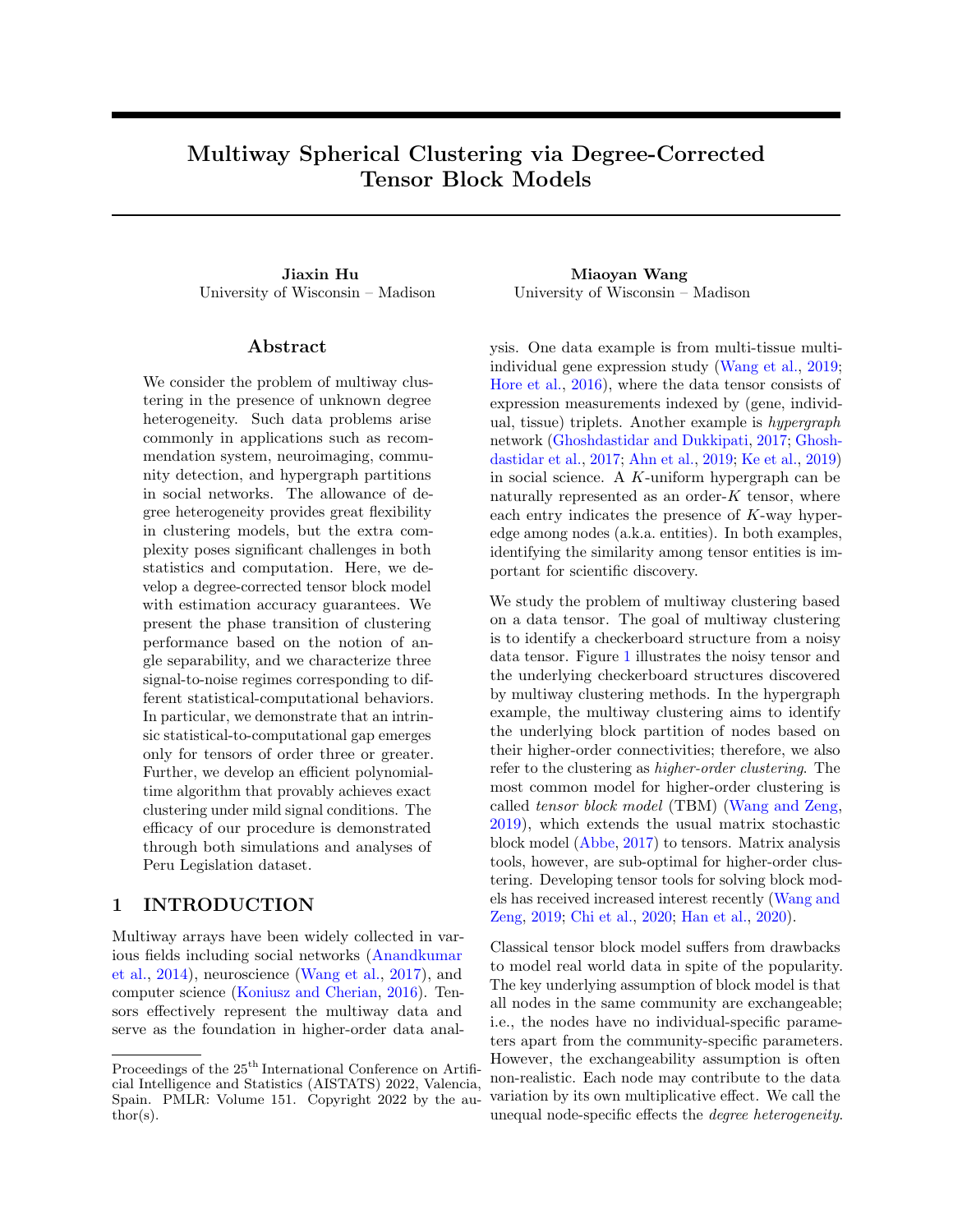# Multiway Spherical Clustering via Degree-Corrected Tensor Block Models

**Jiaxin Hu**
University of Wisconsin – Madison

**Miaoyan Wang**
University of Wisconsin – Madison

## Abstract

We consider the problem of multiway clustering in the presence of unknown degree heterogeneity. Such data problems arise commonly in applications such as recommendation system, neuroimaging, community detection, and hypergraph partitions in social networks. The allowance of degree heterogeneity provides great flexibility in clustering models, but the extra complexity poses significant challenges in both statistics and computation. Here, we develop a degree-corrected tensor block model with estimation accuracy guarantees. We present the phase transition of clustering performance based on the notion of angle separability, and we characterize three signal-to-noise regimes corresponding to different statistical-computational behaviors. In particular, we demonstrate that an intrinsic statistical-to-computational gap emerges only for tensors of order three or greater. Further, we develop an efficient polynomial-time algorithm that provably achieves exact clustering under mild signal conditions. The efficacy of our procedure is demonstrated through both simulations and analyses of Peru Legislation dataset.

## 1 INTRODUCTION

Multiway arrays have been widely collected in various fields including social networks (Anandkumar et al., 2014), neuroscience (Wang et al., 2017), and computer science (Koniusz and Cherian, 2016). Tensors effectively represent the multiway data and serve as the foundation in higher-order data analysis. One data example is from multi-tissue multi-individual gene expression study (Wang et al., 2019; Hore et al., 2016), where the data tensor consists of expression measurements indexed by (gene, individual, tissue) triplets. Another example is *hypergraph* network (Ghoshdastidar and Dukkipati, 2017; Ghoshdastidar et al., 2017; Ahn et al., 2019; Ke et al., 2019) in social science. A $K$-uniform hypergraph can be naturally represented as an order-$K$ tensor, where each entry indicates the presence of $K$-way hyperedge among nodes (a.k.a. entities). In both examples, identifying the similarity among tensor entities is important for scientific discovery.

We study the problem of multiway clustering based on a data tensor. The goal of multiway clustering is to identify a checkerboard structure from a noisy data tensor. Figure 1 illustrates the noisy tensor and the underlying checkerboard structures discovered by multiway clustering methods. In the hypergraph example, the multiway clustering aims to identify the underlying block partition of nodes based on their higher-order connectivities; therefore, we also refer to the clustering as *higher-order clustering*. The most common model for higher-order clustering is called *tensor block model* (TBM) (Wang and Zeng, 2019), which extends the usual matrix stochastic block model (Abbe, 2017) to tensors. Matrix analysis tools, however, are sub-optimal for higher-order clustering. Developing tensor tools for solving block models has received increased interest recently (Wang and Zeng, 2019; Chi et al., 2020; Han et al., 2020).

Classical tensor block model suffers from drawbacks to model real world data in spite of the popularity. The key underlying assumption of block model is that all nodes in the same community are exchangeable; i.e., the nodes have no individual-specific parameters apart from the community-specific parameters. However, the exchangeability assumption is often non-realistic. Each node may contribute to the data variation by its own multiplicative effect. We call the unequal node-specific effects the *degree heterogeneity*.

Proceedings of the 25th International Conference on Artificial Intelligence and Statistics (AISTATS) 2022, Valencia, Spain. PMLR: Volume 151. Copyright 2022 by the author(s).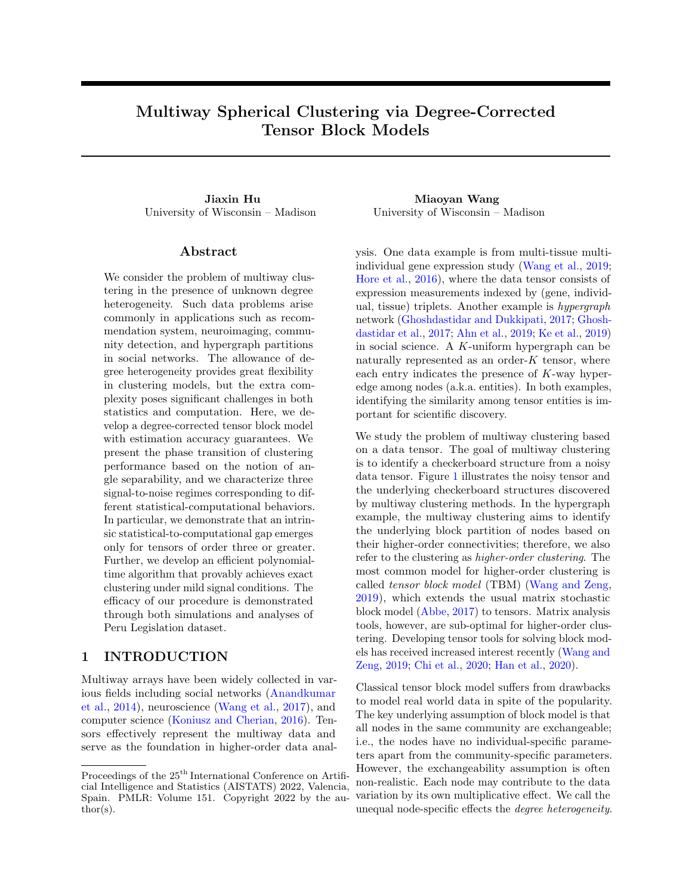# Multiway Spherical Clustering via Degree-Corrected Tensor Block Models

**Jiaxin Hu**
University of Wisconsin – Madison

**Miaoyan Wang**
University of Wisconsin – Madison

## Abstract

We consider the problem of multiway clustering in the presence of unknown degree heterogeneity. Such data problems arise commonly in applications such as recommendation system, neuroimaging, community detection, and hypergraph partitions in social networks. The allowance of degree heterogeneity provides great flexibility in clustering models, but the extra complexity poses significant challenges in both statistics and computation. Here, we develop a degree-corrected tensor block model with estimation accuracy guarantees. We present the phase transition of clustering performance based on the notion of angle separability, and we characterize three signal-to-noise regimes corresponding to different statistical-computational behaviors. In particular, we demonstrate that an intrinsic statistical-to-computational gap emerges only for tensors of order three or greater. Further, we develop an efficient polynomial-time algorithm that provably achieves exact clustering under mild signal conditions. The efficacy of our procedure is demonstrated through both simulations and analyses of Peru Legislation dataset.

## 1 INTRODUCTION

Multiway arrays have been widely collected in various fields including social networks (Anandkumar et al., 2014), neuroscience (Wang et al., 2017), and computer science (Koniusz and Cherian, 2016). Tensors effectively represent the multiway data and serve as the foundation in higher-order data analysis. One data example is from multi-tissue multi-individual gene expression study (Wang et al., 2019; Hore et al., 2016), where the data tensor consists of expression measurements indexed by (gene, individual, tissue) triplets. Another example is *hypergraph* network (Ghoshdastidar and Dukkipati, 2017; Ghoshdastidar et al., 2017; Ahn et al., 2019; Ke et al., 2019) in social science. A $K$-uniform hypergraph can be naturally represented as an order-$K$ tensor, where each entry indicates the presence of $K$-way hyperedge among nodes (a.k.a. entities). In both examples, identifying the similarity among tensor entities is important for scientific discovery.

We study the problem of multiway clustering based on a data tensor. The goal of multiway clustering is to identify a checkerboard structure from a noisy data tensor. Figure 1 illustrates the noisy tensor and the underlying checkerboard structures discovered by multiway clustering methods. In the hypergraph example, the multiway clustering aims to identify the underlying block partition of nodes based on their higher-order connectivities; therefore, we also refer to the clustering as *higher-order clustering*. The most common model for higher-order clustering is called *tensor block model* (TBM) (Wang and Zeng, 2019), which extends the usual matrix stochastic block model (Abbe, 2017) to tensors. Matrix analysis tools, however, are sub-optimal for higher-order clustering. Developing tensor tools for solving block models has received increased interest recently (Wang and Zeng, 2019; Chi et al., 2020; Han et al., 2020).

Classical tensor block model suffers from drawbacks to model real world data in spite of the popularity. The key underlying assumption of block model is that all nodes in the same community are exchangeable; i.e., the nodes have no individual-specific parameters apart from the community-specific parameters. However, the exchangeability assumption is often non-realistic. Each node may contribute to the data variation by its own multiplicative effect. We call the unequal node-specific effects the *degree heterogeneity*.

Proceedings of the 25[th] International Conference on Artificial Intelligence and Statistics (AISTATS) 2022, Valencia, Spain. PMLR: Volume 151. Copyright 2022 by the author(s).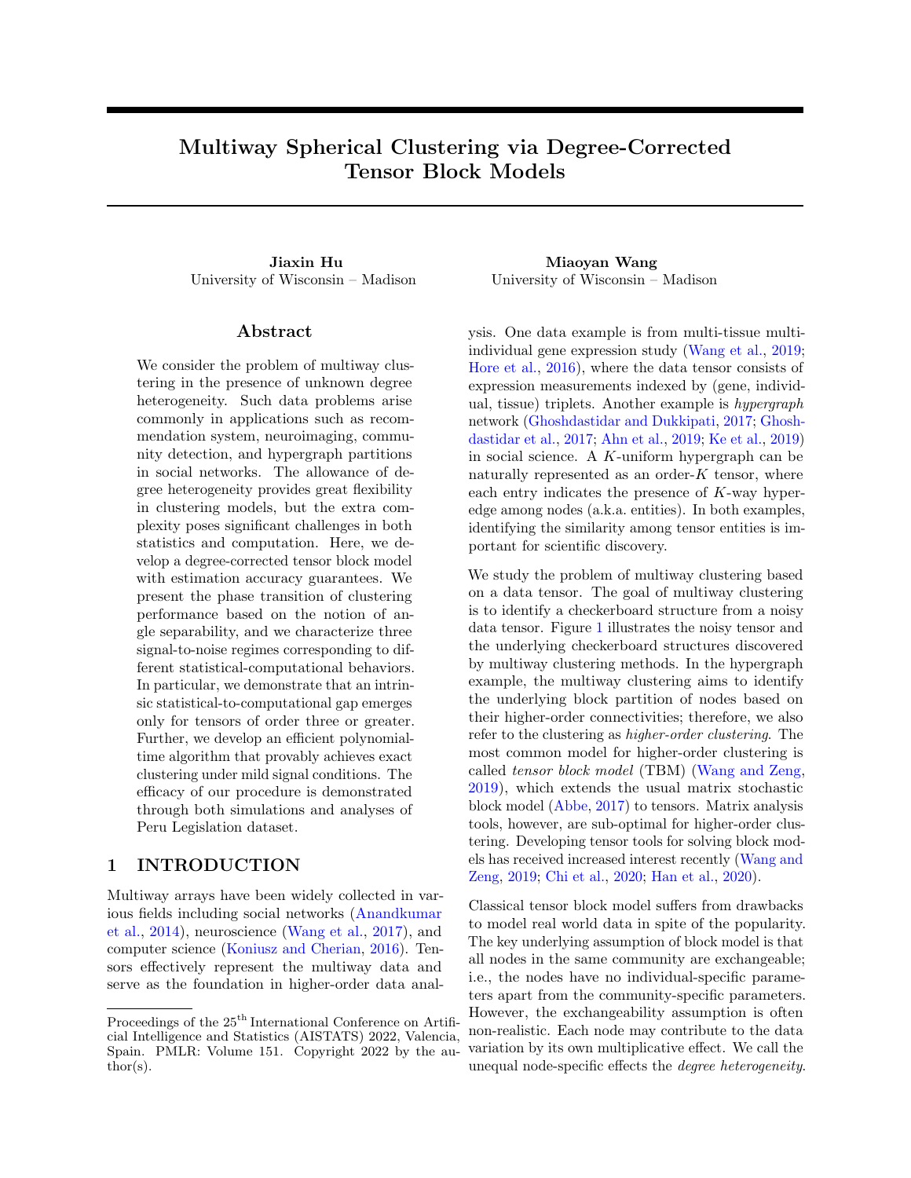# Multiway Spherical Clustering via Degree-Corrected Tensor Block Models

**Jiaxin Hu**
University of Wisconsin – Madison

**Miaoyan Wang**
University of Wisconsin – Madison

## Abstract

We consider the problem of multiway clustering in the presence of unknown degree heterogeneity. Such data problems arise commonly in applications such as recommendation system, neuroimaging, community detection, and hypergraph partitions in social networks. The allowance of degree heterogeneity provides great flexibility in clustering models, but the extra complexity poses significant challenges in both statistics and computation. Here, we develop a degree-corrected tensor block model with estimation accuracy guarantees. We present the phase transition of clustering performance based on the notion of angle separability, and we characterize three signal-to-noise regimes corresponding to different statistical-computational behaviors. In particular, we demonstrate that an intrinsic statistical-to-computational gap emerges only for tensors of order three or greater. Further, we develop an efficient polynomial-time algorithm that provably achieves exact clustering under mild signal conditions. The efficacy of our procedure is demonstrated through both simulations and analyses of Peru Legislation dataset.

## 1 INTRODUCTION

Multiway arrays have been widely collected in various fields including social networks (Anandkumar et al., 2014), neuroscience (Wang et al., 2017), and computer science (Koniusz and Cherian, 2016). Tensors effectively represent the multiway data and serve as the foundation in higher-order data analysis. One data example is from multi-tissue multi-individual gene expression study (Wang et al., 2019; Hore et al., 2016), where the data tensor consists of expression measurements indexed by (gene, individual, tissue) triplets. Another example is *hypergraph* network (Ghoshdastidar and Dukkipati, 2017; Ghoshdastidar et al., 2017; Ahn et al., 2019; Ke et al., 2019) in social science. A $K$-uniform hypergraph can be naturally represented as an order-$K$ tensor, where each entry indicates the presence of $K$-way hyperedge among nodes (a.k.a. entities). In both examples, identifying the similarity among tensor entities is important for scientific discovery.

We study the problem of multiway clustering based on a data tensor. The goal of multiway clustering is to identify a checkerboard structure from a noisy data tensor. Figure 1 illustrates the noisy tensor and the underlying checkerboard structures discovered by multiway clustering methods. In the hypergraph example, the multiway clustering aims to identify the underlying block partition of nodes based on their higher-order connectivities; therefore, we also refer to the clustering as *higher-order clustering*. The most common model for higher-order clustering is called *tensor block model* (TBM) (Wang and Zeng, 2019), which extends the usual matrix stochastic block model (Abbe, 2017) to tensors. Matrix analysis tools, however, are sub-optimal for higher-order clustering. Developing tensor tools for solving block models has received increased interest recently (Wang and Zeng, 2019; Chi et al., 2020; Han et al., 2020).

Classical tensor block model suffers from drawbacks to model real world data in spite of the popularity. The key underlying assumption of block model is that all nodes in the same community are exchangeable; i.e., the nodes have no individual-specific parameters apart from the community-specific parameters. However, the exchangeability assumption is often non-realistic. Each node may contribute to the data variation by its own multiplicative effect. We call the unequal node-specific effects the *degree heterogeneity*.

Proceedings of the 25[th] International Conference on Artificial Intelligence and Statistics (AISTATS) 2022, Valencia, Spain. PMLR: Volume 151. Copyright 2022 by the author(s).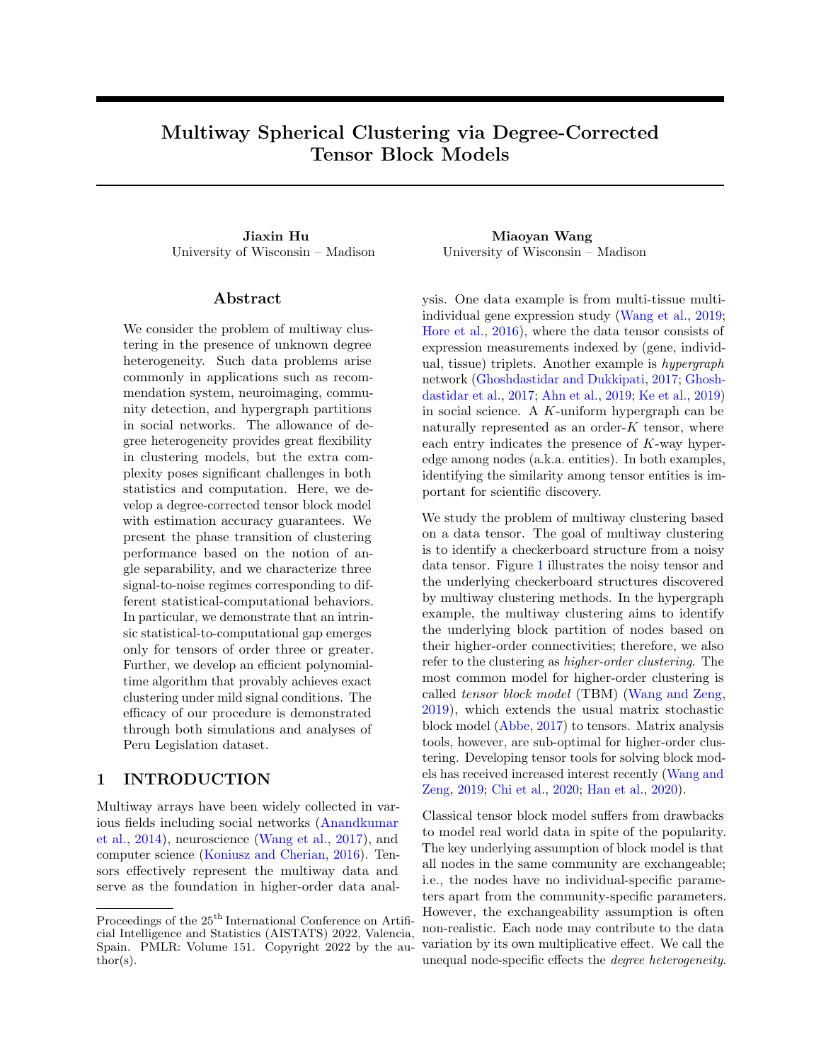# Multiway Spherical Clustering via Degree-Corrected Tensor Block Models

**Jiaxin Hu**
University of Wisconsin – Madison

**Miaoyan Wang**
University of Wisconsin – Madison

## Abstract

We consider the problem of multiway clustering in the presence of unknown degree heterogeneity. Such data problems arise commonly in applications such as recommendation system, neuroimaging, community detection, and hypergraph partitions in social networks. The allowance of degree heterogeneity provides great flexibility in clustering models, but the extra complexity poses significant challenges in both statistics and computation. Here, we develop a degree-corrected tensor block model with estimation accuracy guarantees. We present the phase transition of clustering performance based on the notion of angle separability, and we characterize three signal-to-noise regimes corresponding to different statistical-computational behaviors. In particular, we demonstrate that an intrinsic statistical-to-computational gap emerges only for tensors of order three or greater. Further, we develop an efficient polynomial-time algorithm that provably achieves exact clustering under mild signal conditions. The efficacy of our procedure is demonstrated through both simulations and analyses of Peru Legislation dataset.

## 1 INTRODUCTION

Multiway arrays have been widely collected in various fields including social networks (Anandkumar et al., 2014), neuroscience (Wang et al., 2017), and computer science (Koniusz and Cherian, 2016). Tensors effectively represent the multiway data and serve as the foundation in higher-order data analysis. One data example is from multi-tissue multi-individual gene expression study (Wang et al., 2019; Hore et al., 2016), where the data tensor consists of expression measurements indexed by (gene, individual, tissue) triplets. Another example is *hypergraph* network (Ghoshdastidar and Dukkipati, 2017; Ghoshdastidar et al., 2017; Ahn et al., 2019; Ke et al., 2019) in social science. A $K$-uniform hypergraph can be naturally represented as an order-$K$ tensor, where each entry indicates the presence of $K$-way hyperedge among nodes (a.k.a. entities). In both examples, identifying the similarity among tensor entities is important for scientific discovery.

We study the problem of multiway clustering based on a data tensor. The goal of multiway clustering is to identify a checkerboard structure from a noisy data tensor. Figure 1 illustrates the noisy tensor and the underlying checkerboard structures discovered by multiway clustering methods. In the hypergraph example, the multiway clustering aims to identify the underlying block partition of nodes based on their higher-order connectivities; therefore, we also refer to the clustering as *higher-order clustering*. The most common model for higher-order clustering is called *tensor block model* (TBM) (Wang and Zeng, 2019), which extends the usual matrix stochastic block model (Abbe, 2017) to tensors. Matrix analysis tools, however, are sub-optimal for higher-order clustering. Developing tensor tools for solving block models has received increased interest recently (Wang and Zeng, 2019; Chi et al., 2020; Han et al., 2020).

Classical tensor block model suffers from drawbacks to model real world data in spite of the popularity. The key underlying assumption of block model is that all nodes in the same community are exchangeable; i.e., the nodes have no individual-specific parameters apart from the community-specific parameters. However, the exchangeability assumption is often non-realistic. Each node may contribute to the data variation by its own multiplicative effect. We call the unequal node-specific effects the *degree heterogeneity*.

Proceedings of the 25[th] International Conference on Artificial Intelligence and Statistics (AISTATS) 2022, Valencia, Spain. PMLR: Volume 151. Copyright 2022 by the author(s).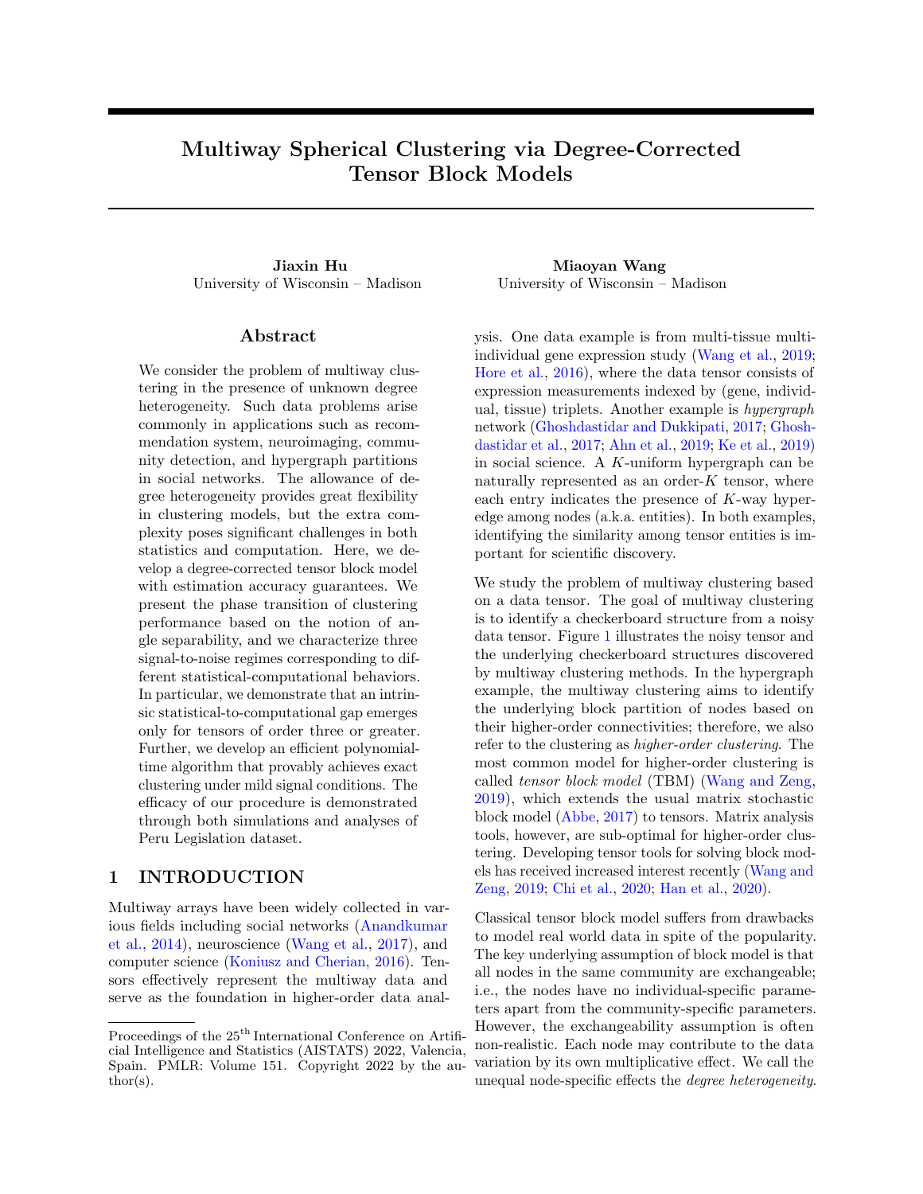# Multiway Spherical Clustering via Degree-Corrected Tensor Block Models

**Jiaxin Hu**
University of Wisconsin – Madison

**Miaoyan Wang**
University of Wisconsin – Madison

## Abstract

We consider the problem of multiway clustering in the presence of unknown degree heterogeneity. Such data problems arise commonly in applications such as recommendation system, neuroimaging, community detection, and hypergraph partitions in social networks. The allowance of degree heterogeneity provides great flexibility in clustering models, but the extra complexity poses significant challenges in both statistics and computation. Here, we develop a degree-corrected tensor block model with estimation accuracy guarantees. We present the phase transition of clustering performance based on the notion of angle separability, and we characterize three signal-to-noise regimes corresponding to different statistical-computational behaviors. In particular, we demonstrate that an intrinsic statistical-to-computational gap emerges only for tensors of order three or greater. Further, we develop an efficient polynomial-time algorithm that provably achieves exact clustering under mild signal conditions. The efficacy of our procedure is demonstrated through both simulations and analyses of Peru Legislation dataset.

## 1 INTRODUCTION

Multiway arrays have been widely collected in various fields including social networks (Anandkumar et al., 2014), neuroscience (Wang et al., 2017), and computer science (Koniusz and Cherian, 2016). Tensors effectively represent the multiway data and serve as the foundation in higher-order data analysis. One data example is from multi-tissue multi-individual gene expression study (Wang et al., 2019; Hore et al., 2016), where the data tensor consists of expression measurements indexed by (gene, individual, tissue) triplets. Another example is *hypergraph* network (Ghoshdastidar and Dukkipati, 2017; Ghoshdastidar et al., 2017; Ahn et al., 2019; Ke et al., 2019) in social science. A $K$-uniform hypergraph can be naturally represented as an order-$K$ tensor, where each entry indicates the presence of $K$-way hyperedge among nodes (a.k.a. entities). In both examples, identifying the similarity among tensor entities is important for scientific discovery.

We study the problem of multiway clustering based on a data tensor. The goal of multiway clustering is to identify a checkerboard structure from a noisy data tensor. Figure 1 illustrates the noisy tensor and the underlying checkerboard structures discovered by multiway clustering methods. In the hypergraph example, the multiway clustering aims to identify the underlying block partition of nodes based on their higher-order connectivities; therefore, we also refer to the clustering as *higher-order clustering*. The most common model for higher-order clustering is called *tensor block model* (TBM) (Wang and Zeng, 2019), which extends the usual matrix stochastic block model (Abbe, 2017) to tensors. Matrix analysis tools, however, are sub-optimal for higher-order clustering. Developing tensor tools for solving block models has received increased interest recently (Wang and Zeng, 2019; Chi et al., 2020; Han et al., 2020).

Classical tensor block model suffers from drawbacks to model real world data in spite of the popularity. The key underlying assumption of block model is that all nodes in the same community are exchangeable; i.e., the nodes have no individual-specific parameters apart from the community-specific parameters. However, the exchangeability assumption is often non-realistic. Each node may contribute to the data variation by its own multiplicative effect. We call the unequal node-specific effects the *degree heterogeneity*.

Proceedings of the 25[th] International Conference on Artificial Intelligence and Statistics (AISTATS) 2022, Valencia, Spain. PMLR: Volume 151. Copyright 2022 by the author(s).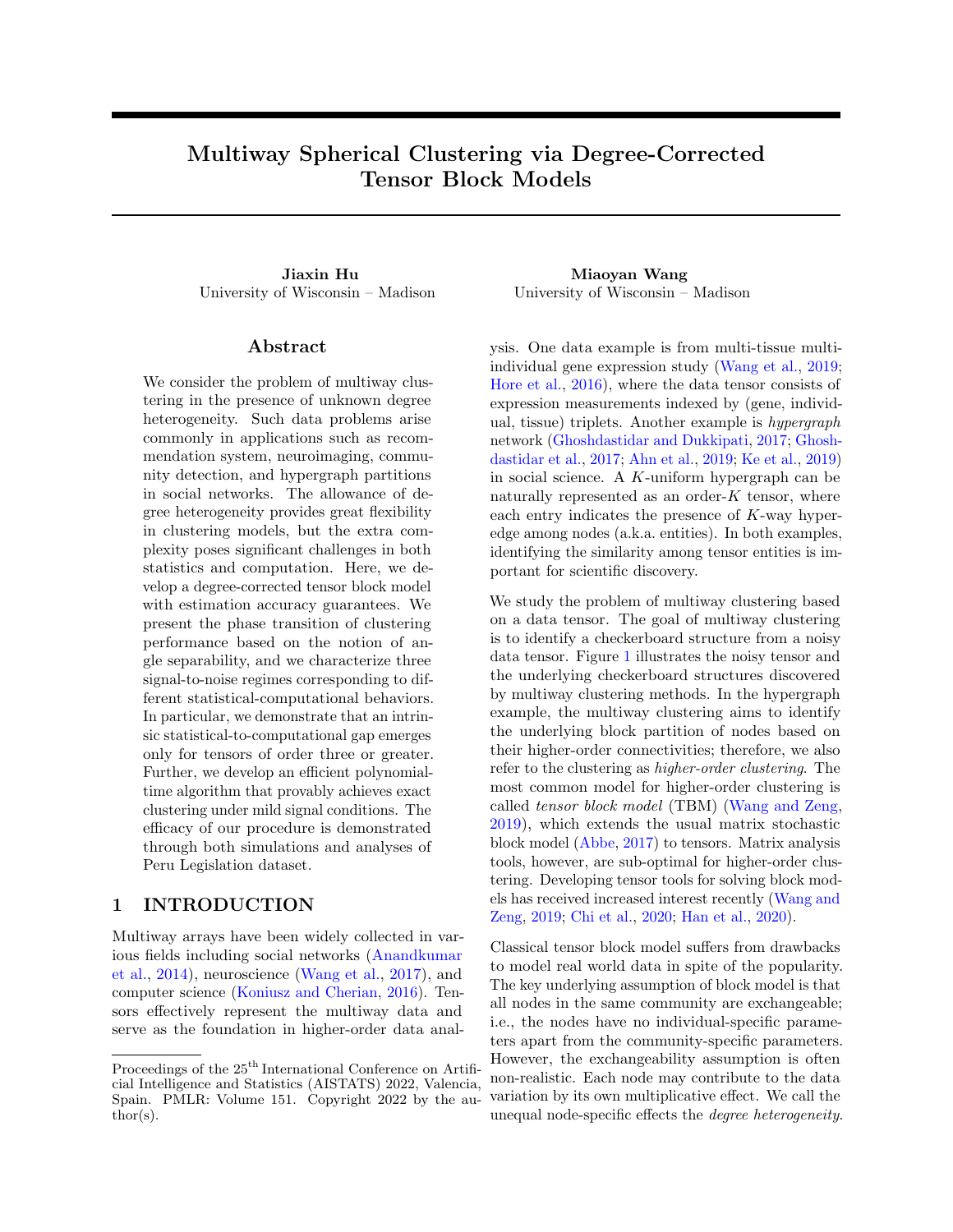# Multiway Spherical Clustering via Degree-Corrected Tensor Block Models

**Jiaxin Hu**
University of Wisconsin – Madison

**Miaoyan Wang**
University of Wisconsin – Madison

## Abstract

We consider the problem of multiway clustering in the presence of unknown degree heterogeneity. Such data problems arise commonly in applications such as recommendation system, neuroimaging, community detection, and hypergraph partitions in social networks. The allowance of degree heterogeneity provides great flexibility in clustering models, but the extra complexity poses significant challenges in both statistics and computation. Here, we develop a degree-corrected tensor block model with estimation accuracy guarantees. We present the phase transition of clustering performance based on the notion of angle separability, and we characterize three signal-to-noise regimes corresponding to different statistical-computational behaviors. In particular, we demonstrate that an intrinsic statistical-to-computational gap emerges only for tensors of order three or greater. Further, we develop an efficient polynomial-time algorithm that provably achieves exact clustering under mild signal conditions. The efficacy of our procedure is demonstrated through both simulations and analyses of Peru Legislation dataset.

## 1 INTRODUCTION

Multiway arrays have been widely collected in various fields including social networks (Anandkumar et al., 2014), neuroscience (Wang et al., 2017), and computer science (Koniusz and Cherian, 2016). Tensors effectively represent the multiway data and serve as the foundation in higher-order data analysis. One data example is from multi-tissue multi-individual gene expression study (Wang et al., 2019; Hore et al., 2016), where the data tensor consists of expression measurements indexed by (gene, individual, tissue) triplets. Another example is *hypergraph* network (Ghoshdastidar and Dukkipati, 2017; Ghoshdastidar et al., 2017; Ahn et al., 2019; Ke et al., 2019) in social science. A $K$-uniform hypergraph can be naturally represented as an order-$K$ tensor, where each entry indicates the presence of $K$-way hyperedge among nodes (a.k.a. entities). In both examples, identifying the similarity among tensor entities is important for scientific discovery.

We study the problem of multiway clustering based on a data tensor. The goal of multiway clustering is to identify a checkerboard structure from a noisy data tensor. Figure 1 illustrates the noisy tensor and the underlying checkerboard structures discovered by multiway clustering methods. In the hypergraph example, the multiway clustering aims to identify the underlying block partition of nodes based on their higher-order connectivities; therefore, we also refer to the clustering as *higher-order clustering*. The most common model for higher-order clustering is called *tensor block model* (TBM) (Wang and Zeng, 2019), which extends the usual matrix stochastic block model (Abbe, 2017) to tensors. Matrix analysis tools, however, are sub-optimal for higher-order clustering. Developing tensor tools for solving block models has received increased interest recently (Wang and Zeng, 2019; Chi et al., 2020; Han et al., 2020).

Classical tensor block model suffers from drawbacks to model real world data in spite of the popularity. The key underlying assumption of block model is that all nodes in the same community are exchangeable; i.e., the nodes have no individual-specific parameters apart from the community-specific parameters. However, the exchangeability assumption is often non-realistic. Each node may contribute to the data variation by its own multiplicative effect. We call the unequal node-specific effects the *degree heterogeneity*.

Proceedings of the 25th International Conference on Artificial Intelligence and Statistics (AISTATS) 2022, Valencia, Spain. PMLR: Volume 151. Copyright 2022 by the author(s).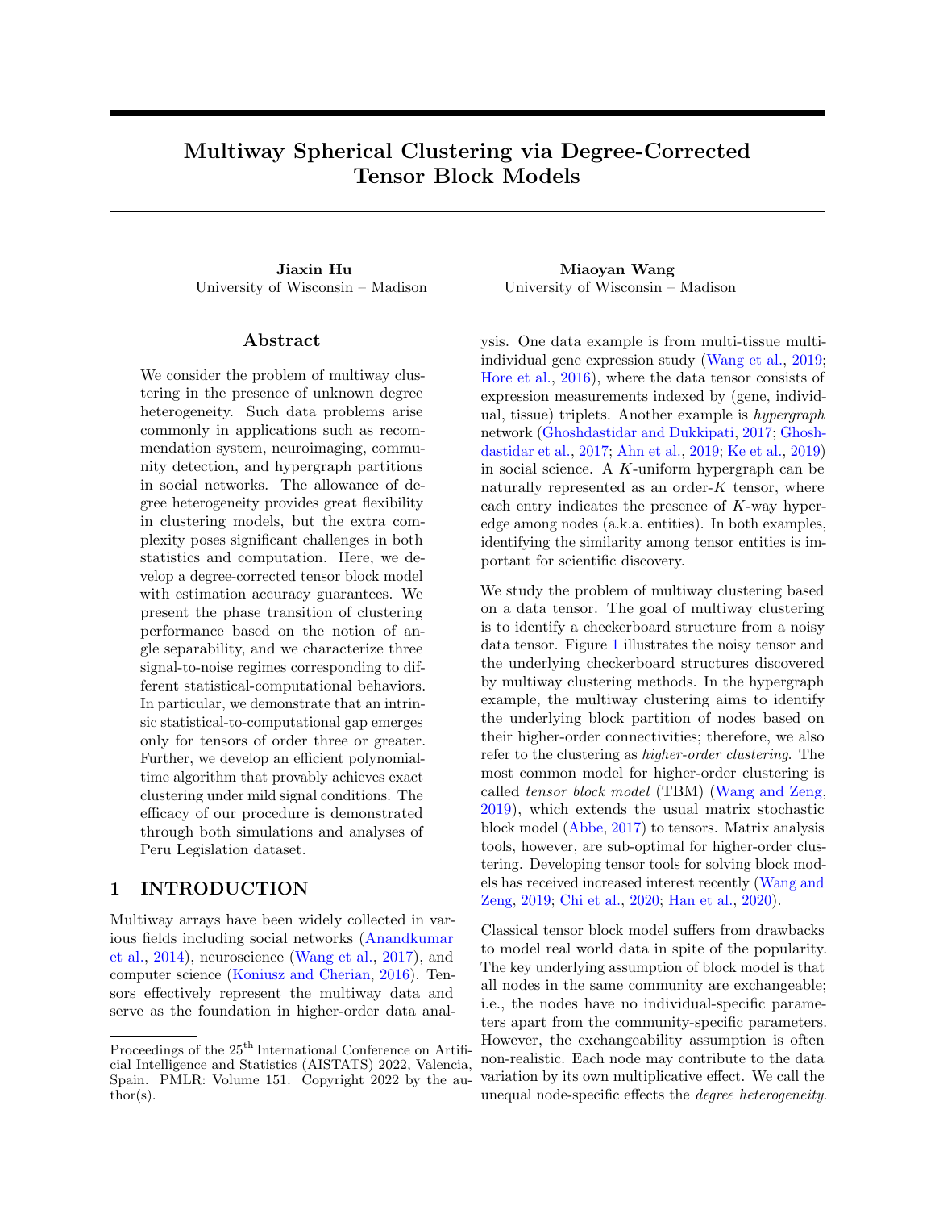# Multiway Spherical Clustering via Degree-Corrected Tensor Block Models

**Jiaxin Hu**
University of Wisconsin – Madison

**Miaoyan Wang**
University of Wisconsin – Madison

## Abstract

We consider the problem of multiway clustering in the presence of unknown degree heterogeneity. Such data problems arise commonly in applications such as recommendation system, neuroimaging, community detection, and hypergraph partitions in social networks. The allowance of degree heterogeneity provides great flexibility in clustering models, but the extra complexity poses significant challenges in both statistics and computation. Here, we develop a degree-corrected tensor block model with estimation accuracy guarantees. We present the phase transition of clustering performance based on the notion of angle separability, and we characterize three signal-to-noise regimes corresponding to different statistical-computational behaviors. In particular, we demonstrate that an intrinsic statistical-to-computational gap emerges only for tensors of order three or greater. Further, we develop an efficient polynomial-time algorithm that provably achieves exact clustering under mild signal conditions. The efficacy of our procedure is demonstrated through both simulations and analyses of Peru Legislation dataset.

## 1 INTRODUCTION

Multiway arrays have been widely collected in various fields including social networks (Anandkumar et al., 2014), neuroscience (Wang et al., 2017), and computer science (Koniusz and Cherian, 2016). Tensors effectively represent the multiway data and serve as the foundation in higher-order data analysis. One data example is from multi-tissue multi-individual gene expression study (Wang et al., 2019; Hore et al., 2016), where the data tensor consists of expression measurements indexed by (gene, individual, tissue) triplets. Another example is *hypergraph* network (Ghoshdastidar and Dukkipati, 2017; Ghoshdastidar et al., 2017; Ahn et al., 2019; Ke et al., 2019) in social science. A $K$-uniform hypergraph can be naturally represented as an order-$K$ tensor, where each entry indicates the presence of $K$-way hyperedge among nodes (a.k.a. entities). In both examples, identifying the similarity among tensor entities is important for scientific discovery.

We study the problem of multiway clustering based on a data tensor. The goal of multiway clustering is to identify a checkerboard structure from a noisy data tensor. Figure 1 illustrates the noisy tensor and the underlying checkerboard structures discovered by multiway clustering methods. In the hypergraph example, the multiway clustering aims to identify the underlying block partition of nodes based on their higher-order connectivities; therefore, we also refer to the clustering as *higher-order clustering*. The most common model for higher-order clustering is called *tensor block model* (TBM) (Wang and Zeng, 2019), which extends the usual matrix stochastic block model (Abbe, 2017) to tensors. Matrix analysis tools, however, are sub-optimal for higher-order clustering. Developing tensor tools for solving block models has received increased interest recently (Wang and Zeng, 2019; Chi et al., 2020; Han et al., 2020).

Classical tensor block model suffers from drawbacks to model real world data in spite of the popularity. The key underlying assumption of block model is that all nodes in the same community are exchangeable; i.e., the nodes have no individual-specific parameters apart from the community-specific parameters. However, the exchangeability assumption is often non-realistic. Each node may contribute to the data variation by its own multiplicative effect. We call the unequal node-specific effects the *degree heterogeneity*.

Proceedings of the 25[th] International Conference on Artificial Intelligence and Statistics (AISTATS) 2022, Valencia, Spain. PMLR: Volume 151. Copyright 2022 by the author(s).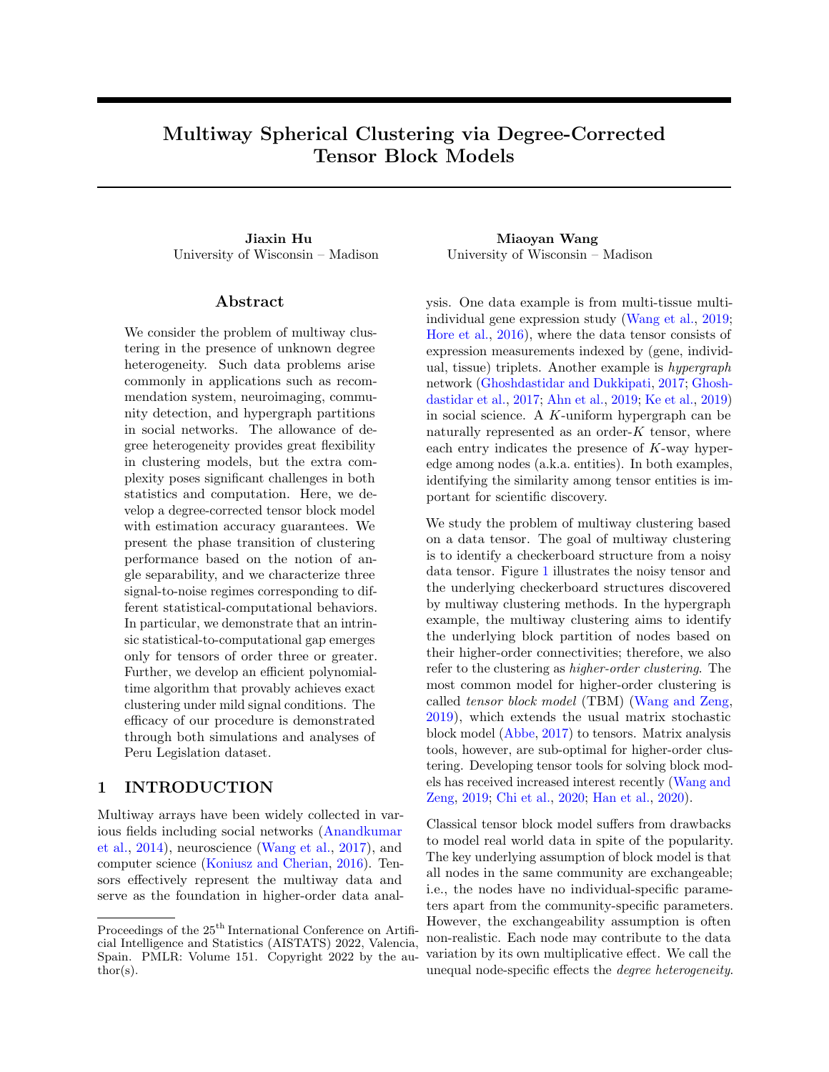# Multiway Spherical Clustering via Degree-Corrected Tensor Block Models

**Jiaxin Hu**
University of Wisconsin – Madison

**Miaoyan Wang**
University of Wisconsin – Madison

## Abstract

We consider the problem of multiway clustering in the presence of unknown degree heterogeneity. Such data problems arise commonly in applications such as recommendation system, neuroimaging, community detection, and hypergraph partitions in social networks. The allowance of degree heterogeneity provides great flexibility in clustering models, but the extra complexity poses significant challenges in both statistics and computation. Here, we develop a degree-corrected tensor block model with estimation accuracy guarantees. We present the phase transition of clustering performance based on the notion of angle separability, and we characterize three signal-to-noise regimes corresponding to different statistical-computational behaviors. In particular, we demonstrate that an intrinsic statistical-to-computational gap emerges only for tensors of order three or greater. Further, we develop an efficient polynomial-time algorithm that provably achieves exact clustering under mild signal conditions. The efficacy of our procedure is demonstrated through both simulations and analyses of Peru Legislation dataset.

## 1 INTRODUCTION

Multiway arrays have been widely collected in various fields including social networks (Anandkumar et al., 2014), neuroscience (Wang et al., 2017), and computer science (Koniusz and Cherian, 2016). Tensors effectively represent the multiway data and serve as the foundation in higher-order data analysis. One data example is from multi-tissue multi-individual gene expression study (Wang et al., 2019; Hore et al., 2016), where the data tensor consists of expression measurements indexed by (gene, individual, tissue) triplets. Another example is *hypergraph* network (Ghoshdastidar and Dukkipati, 2017; Ghoshdastidar et al., 2017; Ahn et al., 2019; Ke et al., 2019) in social science. A $K$-uniform hypergraph can be naturally represented as an order-$K$ tensor, where each entry indicates the presence of $K$-way hyperedge among nodes (a.k.a. entities). In both examples, identifying the similarity among tensor entities is important for scientific discovery.

We study the problem of multiway clustering based on a data tensor. The goal of multiway clustering is to identify a checkerboard structure from a noisy data tensor. Figure 1 illustrates the noisy tensor and the underlying checkerboard structures discovered by multiway clustering methods. In the hypergraph example, the multiway clustering aims to identify the underlying block partition of nodes based on their higher-order connectivities; therefore, we also refer to the clustering as *higher-order clustering*. The most common model for higher-order clustering is called *tensor block model* (TBM) (Wang and Zeng, 2019), which extends the usual matrix stochastic block model (Abbe, 2017) to tensors. Matrix analysis tools, however, are sub-optimal for higher-order clustering. Developing tensor tools for solving block models has received increased interest recently (Wang and Zeng, 2019; Chi et al., 2020; Han et al., 2020).

Classical tensor block model suffers from drawbacks to model real world data in spite of the popularity. The key underlying assumption of block model is that all nodes in the same community are exchangeable; i.e., the nodes have no individual-specific parameters apart from the community-specific parameters. However, the exchangeability assumption is often non-realistic. Each node may contribute to the data variation by its own multiplicative effect. We call the unequal node-specific effects the *degree heterogeneity*.

Proceedings of the 25[th] International Conference on Artificial Intelligence and Statistics (AISTATS) 2022, Valencia, Spain. PMLR: Volume 151. Copyright 2022 by the author(s).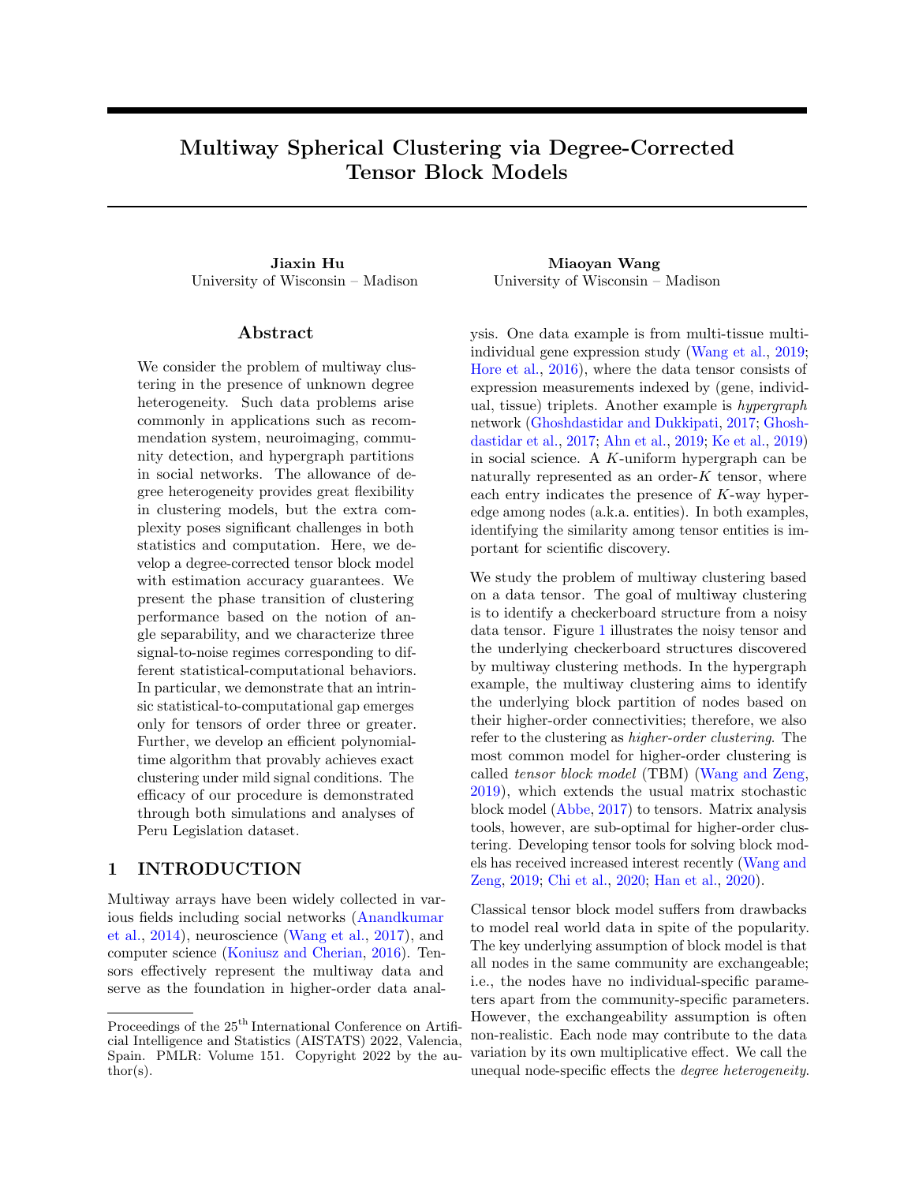# Multiway Spherical Clustering via Degree-Corrected Tensor Block Models

**Jiaxin Hu**
University of Wisconsin – Madison

**Miaoyan Wang**
University of Wisconsin – Madison

## Abstract

We consider the problem of multiway clustering in the presence of unknown degree heterogeneity. Such data problems arise commonly in applications such as recommendation system, neuroimaging, community detection, and hypergraph partitions in social networks. The allowance of degree heterogeneity provides great flexibility in clustering models, but the extra complexity poses significant challenges in both statistics and computation. Here, we develop a degree-corrected tensor block model with estimation accuracy guarantees. We present the phase transition of clustering performance based on the notion of angle separability, and we characterize three signal-to-noise regimes corresponding to different statistical-computational behaviors. In particular, we demonstrate that an intrinsic statistical-to-computational gap emerges only for tensors of order three or greater. Further, we develop an efficient polynomial-time algorithm that provably achieves exact clustering under mild signal conditions. The efficacy of our procedure is demonstrated through both simulations and analyses of Peru Legislation dataset.

## 1 INTRODUCTION

Multiway arrays have been widely collected in various fields including social networks (Anandkumar et al., 2014), neuroscience (Wang et al., 2017), and computer science (Koniusz and Cherian, 2016). Tensors effectively represent the multiway data and serve as the foundation in higher-order data analysis. One data example is from multi-tissue multi-individual gene expression study (Wang et al., 2019; Hore et al., 2016), where the data tensor consists of expression measurements indexed by (gene, individual, tissue) triplets. Another example is *hypergraph* network (Ghoshdastidar and Dukkipati, 2017; Ghoshdastidar et al., 2017; Ahn et al., 2019; Ke et al., 2019) in social science. A $K$-uniform hypergraph can be naturally represented as an order-$K$ tensor, where each entry indicates the presence of $K$-way hyperedge among nodes (a.k.a. entities). In both examples, identifying the similarity among tensor entities is important for scientific discovery.

We study the problem of multiway clustering based on a data tensor. The goal of multiway clustering is to identify a checkerboard structure from a noisy data tensor. Figure 1 illustrates the noisy tensor and the underlying checkerboard structures discovered by multiway clustering methods. In the hypergraph example, the multiway clustering aims to identify the underlying block partition of nodes based on their higher-order connectivities; therefore, we also refer to the clustering as *higher-order clustering*. The most common model for higher-order clustering is called *tensor block model* (TBM) (Wang and Zeng, 2019), which extends the usual matrix stochastic block model (Abbe, 2017) to tensors. Matrix analysis tools, however, are sub-optimal for higher-order clustering. Developing tensor tools for solving block models has received increased interest recently (Wang and Zeng, 2019; Chi et al., 2020; Han et al., 2020).

Classical tensor block model suffers from drawbacks to model real world data in spite of the popularity. The key underlying assumption of block model is that all nodes in the same community are exchangeable; i.e., the nodes have no individual-specific parameters apart from the community-specific parameters. However, the exchangeability assumption is often non-realistic. Each node may contribute to the data variation by its own multiplicative effect. We call the unequal node-specific effects the *degree heterogeneity*.

Proceedings of the 25th International Conference on Artificial Intelligence and Statistics (AISTATS) 2022, Valencia, Spain. PMLR: Volume 151. Copyright 2022 by the author(s).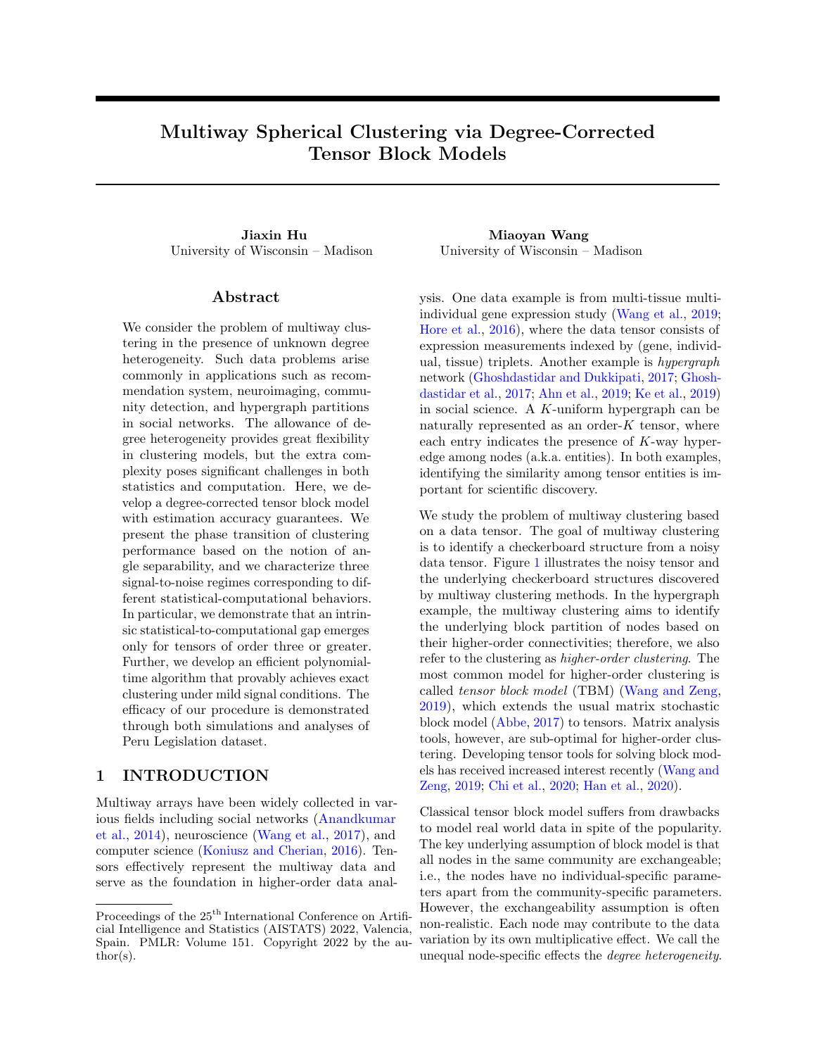# Multiway Spherical Clustering via Degree-Corrected Tensor Block Models

**Jiaxin Hu**
University of Wisconsin – Madison

**Miaoyan Wang**
University of Wisconsin – Madison

## Abstract

We consider the problem of multiway clustering in the presence of unknown degree heterogeneity. Such data problems arise commonly in applications such as recommendation system, neuroimaging, community detection, and hypergraph partitions in social networks. The allowance of degree heterogeneity provides great flexibility in clustering models, but the extra complexity poses significant challenges in both statistics and computation. Here, we develop a degree-corrected tensor block model with estimation accuracy guarantees. We present the phase transition of clustering performance based on the notion of angle separability, and we characterize three signal-to-noise regimes corresponding to different statistical-computational behaviors. In particular, we demonstrate that an intrinsic statistical-to-computational gap emerges only for tensors of order three or greater. Further, we develop an efficient polynomial-time algorithm that provably achieves exact clustering under mild signal conditions. The efficacy of our procedure is demonstrated through both simulations and analyses of Peru Legislation dataset.

## 1 INTRODUCTION

Multiway arrays have been widely collected in various fields including social networks (Anandkumar et al., 2014), neuroscience (Wang et al., 2017), and computer science (Koniusz and Cherian, 2016). Tensors effectively represent the multiway data and serve as the foundation in higher-order data analysis. One data example is from multi-tissue multi-individual gene expression study (Wang et al., 2019; Hore et al., 2016), where the data tensor consists of expression measurements indexed by (gene, individual, tissue) triplets. Another example is *hypergraph* network (Ghoshdastidar and Dukkipati, 2017; Ghoshdastidar et al., 2017; Ahn et al., 2019; Ke et al., 2019) in social science. A $K$-uniform hypergraph can be naturally represented as an order-$K$ tensor, where each entry indicates the presence of $K$-way hyperedge among nodes (a.k.a. entities). In both examples, identifying the similarity among tensor entities is important for scientific discovery.

We study the problem of multiway clustering based on a data tensor. The goal of multiway clustering is to identify a checkerboard structure from a noisy data tensor. Figure 1 illustrates the noisy tensor and the underlying checkerboard structures discovered by multiway clustering methods. In the hypergraph example, the multiway clustering aims to identify the underlying block partition of nodes based on their higher-order connectivities; therefore, we also refer to the clustering as *higher-order clustering*. The most common model for higher-order clustering is called *tensor block model* (TBM) (Wang and Zeng, 2019), which extends the usual matrix stochastic block model (Abbe, 2017) to tensors. Matrix analysis tools, however, are sub-optimal for higher-order clustering. Developing tensor tools for solving block models has received increased interest recently (Wang and Zeng, 2019; Chi et al., 2020; Han et al., 2020).

Classical tensor block model suffers from drawbacks to model real world data in spite of the popularity. The key underlying assumption of block model is that all nodes in the same community are exchangeable; i.e., the nodes have no individual-specific parameters apart from the community-specific parameters. However, the exchangeability assumption is often non-realistic. Each node may contribute to the data variation by its own multiplicative effect. We call the unequal node-specific effects the *degree heterogeneity*.

Proceedings of the 25[th] International Conference on Artificial Intelligence and Statistics (AISTATS) 2022, Valencia, Spain. PMLR: Volume 151. Copyright 2022 by the author(s).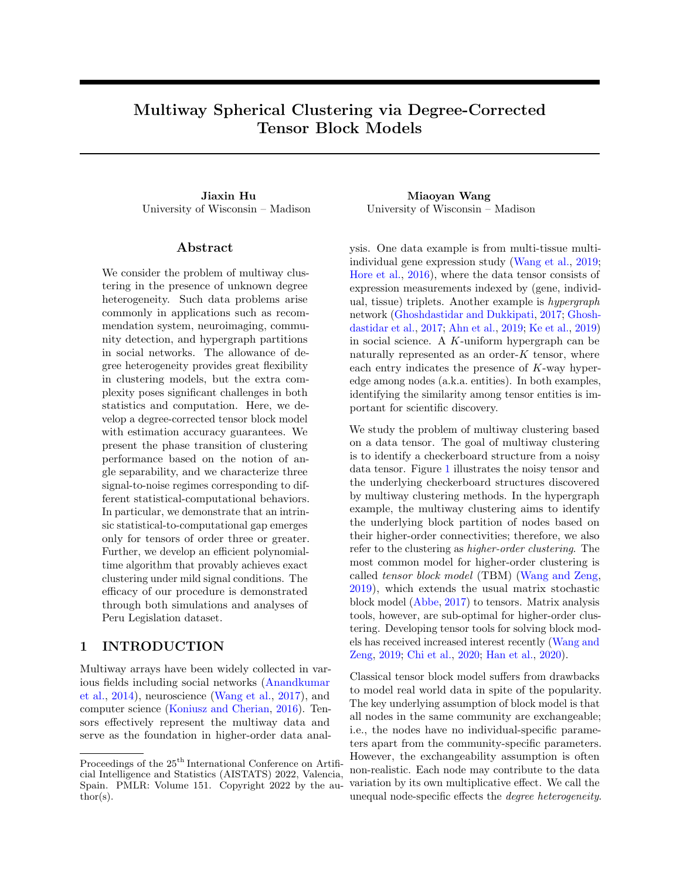# Multiway Spherical Clustering via Degree-Corrected Tensor Block Models

**Jiaxin Hu**
University of Wisconsin – Madison

**Miaoyan Wang**
University of Wisconsin – Madison

## Abstract

We consider the problem of multiway clustering in the presence of unknown degree heterogeneity. Such data problems arise commonly in applications such as recommendation system, neuroimaging, community detection, and hypergraph partitions in social networks. The allowance of degree heterogeneity provides great flexibility in clustering models, but the extra complexity poses significant challenges in both statistics and computation. Here, we develop a degree-corrected tensor block model with estimation accuracy guarantees. We present the phase transition of clustering performance based on the notion of angle separability, and we characterize three signal-to-noise regimes corresponding to different statistical-computational behaviors. In particular, we demonstrate that an intrinsic statistical-to-computational gap emerges only for tensors of order three or greater. Further, we develop an efficient polynomial-time algorithm that provably achieves exact clustering under mild signal conditions. The efficacy of our procedure is demonstrated through both simulations and analyses of Peru Legislation dataset.

## 1 INTRODUCTION

Multiway arrays have been widely collected in various fields including social networks (Anandkumar et al., 2014), neuroscience (Wang et al., 2017), and computer science (Koniusz and Cherian, 2016). Tensors effectively represent the multiway data and serve as the foundation in higher-order data analysis. One data example is from multi-tissue multi-individual gene expression study (Wang et al., 2019; Hore et al., 2016), where the data tensor consists of expression measurements indexed by (gene, individual, tissue) triplets. Another example is *hypergraph* network (Ghoshdastidar and Dukkipati, 2017; Ghoshdastidar et al., 2017; Ahn et al., 2019; Ke et al., 2019) in social science. A $K$-uniform hypergraph can be naturally represented as an order-$K$ tensor, where each entry indicates the presence of $K$-way hyperedge among nodes (a.k.a. entities). In both examples, identifying the similarity among tensor entities is important for scientific discovery.

We study the problem of multiway clustering based on a data tensor. The goal of multiway clustering is to identify a checkerboard structure from a noisy data tensor. Figure 1 illustrates the noisy tensor and the underlying checkerboard structures discovered by multiway clustering methods. In the hypergraph example, the multiway clustering aims to identify the underlying block partition of nodes based on their higher-order connectivities; therefore, we also refer to the clustering as *higher-order clustering*. The most common model for higher-order clustering is called *tensor block model* (TBM) (Wang and Zeng, 2019), which extends the usual matrix stochastic block model (Abbe, 2017) to tensors. Matrix analysis tools, however, are sub-optimal for higher-order clustering. Developing tensor tools for solving block models has received increased interest recently (Wang and Zeng, 2019; Chi et al., 2020; Han et al., 2020).

Classical tensor block model suffers from drawbacks to model real world data in spite of the popularity. The key underlying assumption of block model is that all nodes in the same community are exchangeable; i.e., the nodes have no individual-specific parameters apart from the community-specific parameters. However, the exchangeability assumption is often non-realistic. Each node may contribute to the data variation by its own multiplicative effect. We call the unequal node-specific effects the *degree heterogeneity*.

Proceedings of the 25[th] International Conference on Artificial Intelligence and Statistics (AISTATS) 2022, Valencia, Spain. PMLR: Volume 151. Copyright 2022 by the author(s).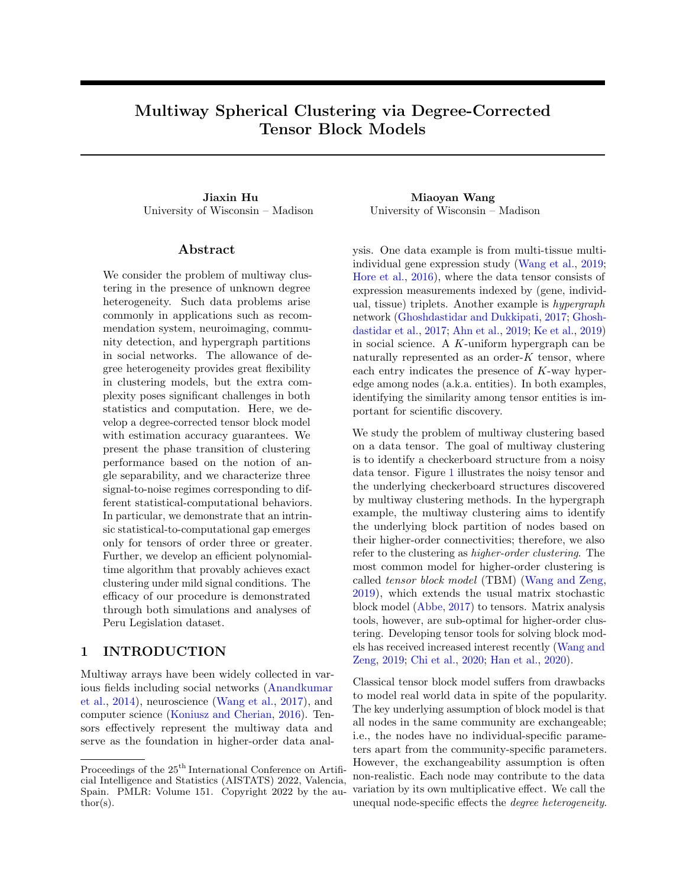# Multiway Spherical Clustering via Degree-Corrected Tensor Block Models

**Jiaxin Hu**
University of Wisconsin – Madison

**Miaoyan Wang**
University of Wisconsin – Madison

## Abstract

We consider the problem of multiway clustering in the presence of unknown degree heterogeneity. Such data problems arise commonly in applications such as recommendation system, neuroimaging, community detection, and hypergraph partitions in social networks. The allowance of degree heterogeneity provides great flexibility in clustering models, but the extra complexity poses significant challenges in both statistics and computation. Here, we develop a degree-corrected tensor block model with estimation accuracy guarantees. We present the phase transition of clustering performance based on the notion of angle separability, and we characterize three signal-to-noise regimes corresponding to different statistical-computational behaviors. In particular, we demonstrate that an intrinsic statistical-to-computational gap emerges only for tensors of order three or greater. Further, we develop an efficient polynomial-time algorithm that provably achieves exact clustering under mild signal conditions. The efficacy of our procedure is demonstrated through both simulations and analyses of Peru Legislation dataset.

## 1 INTRODUCTION

Multiway arrays have been widely collected in various fields including social networks (Anandkumar et al., 2014), neuroscience (Wang et al., 2017), and computer science (Koniusz and Cherian, 2016). Tensors effectively represent the multiway data and serve as the foundation in higher-order data analysis. One data example is from multi-tissue multi-individual gene expression study (Wang et al., 2019; Hore et al., 2016), where the data tensor consists of expression measurements indexed by (gene, individual, tissue) triplets. Another example is *hypergraph* network (Ghoshdastidar and Dukkipati, 2017; Ghoshdastidar et al., 2017; Ahn et al., 2019; Ke et al., 2019) in social science. A $K$-uniform hypergraph can be naturally represented as an order-$K$ tensor, where each entry indicates the presence of $K$-way hyperedge among nodes (a.k.a. entities). In both examples, identifying the similarity among tensor entities is important for scientific discovery.

We study the problem of multiway clustering based on a data tensor. The goal of multiway clustering is to identify a checkerboard structure from a noisy data tensor. Figure 1 illustrates the noisy tensor and the underlying checkerboard structures discovered by multiway clustering methods. In the hypergraph example, the multiway clustering aims to identify the underlying block partition of nodes based on their higher-order connectivities; therefore, we also refer to the clustering as *higher-order clustering*. The most common model for higher-order clustering is called *tensor block model* (TBM) (Wang and Zeng, 2019), which extends the usual matrix stochastic block model (Abbe, 2017) to tensors. Matrix analysis tools, however, are sub-optimal for higher-order clustering. Developing tensor tools for solving block models has received increased interest recently (Wang and Zeng, 2019; Chi et al., 2020; Han et al., 2020).

Classical tensor block model suffers from drawbacks to model real world data in spite of the popularity. The key underlying assumption of block model is that all nodes in the same community are exchangeable; i.e., the nodes have no individual-specific parameters apart from the community-specific parameters. However, the exchangeability assumption is often non-realistic. Each node may contribute to the data variation by its own multiplicative effect. We call the unequal node-specific effects the *degree heterogeneity*.

Proceedings of the 25[th] International Conference on Artificial Intelligence and Statistics (AISTATS) 2022, Valencia, Spain. PMLR: Volume 151. Copyright 2022 by the author(s).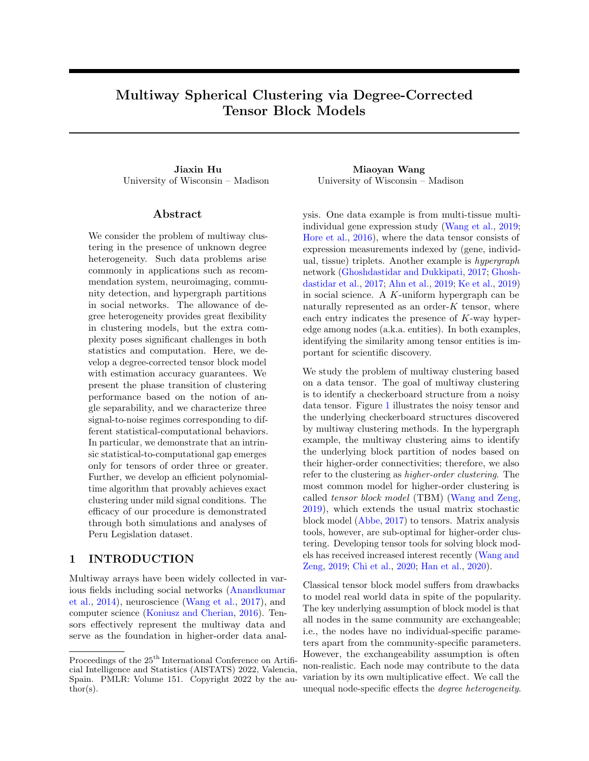# Multiway Spherical Clustering via Degree-Corrected Tensor Block Models

**Jiaxin Hu**
University of Wisconsin – Madison

**Miaoyan Wang**
University of Wisconsin – Madison

## Abstract

We consider the problem of multiway clustering in the presence of unknown degree heterogeneity. Such data problems arise commonly in applications such as recommendation system, neuroimaging, community detection, and hypergraph partitions in social networks. The allowance of degree heterogeneity provides great flexibility in clustering models, but the extra complexity poses significant challenges in both statistics and computation. Here, we develop a degree-corrected tensor block model with estimation accuracy guarantees. We present the phase transition of clustering performance based on the notion of angle separability, and we characterize three signal-to-noise regimes corresponding to different statistical-computational behaviors. In particular, we demonstrate that an intrinsic statistical-to-computational gap emerges only for tensors of order three or greater. Further, we develop an efficient polynomial-time algorithm that provably achieves exact clustering under mild signal conditions. The efficacy of our procedure is demonstrated through both simulations and analyses of Peru Legislation dataset.

## 1 INTRODUCTION

Multiway arrays have been widely collected in various fields including social networks (Anandkumar et al., 2014), neuroscience (Wang et al., 2017), and computer science (Koniusz and Cherian, 2016). Tensors effectively represent the multiway data and serve as the foundation in higher-order data analysis. One data example is from multi-tissue multi-individual gene expression study (Wang et al., 2019; Hore et al., 2016), where the data tensor consists of expression measurements indexed by (gene, individual, tissue) triplets. Another example is *hypergraph* network (Ghoshdastidar and Dukkipati, 2017; Ghoshdastidar et al., 2017; Ahn et al., 2019; Ke et al., 2019) in social science. A $K$-uniform hypergraph can be naturally represented as an order-$K$ tensor, where each entry indicates the presence of $K$-way hyperedge among nodes (a.k.a. entities). In both examples, identifying the similarity among tensor entities is important for scientific discovery.

We study the problem of multiway clustering based on a data tensor. The goal of multiway clustering is to identify a checkerboard structure from a noisy data tensor. Figure 1 illustrates the noisy tensor and the underlying checkerboard structures discovered by multiway clustering methods. In the hypergraph example, the multiway clustering aims to identify the underlying block partition of nodes based on their higher-order connectivities; therefore, we also refer to the clustering as *higher-order clustering*. The most common model for higher-order clustering is called *tensor block model* (TBM) (Wang and Zeng, 2019), which extends the usual matrix stochastic block model (Abbe, 2017) to tensors. Matrix analysis tools, however, are sub-optimal for higher-order clustering. Developing tensor tools for solving block models has received increased interest recently (Wang and Zeng, 2019; Chi et al., 2020; Han et al., 2020).

Classical tensor block model suffers from drawbacks to model real world data in spite of the popularity. The key underlying assumption of block model is that all nodes in the same community are exchangeable; i.e., the nodes have no individual-specific parameters apart from the community-specific parameters. However, the exchangeability assumption is often non-realistic. Each node may contribute to the data variation by its own multiplicative effect. We call the unequal node-specific effects the *degree heterogeneity*.

Proceedings of the 25th International Conference on Artificial Intelligence and Statistics (AISTATS) 2022, Valencia, Spain. PMLR: Volume 151. Copyright 2022 by the author(s).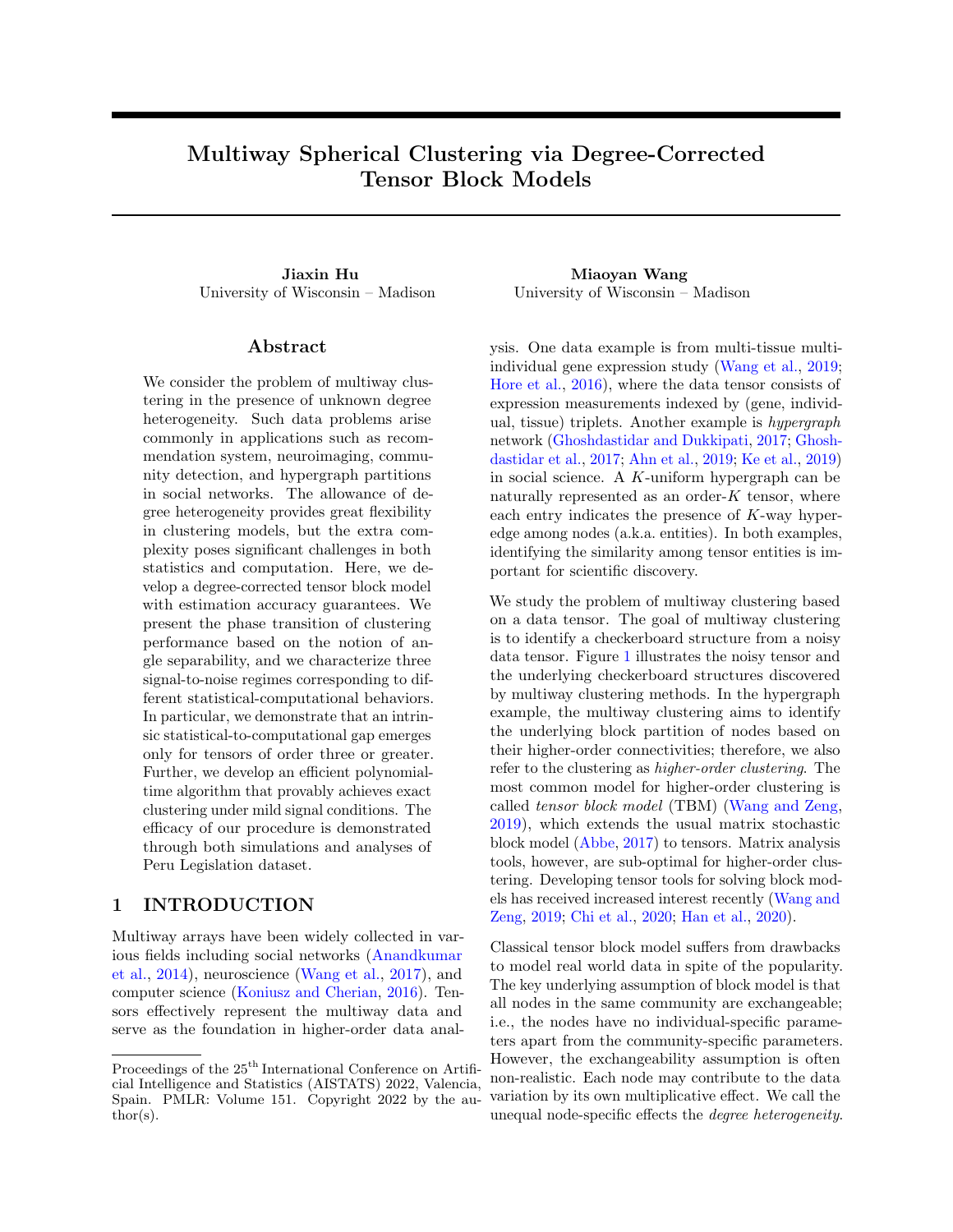# Multiway Spherical Clustering via Degree-Corrected Tensor Block Models

**Jiaxin Hu**
University of Wisconsin – Madison

**Miaoyan Wang**
University of Wisconsin – Madison

## Abstract

We consider the problem of multiway clustering in the presence of unknown degree heterogeneity. Such data problems arise commonly in applications such as recommendation system, neuroimaging, community detection, and hypergraph partitions in social networks. The allowance of degree heterogeneity provides great flexibility in clustering models, but the extra complexity poses significant challenges in both statistics and computation. Here, we develop a degree-corrected tensor block model with estimation accuracy guarantees. We present the phase transition of clustering performance based on the notion of angle separability, and we characterize three signal-to-noise regimes corresponding to different statistical-computational behaviors. In particular, we demonstrate that an intrinsic statistical-to-computational gap emerges only for tensors of order three or greater. Further, we develop an efficient polynomial-time algorithm that provably achieves exact clustering under mild signal conditions. The efficacy of our procedure is demonstrated through both simulations and analyses of Peru Legislation dataset.

## 1 INTRODUCTION

Multiway arrays have been widely collected in various fields including social networks (Anandkumar et al., 2014), neuroscience (Wang et al., 2017), and computer science (Koniusz and Cherian, 2016). Tensors effectively represent the multiway data and serve as the foundation in higher-order data analysis. One data example is from multi-tissue multi-individual gene expression study (Wang et al., 2019; Hore et al., 2016), where the data tensor consists of expression measurements indexed by (gene, individual, tissue) triplets. Another example is *hypergraph* network (Ghoshdastidar and Dukkipati, 2017; Ghoshdastidar et al., 2017; Ahn et al., 2019; Ke et al., 2019) in social science. A $K$-uniform hypergraph can be naturally represented as an order-$K$ tensor, where each entry indicates the presence of $K$-way hyperedge among nodes (a.k.a. entities). In both examples, identifying the similarity among tensor entities is important for scientific discovery.

We study the problem of multiway clustering based on a data tensor. The goal of multiway clustering is to identify a checkerboard structure from a noisy data tensor. Figure 1 illustrates the noisy tensor and the underlying checkerboard structures discovered by multiway clustering methods. In the hypergraph example, the multiway clustering aims to identify the underlying block partition of nodes based on their higher-order connectivities; therefore, we also refer to the clustering as *higher-order clustering*. The most common model for higher-order clustering is called *tensor block model* (TBM) (Wang and Zeng, 2019), which extends the usual matrix stochastic block model (Abbe, 2017) to tensors. Matrix analysis tools, however, are sub-optimal for higher-order clustering. Developing tensor tools for solving block models has received increased interest recently (Wang and Zeng, 2019; Chi et al., 2020; Han et al., 2020).

Classical tensor block model suffers from drawbacks to model real world data in spite of the popularity. The key underlying assumption of block model is that all nodes in the same community are exchangeable; i.e., the nodes have no individual-specific parameters apart from the community-specific parameters. However, the exchangeability assumption is often non-realistic. Each node may contribute to the data variation by its own multiplicative effect. We call the unequal node-specific effects the *degree heterogeneity*.

Proceedings of the 25[th] International Conference on Artificial Intelligence and Statistics (AISTATS) 2022, Valencia, Spain. PMLR: Volume 151. Copyright 2022 by the author(s).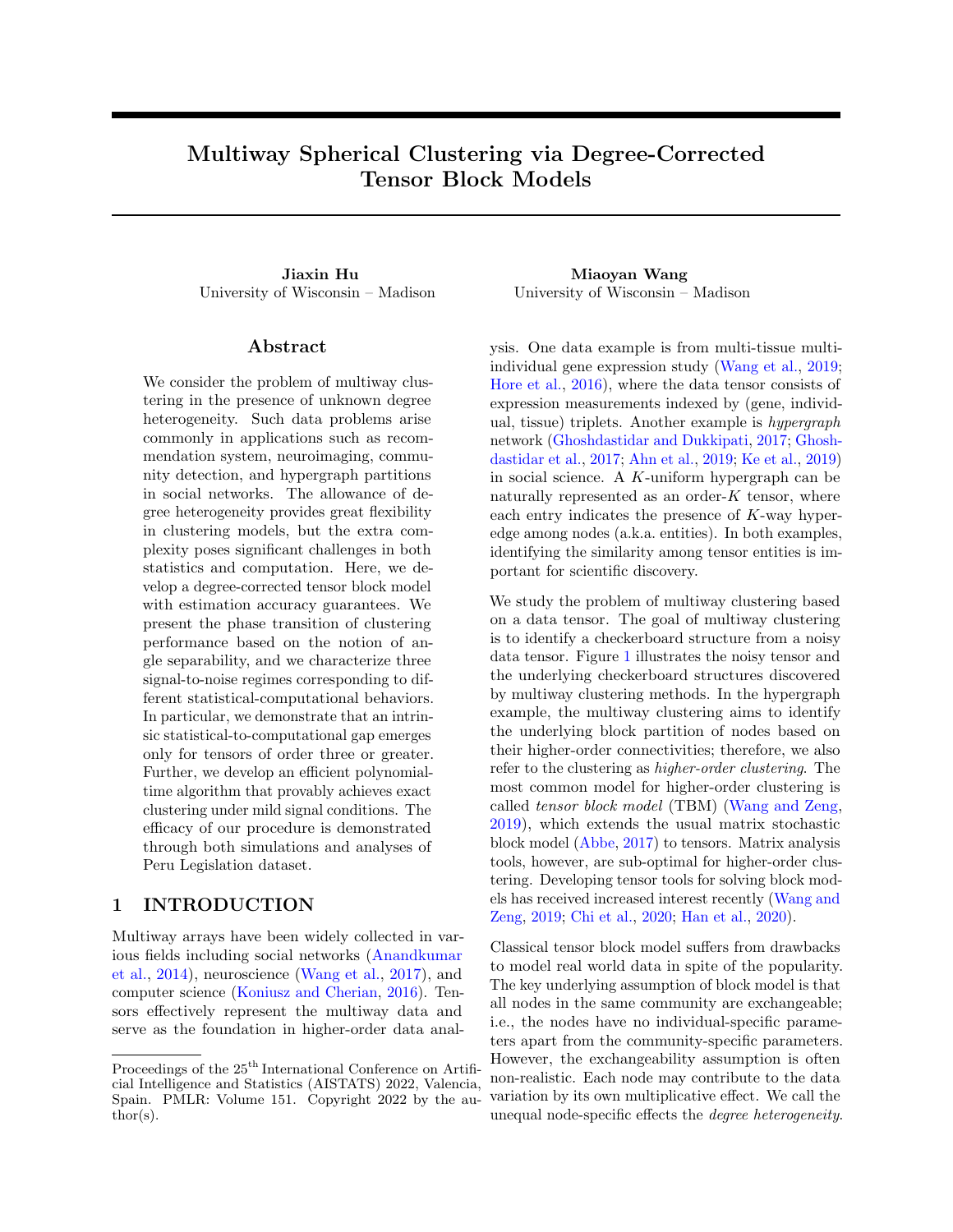# Multiway Spherical Clustering via Degree-Corrected Tensor Block Models

**Jiaxin Hu**
University of Wisconsin – Madison

**Miaoyan Wang**
University of Wisconsin – Madison

## Abstract

We consider the problem of multiway clustering in the presence of unknown degree heterogeneity. Such data problems arise commonly in applications such as recommendation system, neuroimaging, community detection, and hypergraph partitions in social networks. The allowance of degree heterogeneity provides great flexibility in clustering models, but the extra complexity poses significant challenges in both statistics and computation. Here, we develop a degree-corrected tensor block model with estimation accuracy guarantees. We present the phase transition of clustering performance based on the notion of angle separability, and we characterize three signal-to-noise regimes corresponding to different statistical-computational behaviors. In particular, we demonstrate that an intrinsic statistical-to-computational gap emerges only for tensors of order three or greater. Further, we develop an efficient polynomial-time algorithm that provably achieves exact clustering under mild signal conditions. The efficacy of our procedure is demonstrated through both simulations and analyses of Peru Legislation dataset.

## 1 INTRODUCTION

Multiway arrays have been widely collected in various fields including social networks (Anandkumar et al., 2014), neuroscience (Wang et al., 2017), and computer science (Koniusz and Cherian, 2016). Tensors effectively represent the multiway data and serve as the foundation in higher-order data analysis. One data example is from multi-tissue multi-individual gene expression study (Wang et al., 2019; Hore et al., 2016), where the data tensor consists of expression measurements indexed by (gene, individual, tissue) triplets. Another example is *hypergraph* network (Ghoshdastidar and Dukkipati, 2017; Ghoshdastidar et al., 2017; Ahn et al., 2019; Ke et al., 2019) in social science. A $K$-uniform hypergraph can be naturally represented as an order-$K$ tensor, where each entry indicates the presence of $K$-way hyperedge among nodes (a.k.a. entities). In both examples, identifying the similarity among tensor entities is important for scientific discovery.

We study the problem of multiway clustering based on a data tensor. The goal of multiway clustering is to identify a checkerboard structure from a noisy data tensor. Figure 1 illustrates the noisy tensor and the underlying checkerboard structures discovered by multiway clustering methods. In the hypergraph example, the multiway clustering aims to identify the underlying block partition of nodes based on their higher-order connectivities; therefore, we also refer to the clustering as *higher-order clustering*. The most common model for higher-order clustering is called *tensor block model* (TBM) (Wang and Zeng, 2019), which extends the usual matrix stochastic block model (Abbe, 2017) to tensors. Matrix analysis tools, however, are sub-optimal for higher-order clustering. Developing tensor tools for solving block models has received increased interest recently (Wang and Zeng, 2019; Chi et al., 2020; Han et al., 2020).

Classical tensor block model suffers from drawbacks to model real world data in spite of the popularity. The key underlying assumption of block model is that all nodes in the same community are exchangeable; i.e., the nodes have no individual-specific parameters apart from the community-specific parameters. However, the exchangeability assumption is often non-realistic. Each node may contribute to the data variation by its own multiplicative effect. We call the unequal node-specific effects the *degree heterogeneity*.

Proceedings of the 25th International Conference on Artificial Intelligence and Statistics (AISTATS) 2022, Valencia, Spain. PMLR: Volume 151. Copyright 2022 by the author(s).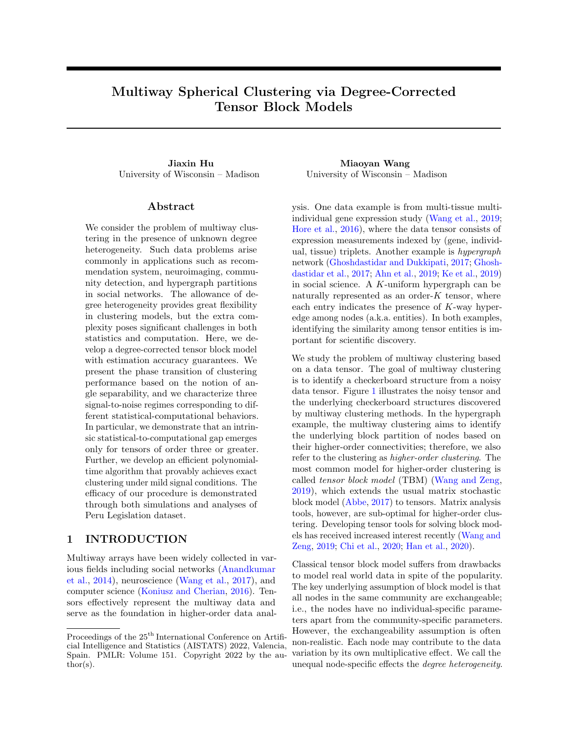# Multiway Spherical Clustering via Degree-Corrected Tensor Block Models

**Jiaxin Hu**
University of Wisconsin – Madison

**Miaoyan Wang**
University of Wisconsin – Madison

## Abstract

We consider the problem of multiway clustering in the presence of unknown degree heterogeneity. Such data problems arise commonly in applications such as recommendation system, neuroimaging, community detection, and hypergraph partitions in social networks. The allowance of degree heterogeneity provides great flexibility in clustering models, but the extra complexity poses significant challenges in both statistics and computation. Here, we develop a degree-corrected tensor block model with estimation accuracy guarantees. We present the phase transition of clustering performance based on the notion of angle separability, and we characterize three signal-to-noise regimes corresponding to different statistical-computational behaviors. In particular, we demonstrate that an intrinsic statistical-to-computational gap emerges only for tensors of order three or greater. Further, we develop an efficient polynomial-time algorithm that provably achieves exact clustering under mild signal conditions. The efficacy of our procedure is demonstrated through both simulations and analyses of Peru Legislation dataset.

## 1 INTRODUCTION

Multiway arrays have been widely collected in various fields including social networks (Anandkumar et al., 2014), neuroscience (Wang et al., 2017), and computer science (Koniusz and Cherian, 2016). Tensors effectively represent the multiway data and serve as the foundation in higher-order data analysis. One data example is from multi-tissue multi-individual gene expression study (Wang et al., 2019; Hore et al., 2016), where the data tensor consists of expression measurements indexed by (gene, individual, tissue) triplets. Another example is *hypergraph* network (Ghoshdastidar and Dukkipati, 2017; Ghoshdastidar et al., 2017; Ahn et al., 2019; Ke et al., 2019) in social science. A $K$-uniform hypergraph can be naturally represented as an order-$K$ tensor, where each entry indicates the presence of $K$-way hyperedge among nodes (a.k.a. entities). In both examples, identifying the similarity among tensor entities is important for scientific discovery.

We study the problem of multiway clustering based on a data tensor. The goal of multiway clustering is to identify a checkerboard structure from a noisy data tensor. Figure 1 illustrates the noisy tensor and the underlying checkerboard structures discovered by multiway clustering methods. In the hypergraph example, the multiway clustering aims to identify the underlying block partition of nodes based on their higher-order connectivities; therefore, we also refer to the clustering as *higher-order clustering*. The most common model for higher-order clustering is called *tensor block model* (TBM) (Wang and Zeng, 2019), which extends the usual matrix stochastic block model (Abbe, 2017) to tensors. Matrix analysis tools, however, are sub-optimal for higher-order clustering. Developing tensor tools for solving block models has received increased interest recently (Wang and Zeng, 2019; Chi et al., 2020; Han et al., 2020).

Classical tensor block model suffers from drawbacks to model real world data in spite of the popularity. The key underlying assumption of block model is that all nodes in the same community are exchangeable; i.e., the nodes have no individual-specific parameters apart from the community-specific parameters. However, the exchangeability assumption is often non-realistic. Each node may contribute to the data variation by its own multiplicative effect. We call the unequal node-specific effects the *degree heterogeneity*.

Proceedings of the 25th International Conference on Artificial Intelligence and Statistics (AISTATS) 2022, Valencia, Spain. PMLR: Volume 151. Copyright 2022 by the author(s).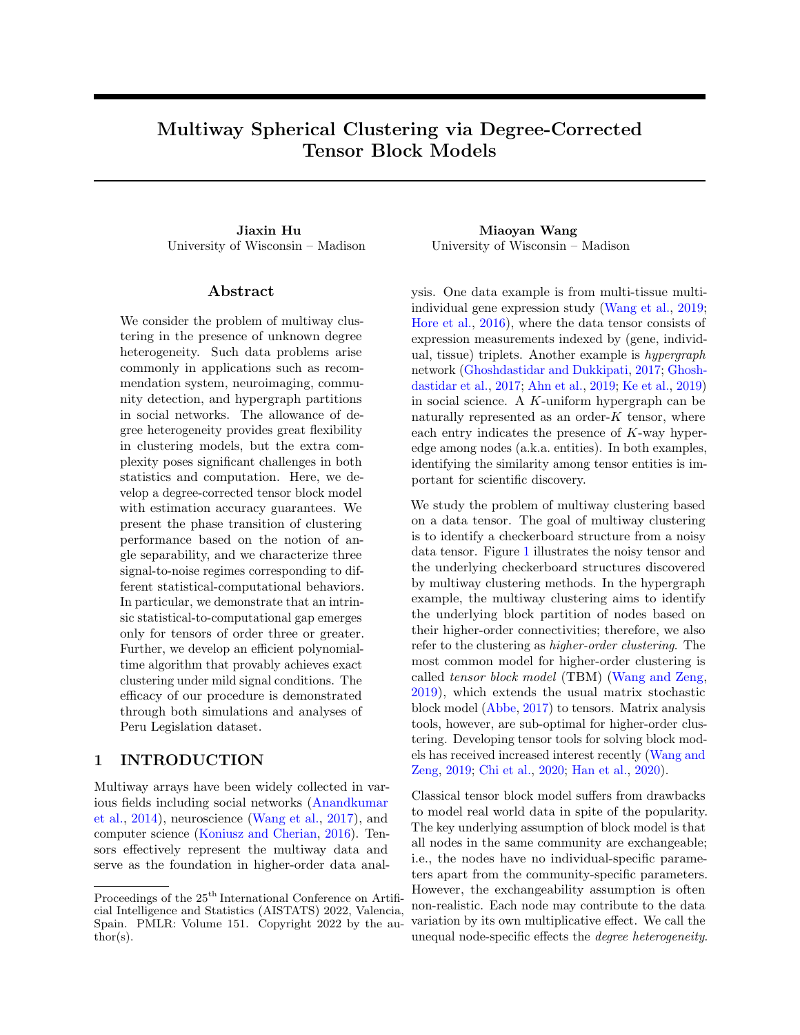# Multiway Spherical Clustering via Degree-Corrected Tensor Block Models

**Jiaxin Hu**
University of Wisconsin – Madison

**Miaoyan Wang**
University of Wisconsin – Madison

## Abstract

We consider the problem of multiway clustering in the presence of unknown degree heterogeneity. Such data problems arise commonly in applications such as recommendation system, neuroimaging, community detection, and hypergraph partitions in social networks. The allowance of degree heterogeneity provides great flexibility in clustering models, but the extra complexity poses significant challenges in both statistics and computation. Here, we develop a degree-corrected tensor block model with estimation accuracy guarantees. We present the phase transition of clustering performance based on the notion of angle separability, and we characterize three signal-to-noise regimes corresponding to different statistical-computational behaviors. In particular, we demonstrate that an intrinsic statistical-to-computational gap emerges only for tensors of order three or greater. Further, we develop an efficient polynomial-time algorithm that provably achieves exact clustering under mild signal conditions. The efficacy of our procedure is demonstrated through both simulations and analyses of Peru Legislation dataset.

## 1 INTRODUCTION

Multiway arrays have been widely collected in various fields including social networks (Anandkumar et al., 2014), neuroscience (Wang et al., 2017), and computer science (Koniusz and Cherian, 2016). Tensors effectively represent the multiway data and serve as the foundation in higher-order data analysis. One data example is from multi-tissue multi-individual gene expression study (Wang et al., 2019; Hore et al., 2016), where the data tensor consists of expression measurements indexed by (gene, individual, tissue) triplets. Another example is *hypergraph* network (Ghoshdastidar and Dukkipati, 2017; Ghoshdastidar et al., 2017; Ahn et al., 2019; Ke et al., 2019) in social science. A $K$-uniform hypergraph can be naturally represented as an order-$K$ tensor, where each entry indicates the presence of $K$-way hyperedge among nodes (a.k.a. entities). In both examples, identifying the similarity among tensor entities is important for scientific discovery.

We study the problem of multiway clustering based on a data tensor. The goal of multiway clustering is to identify a checkerboard structure from a noisy data tensor. Figure 1 illustrates the noisy tensor and the underlying checkerboard structures discovered by multiway clustering methods. In the hypergraph example, the multiway clustering aims to identify the underlying block partition of nodes based on their higher-order connectivities; therefore, we also refer to the clustering as *higher-order clustering*. The most common model for higher-order clustering is called *tensor block model* (TBM) (Wang and Zeng, 2019), which extends the usual matrix stochastic block model (Abbe, 2017) to tensors. Matrix analysis tools, however, are sub-optimal for higher-order clustering. Developing tensor tools for solving block models has received increased interest recently (Wang and Zeng, 2019; Chi et al., 2020; Han et al., 2020).

Classical tensor block model suffers from drawbacks to model real world data in spite of the popularity. The key underlying assumption of block model is that all nodes in the same community are exchangeable; i.e., the nodes have no individual-specific parameters apart from the community-specific parameters. However, the exchangeability assumption is often non-realistic. Each node may contribute to the data variation by its own multiplicative effect. We call the unequal node-specific effects the *degree heterogeneity*.

Proceedings of the 25[th] International Conference on Artificial Intelligence and Statistics (AISTATS) 2022, Valencia, Spain. PMLR: Volume 151. Copyright 2022 by the author(s).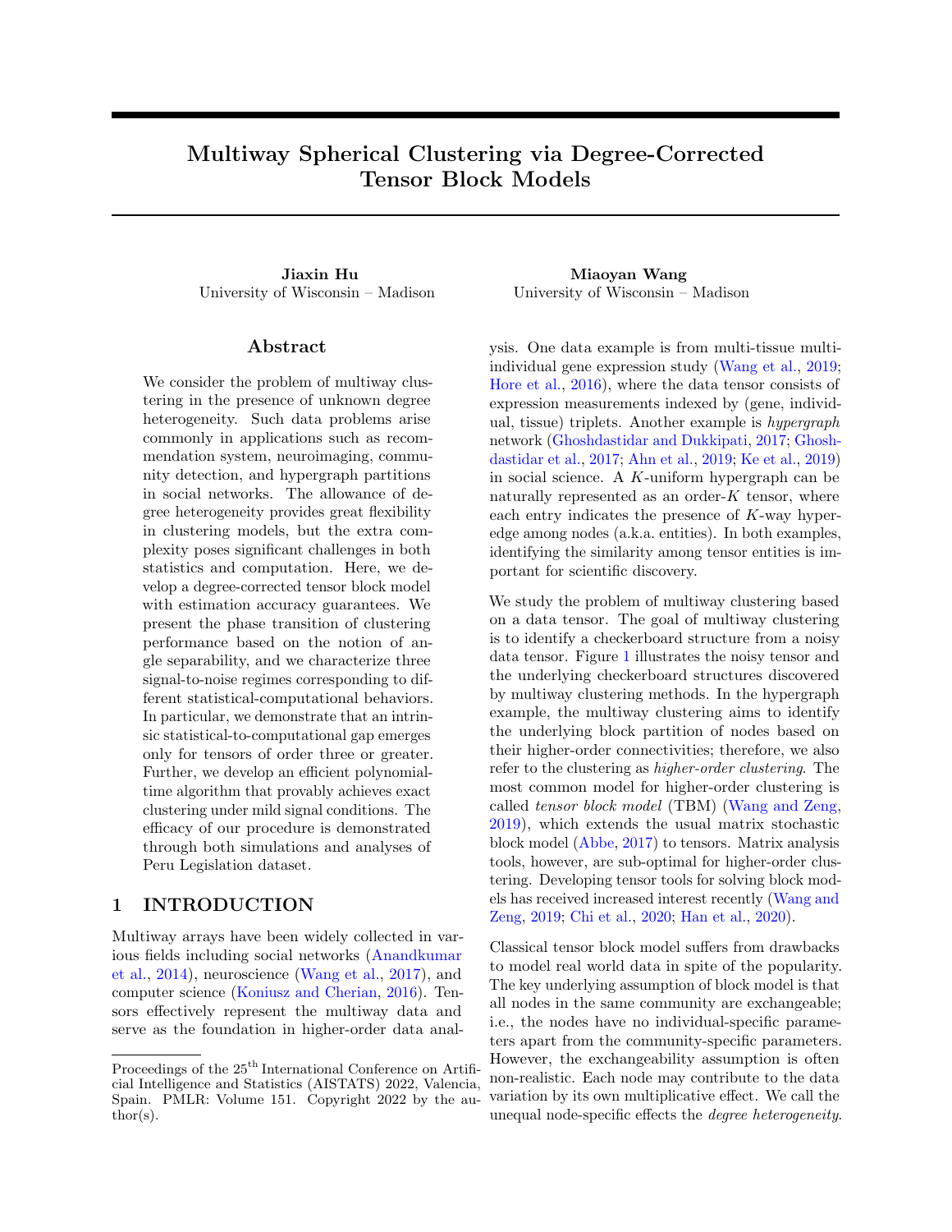# Multiway Spherical Clustering via Degree-Corrected Tensor Block Models

**Jiaxin Hu**
University of Wisconsin – Madison

**Miaoyan Wang**
University of Wisconsin – Madison

## Abstract

We consider the problem of multiway clustering in the presence of unknown degree heterogeneity. Such data problems arise commonly in applications such as recommendation system, neuroimaging, community detection, and hypergraph partitions in social networks. The allowance of degree heterogeneity provides great flexibility in clustering models, but the extra complexity poses significant challenges in both statistics and computation. Here, we develop a degree-corrected tensor block model with estimation accuracy guarantees. We present the phase transition of clustering performance based on the notion of angle separability, and we characterize three signal-to-noise regimes corresponding to different statistical-computational behaviors. In particular, we demonstrate that an intrinsic statistical-to-computational gap emerges only for tensors of order three or greater. Further, we develop an efficient polynomial-time algorithm that provably achieves exact clustering under mild signal conditions. The efficacy of our procedure is demonstrated through both simulations and analyses of Peru Legislation dataset.

## 1 INTRODUCTION

Multiway arrays have been widely collected in various fields including social networks (Anandkumar et al., 2014), neuroscience (Wang et al., 2017), and computer science (Koniusz and Cherian, 2016). Tensors effectively represent the multiway data and serve as the foundation in higher-order data analysis. One data example is from multi-tissue multi-individual gene expression study (Wang et al., 2019; Hore et al., 2016), where the data tensor consists of expression measurements indexed by (gene, individual, tissue) triplets. Another example is *hypergraph* network (Ghoshdastidar and Dukkipati, 2017; Ghoshdastidar et al., 2017; Ahn et al., 2019; Ke et al., 2019) in social science. A $K$-uniform hypergraph can be naturally represented as an order-$K$ tensor, where each entry indicates the presence of $K$-way hyperedge among nodes (a.k.a. entities). In both examples, identifying the similarity among tensor entities is important for scientific discovery.

We study the problem of multiway clustering based on a data tensor. The goal of multiway clustering is to identify a checkerboard structure from a noisy data tensor. Figure 1 illustrates the noisy tensor and the underlying checkerboard structures discovered by multiway clustering methods. In the hypergraph example, the multiway clustering aims to identify the underlying block partition of nodes based on their higher-order connectivities; therefore, we also refer to the clustering as *higher-order clustering*. The most common model for higher-order clustering is called *tensor block model* (TBM) (Wang and Zeng, 2019), which extends the usual matrix stochastic block model (Abbe, 2017) to tensors. Matrix analysis tools, however, are sub-optimal for higher-order clustering. Developing tensor tools for solving block models has received increased interest recently (Wang and Zeng, 2019; Chi et al., 2020; Han et al., 2020).

Classical tensor block model suffers from drawbacks to model real world data in spite of the popularity. The key underlying assumption of block model is that all nodes in the same community are exchangeable; i.e., the nodes have no individual-specific parameters apart from the community-specific parameters. However, the exchangeability assumption is often non-realistic. Each node may contribute to the data variation by its own multiplicative effect. We call the unequal node-specific effects the *degree heterogeneity*.

Proceedings of the 25[th] International Conference on Artificial Intelligence and Statistics (AISTATS) 2022, Valencia, Spain. PMLR: Volume 151. Copyright 2022 by the author(s).